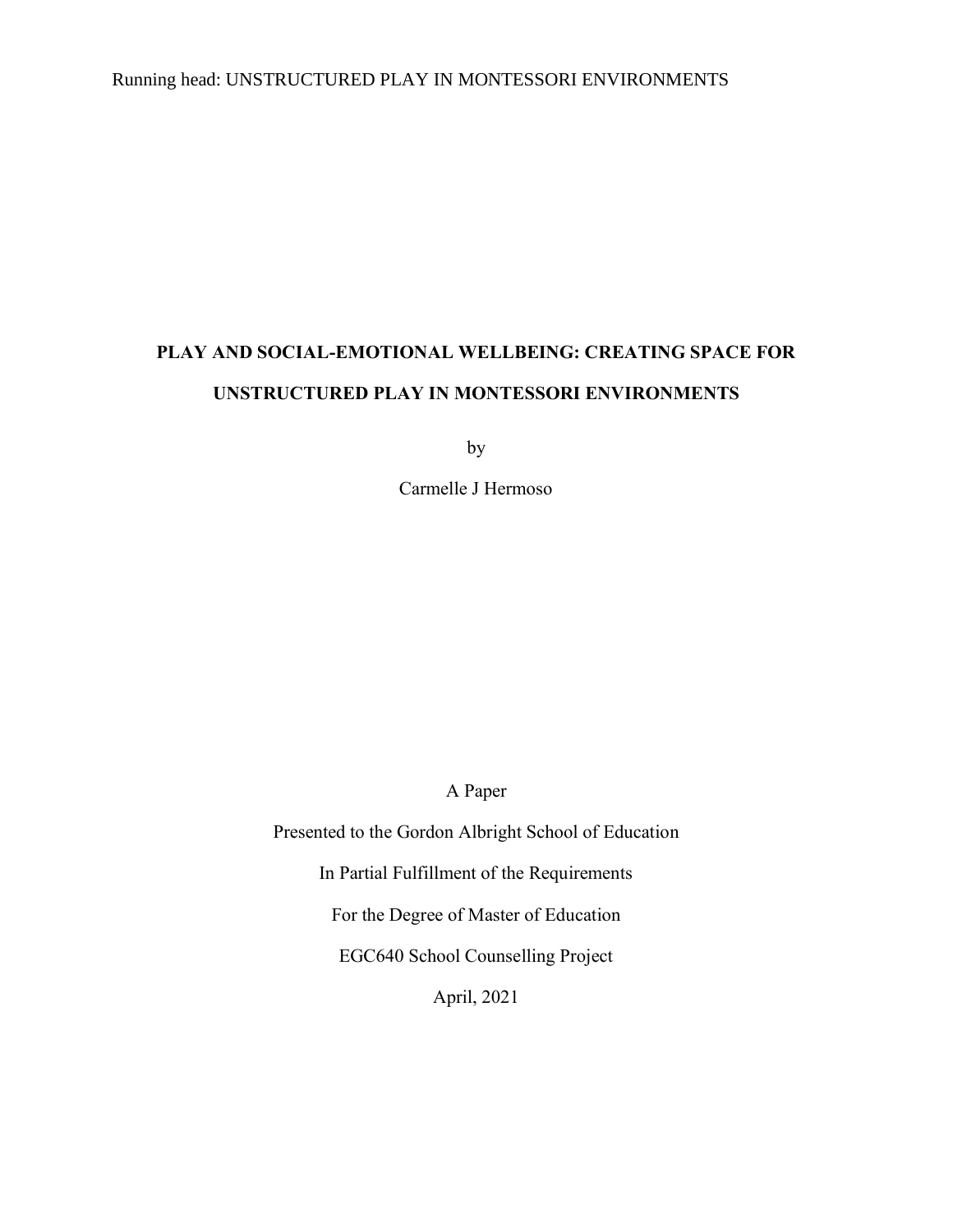# PLAY AND SOCIAL-EMOTIONAL WELLBEING: CREATING SPACE FOR UNSTRUCTURED PLAY IN MONTESSORI ENVIRONMENTS

by

Carmelle J Hermoso

A Paper

Presented to the Gordon Albright School of Education

In Partial Fulfillment of the Requirements

For the Degree of Master of Education

EGC640 School Counselling Project

April, 2021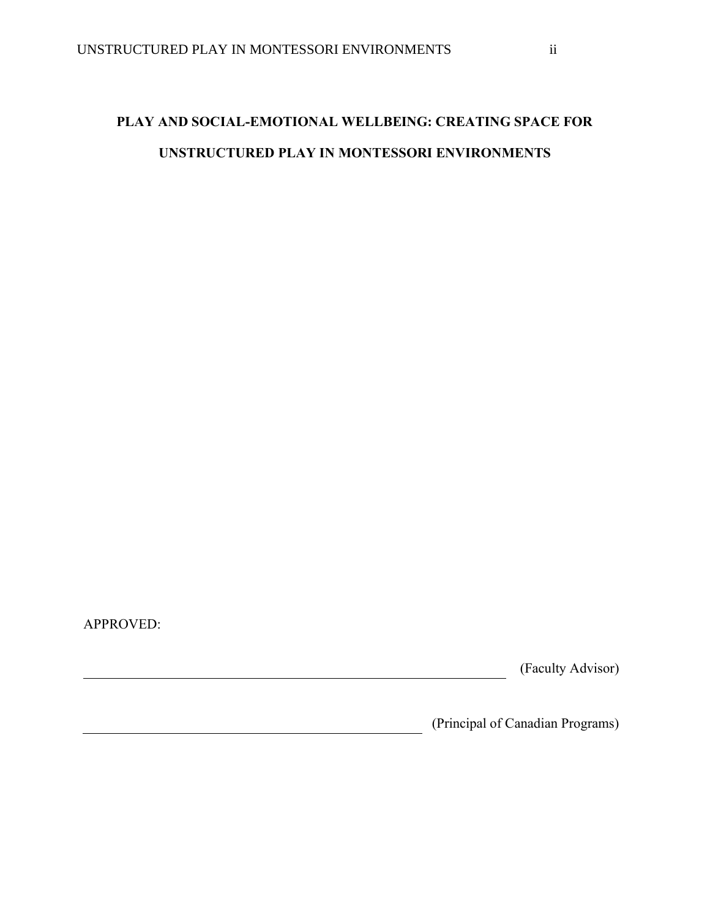**PLAY AND SOCIAL-EMOTIONAL WELLBEING: CREATING SPACE FOR UNSTRUCTURED PLAY IN MONTESSORI ENVIRONMENTS**

APPROVED:

______________________________ (Faculty Advisor)

______________________________ (Principal of Canadian Programs)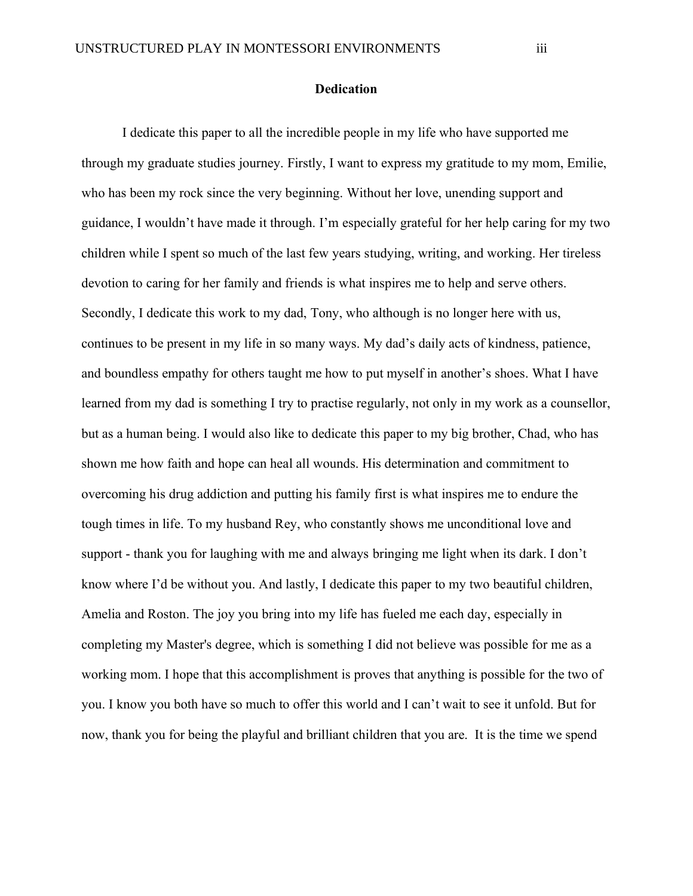**Dedication**

I dedicate this paper to all the incredible people in my life who have supported me through my graduate studies journey. Firstly, I want to express my gratitude to my mom, Emilie, who has been my rock since the very beginning. Without her love, unending support and guidance, I wouldn't have made it through. I'm especially grateful for her help caring for my two children while I spent so much of the last few years studying, writing, and working. Her tireless devotion to caring for her family and friends is what inspires me to help and serve others. Secondly, I dedicate this work to my dad, Tony, who although is no longer here with us, continues to be present in my life in so many ways. My dad's daily acts of kindness, patience, and boundless empathy for others taught me how to put myself in another's shoes. What I have learned from my dad is something I try to practise regularly, not only in my work as a counsellor, but as a human being. I would also like to dedicate this paper to my big brother, Chad, who has shown me how faith and hope can heal all wounds. His determination and commitment to overcoming his drug addiction and putting his family first is what inspires me to endure the tough times in life. To my husband Rey, who constantly shows me unconditional love and support - thank you for laughing with me and always bringing me light when its dark. I don't know where I'd be without you. And lastly, I dedicate this paper to my two beautiful children, Amelia and Roston. The joy you bring into my life has fueled me each day, especially in completing my Master's degree, which is something I did not believe was possible for me as a working mom. I hope that this accomplishment is proves that anything is possible for the two of you. I know you both have so much to offer this world and I can't wait to see it unfold. But for now, thank you for being the playful and brilliant children that you are. It is the time we spend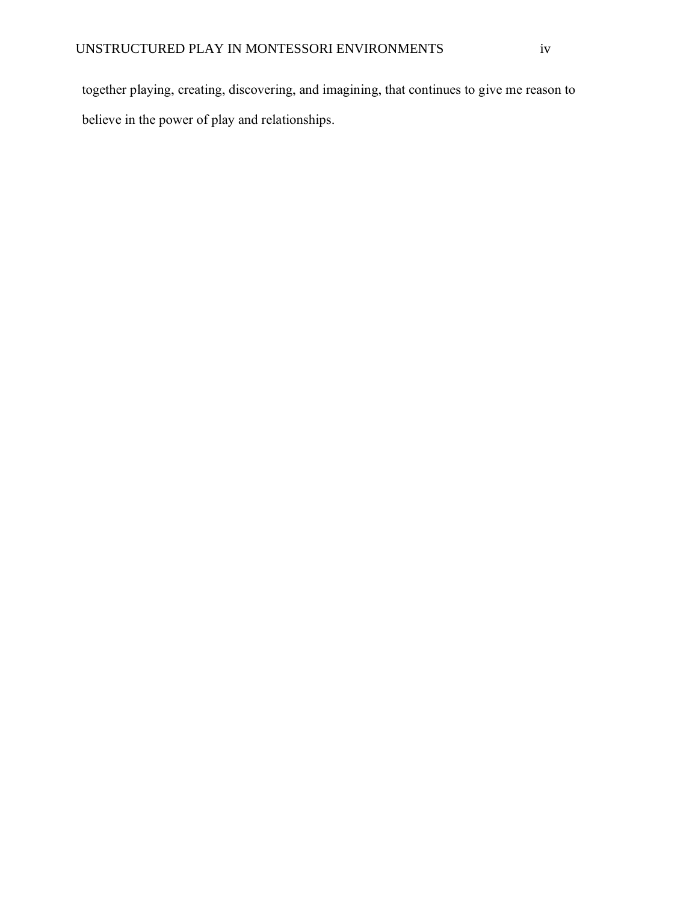together playing, creating, discovering, and imagining, that continues to give me reason to believe in the power of play and relationships.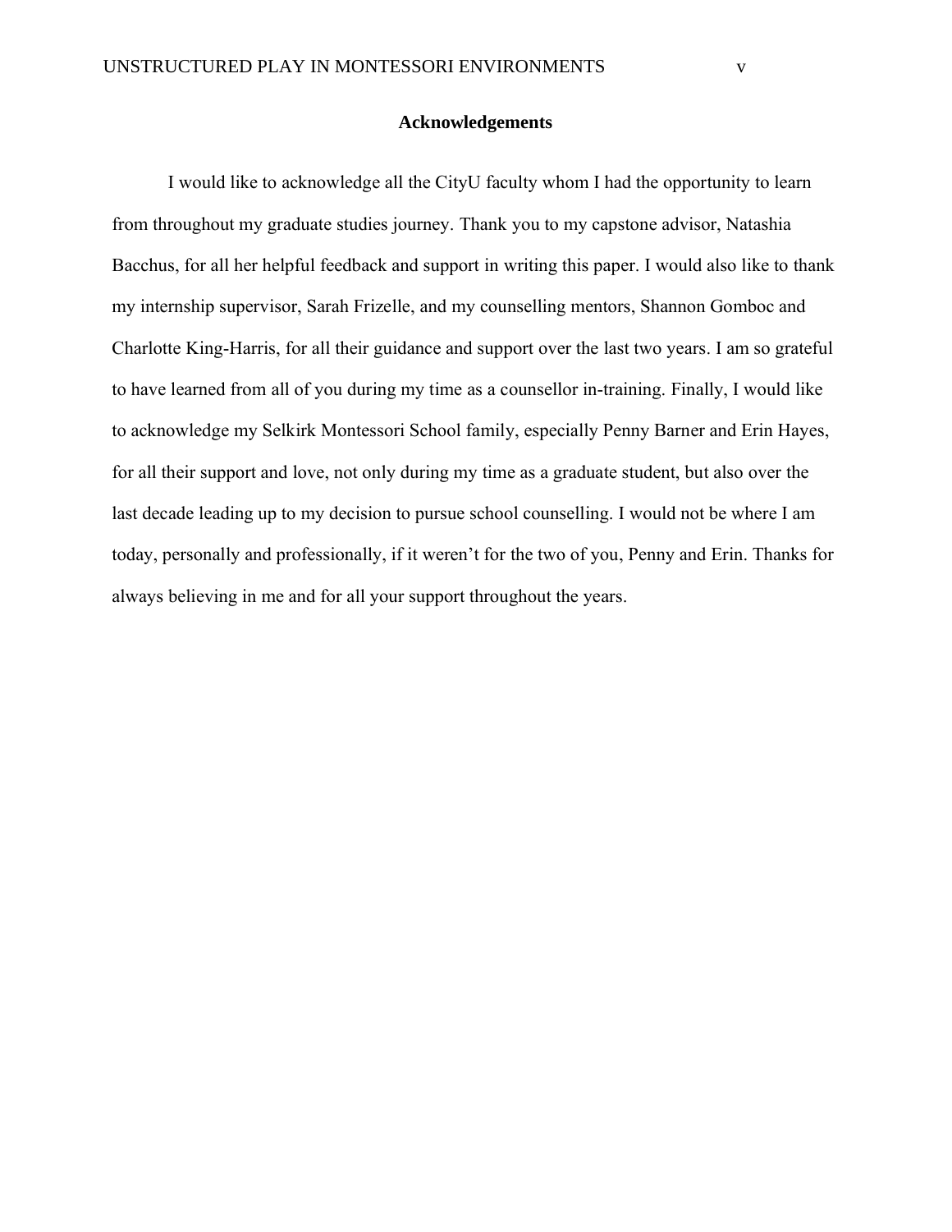## Acknowledgements

I would like to acknowledge all the CityU faculty whom I had the opportunity to learn from throughout my graduate studies journey. Thank you to my capstone advisor, Natashia Bacchus, for all her helpful feedback and support in writing this paper. I would also like to thank my internship supervisor, Sarah Frizelle, and my counselling mentors, Shannon Gomboc and Charlotte King-Harris, for all their guidance and support over the last two years. I am so grateful to have learned from all of you during my time as a counsellor in-training. Finally, I would like to acknowledge my Selkirk Montessori School family, especially Penny Barner and Erin Hayes, for all their support and love, not only during my time as a graduate student, but also over the last decade leading up to my decision to pursue school counselling. I would not be where I am today, personally and professionally, if it weren't for the two of you, Penny and Erin. Thanks for always believing in me and for all your support throughout the years.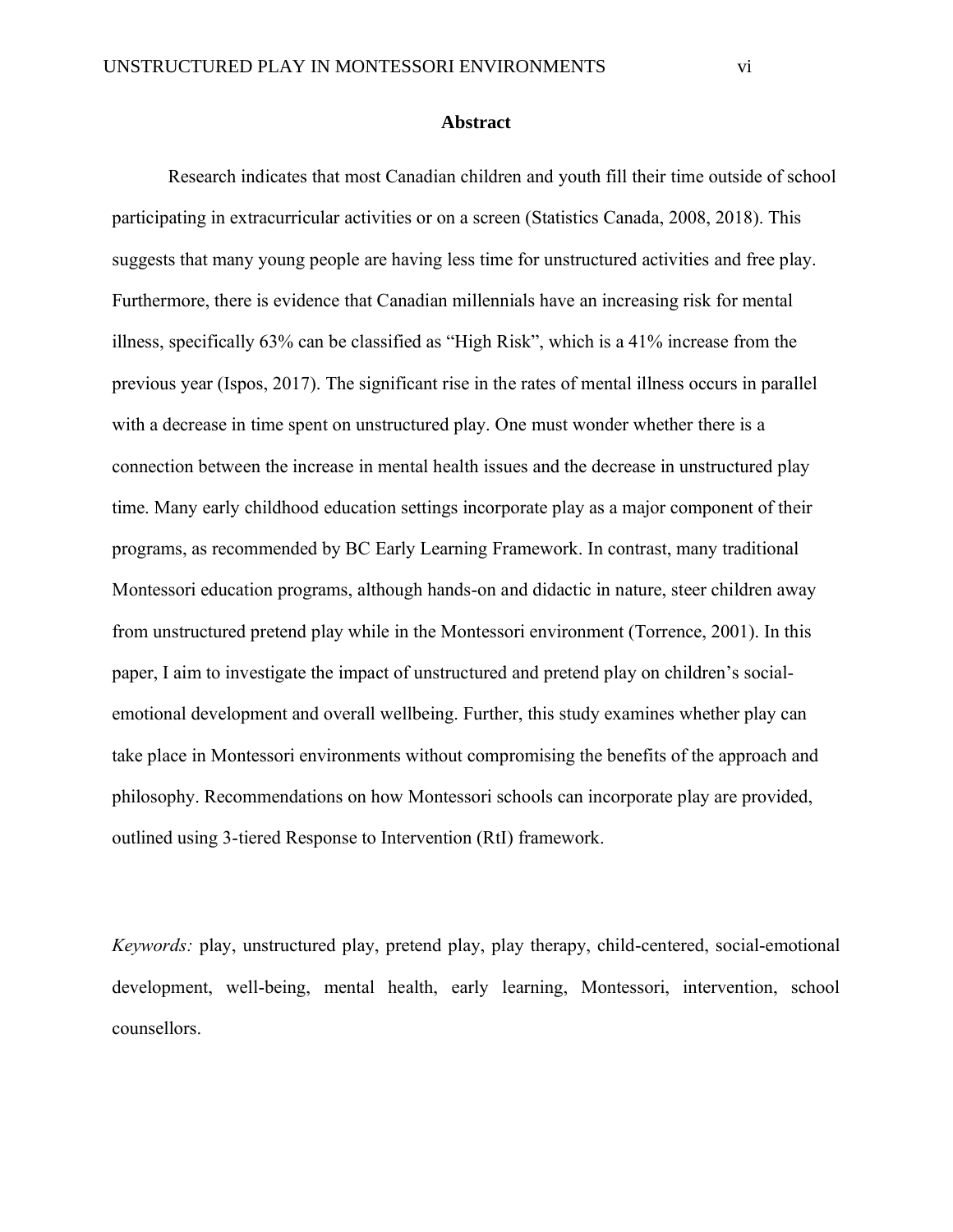# Abstract

Research indicates that most Canadian children and youth fill their time outside of school participating in extracurricular activities or on a screen (Statistics Canada, 2008, 2018). This suggests that many young people are having less time for unstructured activities and free play. Furthermore, there is evidence that Canadian millennials have an increasing risk for mental illness, specifically 63% can be classified as "High Risk", which is a 41% increase from the previous year (Ispos, 2017). The significant rise in the rates of mental illness occurs in parallel with a decrease in time spent on unstructured play. One must wonder whether there is a connection between the increase in mental health issues and the decrease in unstructured play time. Many early childhood education settings incorporate play as a major component of their programs, as recommended by BC Early Learning Framework. In contrast, many traditional Montessori education programs, although hands-on and didactic in nature, steer children away from unstructured pretend play while in the Montessori environment (Torrence, 2001). In this paper, I aim to investigate the impact of unstructured and pretend play on children's social-emotional development and overall wellbeing. Further, this study examines whether play can take place in Montessori environments without compromising the benefits of the approach and philosophy. Recommendations on how Montessori schools can incorporate play are provided, outlined using 3-tiered Response to Intervention (RtI) framework.

*Keywords:* play, unstructured play, pretend play, play therapy, child-centered, social-emotional development, well-being, mental health, early learning, Montessori, intervention, school counsellors.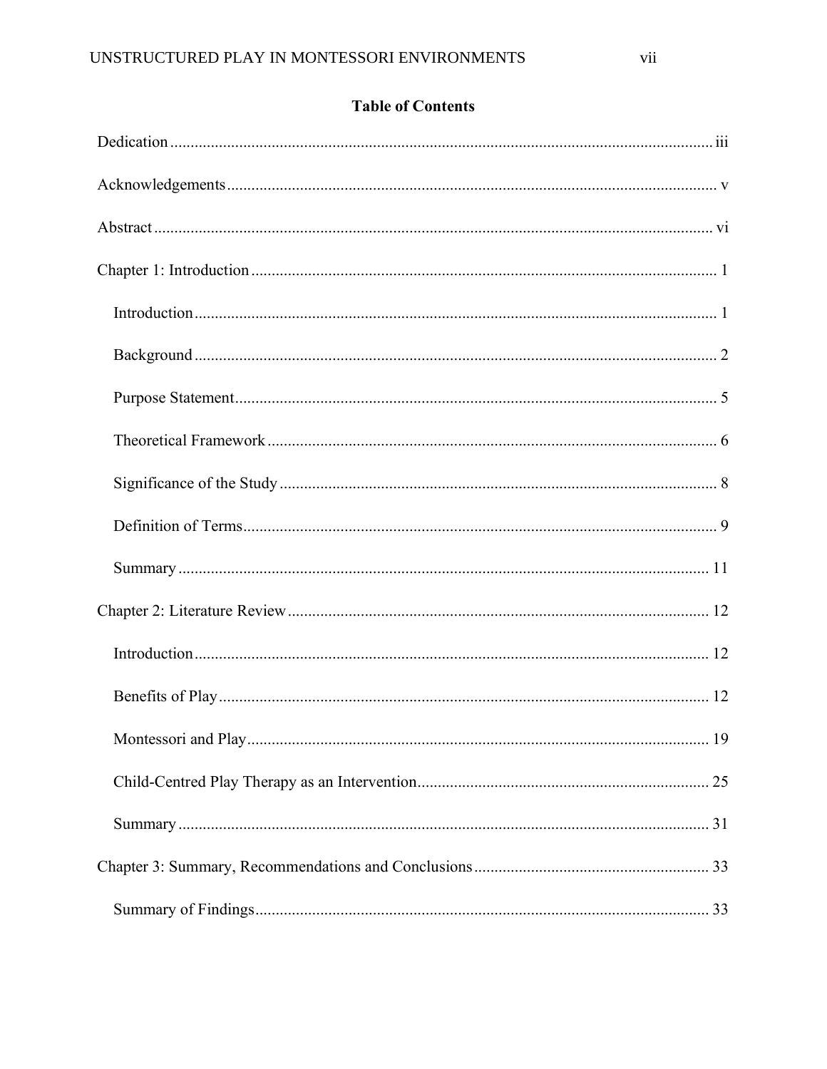## Table of Contents

Dedication ..... iii

Acknowledgements ..... v

Abstract ..... vi

Chapter 1: Introduction ..... 1

- Introduction ..... 1
- Background ..... 2
- Purpose Statement ..... 5
- Theoretical Framework ..... 6
- Significance of the Study ..... 8
- Definition of Terms ..... 9
- Summary ..... 11

Chapter 2: Literature Review ..... 12

- Introduction ..... 12
- Benefits of Play ..... 12
- Montessori and Play ..... 19
- Child-Centred Play Therapy as an Intervention ..... 25
- Summary ..... 31

Chapter 3: Summary, Recommendations and Conclusions ..... 33

- Summary of Findings ..... 33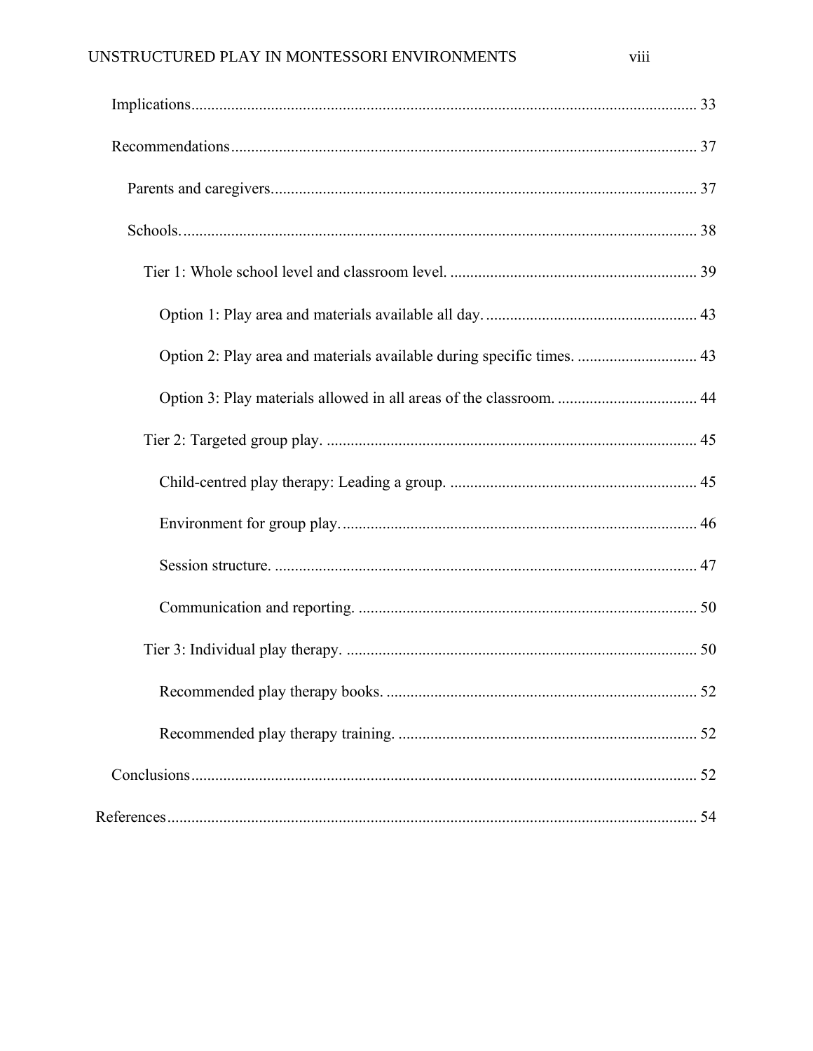Implications .......... 33

Recommendations .......... 37

Parents and caregivers .......... 37

Schools. .......... 38

Tier 1: Whole school level and classroom level. .......... 39

Option 1: Play area and materials available all day. .......... 43

Option 2: Play area and materials available during specific times. .......... 43

Option 3: Play materials allowed in all areas of the classroom. .......... 44

Tier 2: Targeted group play. .......... 45

Child-centred play therapy: Leading a group. .......... 45

Environment for group play. .......... 46

Session structure. .......... 47

Communication and reporting. .......... 50

Tier 3: Individual play therapy. .......... 50

Recommended play therapy books. .......... 52

Recommended play therapy training. .......... 52

Conclusions .......... 52

References .......... 54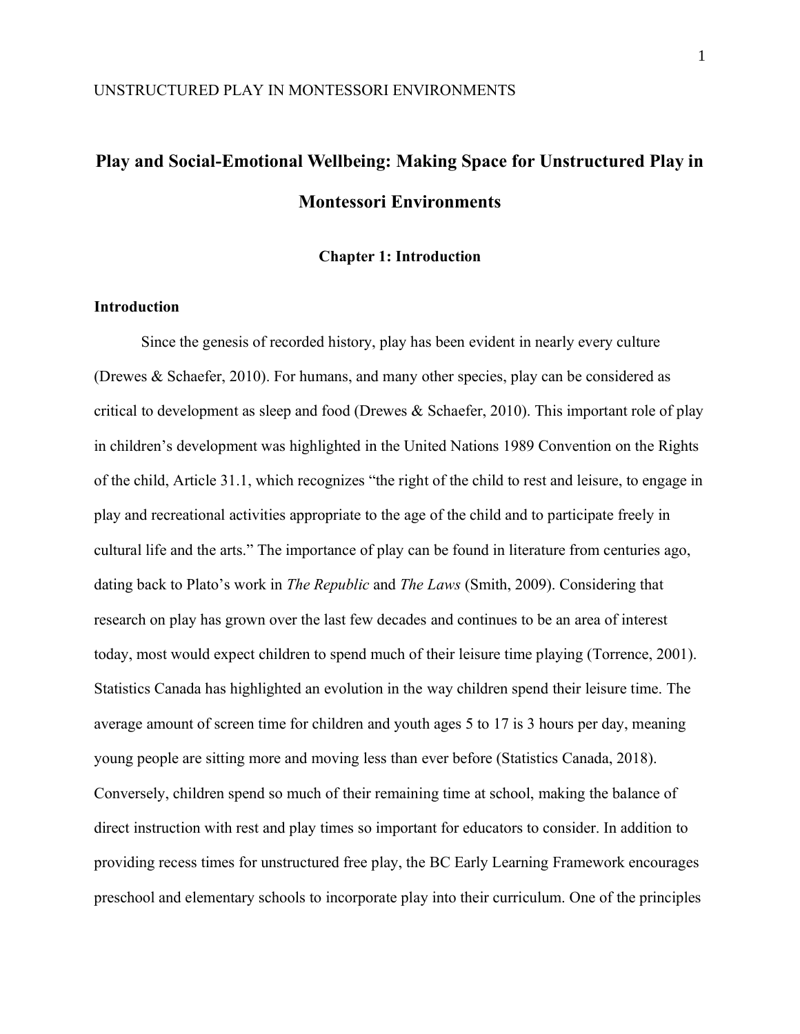# Play and Social-Emotional Wellbeing: Making Space for Unstructured Play in Montessori Environments

## Chapter 1: Introduction

### Introduction

Since the genesis of recorded history, play has been evident in nearly every culture (Drewes & Schaefer, 2010). For humans, and many other species, play can be considered as critical to development as sleep and food (Drewes & Schaefer, 2010). This important role of play in children's development was highlighted in the United Nations 1989 Convention on the Rights of the child, Article 31.1, which recognizes "the right of the child to rest and leisure, to engage in play and recreational activities appropriate to the age of the child and to participate freely in cultural life and the arts." The importance of play can be found in literature from centuries ago, dating back to Plato's work in *The Republic* and *The Laws* (Smith, 2009). Considering that research on play has grown over the last few decades and continues to be an area of interest today, most would expect children to spend much of their leisure time playing (Torrence, 2001). Statistics Canada has highlighted an evolution in the way children spend their leisure time. The average amount of screen time for children and youth ages 5 to 17 is 3 hours per day, meaning young people are sitting more and moving less than ever before (Statistics Canada, 2018). Conversely, children spend so much of their remaining time at school, making the balance of direct instruction with rest and play times so important for educators to consider. In addition to providing recess times for unstructured free play, the BC Early Learning Framework encourages preschool and elementary schools to incorporate play into their curriculum. One of the principles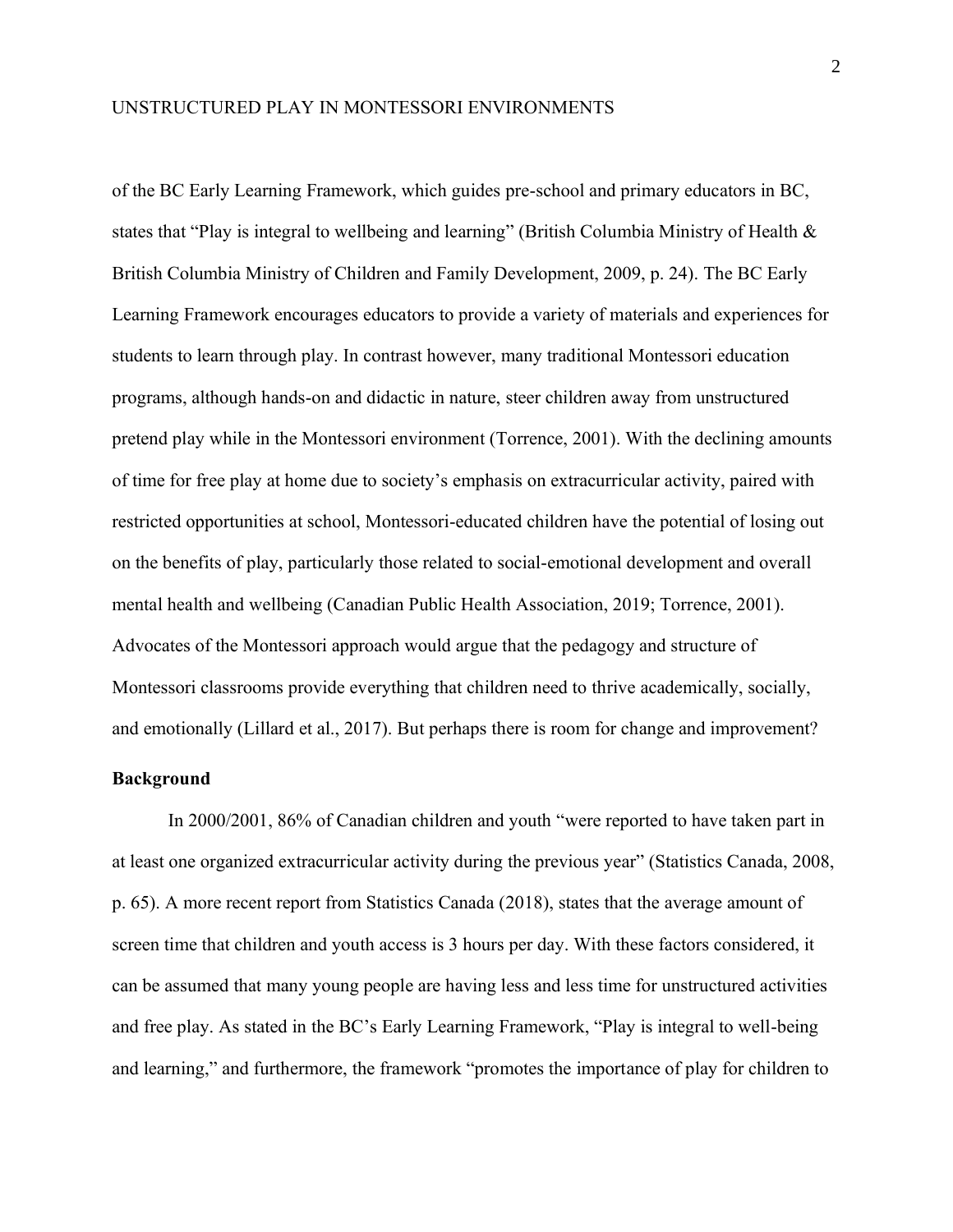of the BC Early Learning Framework, which guides pre-school and primary educators in BC, states that "Play is integral to wellbeing and learning" (British Columbia Ministry of Health & British Columbia Ministry of Children and Family Development, 2009, p. 24). The BC Early Learning Framework encourages educators to provide a variety of materials and experiences for students to learn through play. In contrast however, many traditional Montessori education programs, although hands-on and didactic in nature, steer children away from unstructured pretend play while in the Montessori environment (Torrence, 2001). With the declining amounts of time for free play at home due to society's emphasis on extracurricular activity, paired with restricted opportunities at school, Montessori-educated children have the potential of losing out on the benefits of play, particularly those related to social-emotional development and overall mental health and wellbeing (Canadian Public Health Association, 2019; Torrence, 2001). Advocates of the Montessori approach would argue that the pedagogy and structure of Montessori classrooms provide everything that children need to thrive academically, socially, and emotionally (Lillard et al., 2017). But perhaps there is room for change and improvement?

**Background**

In 2000/2001, 86% of Canadian children and youth "were reported to have taken part in at least one organized extracurricular activity during the previous year" (Statistics Canada, 2008, p. 65). A more recent report from Statistics Canada (2018), states that the average amount of screen time that children and youth access is 3 hours per day. With these factors considered, it can be assumed that many young people are having less and less time for unstructured activities and free play. As stated in the BC's Early Learning Framework, "Play is integral to well-being and learning," and furthermore, the framework "promotes the importance of play for children to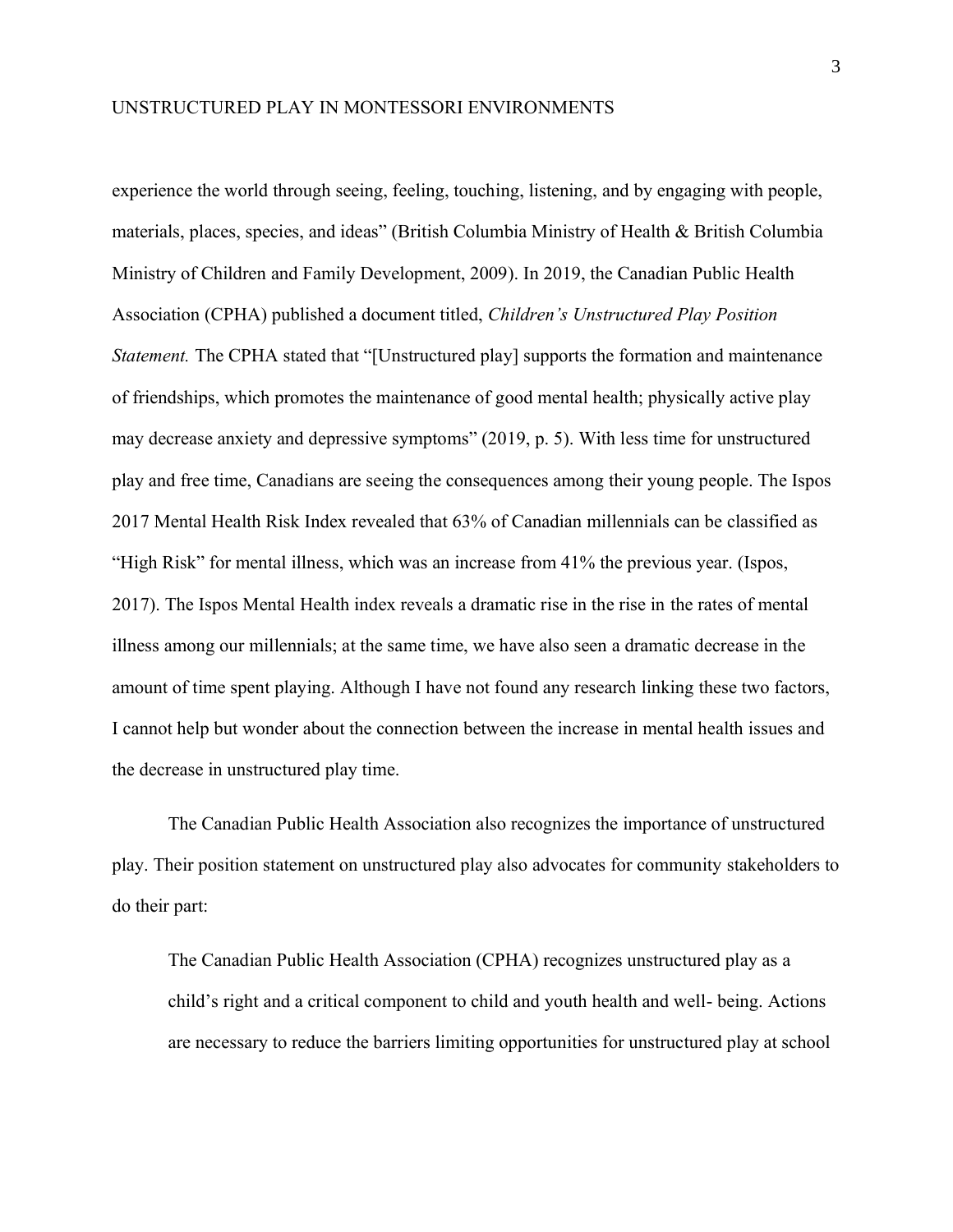experience the world through seeing, feeling, touching, listening, and by engaging with people, materials, places, species, and ideas" (British Columbia Ministry of Health & British Columbia Ministry of Children and Family Development, 2009). In 2019, the Canadian Public Health Association (CPHA) published a document titled, *Children's Unstructured Play Position Statement.* The CPHA stated that "[Unstructured play] supports the formation and maintenance of friendships, which promotes the maintenance of good mental health; physically active play may decrease anxiety and depressive symptoms" (2019, p. 5). With less time for unstructured play and free time, Canadians are seeing the consequences among their young people. The Ispos 2017 Mental Health Risk Index revealed that 63% of Canadian millennials can be classified as "High Risk" for mental illness, which was an increase from 41% the previous year. (Ispos, 2017). The Ispos Mental Health index reveals a dramatic rise in the rise in the rates of mental illness among our millennials; at the same time, we have also seen a dramatic decrease in the amount of time spent playing. Although I have not found any research linking these two factors, I cannot help but wonder about the connection between the increase in mental health issues and the decrease in unstructured play time.

The Canadian Public Health Association also recognizes the importance of unstructured play. Their position statement on unstructured play also advocates for community stakeholders to do their part:

> The Canadian Public Health Association (CPHA) recognizes unstructured play as a child's right and a critical component to child and youth health and well- being. Actions are necessary to reduce the barriers limiting opportunities for unstructured play at school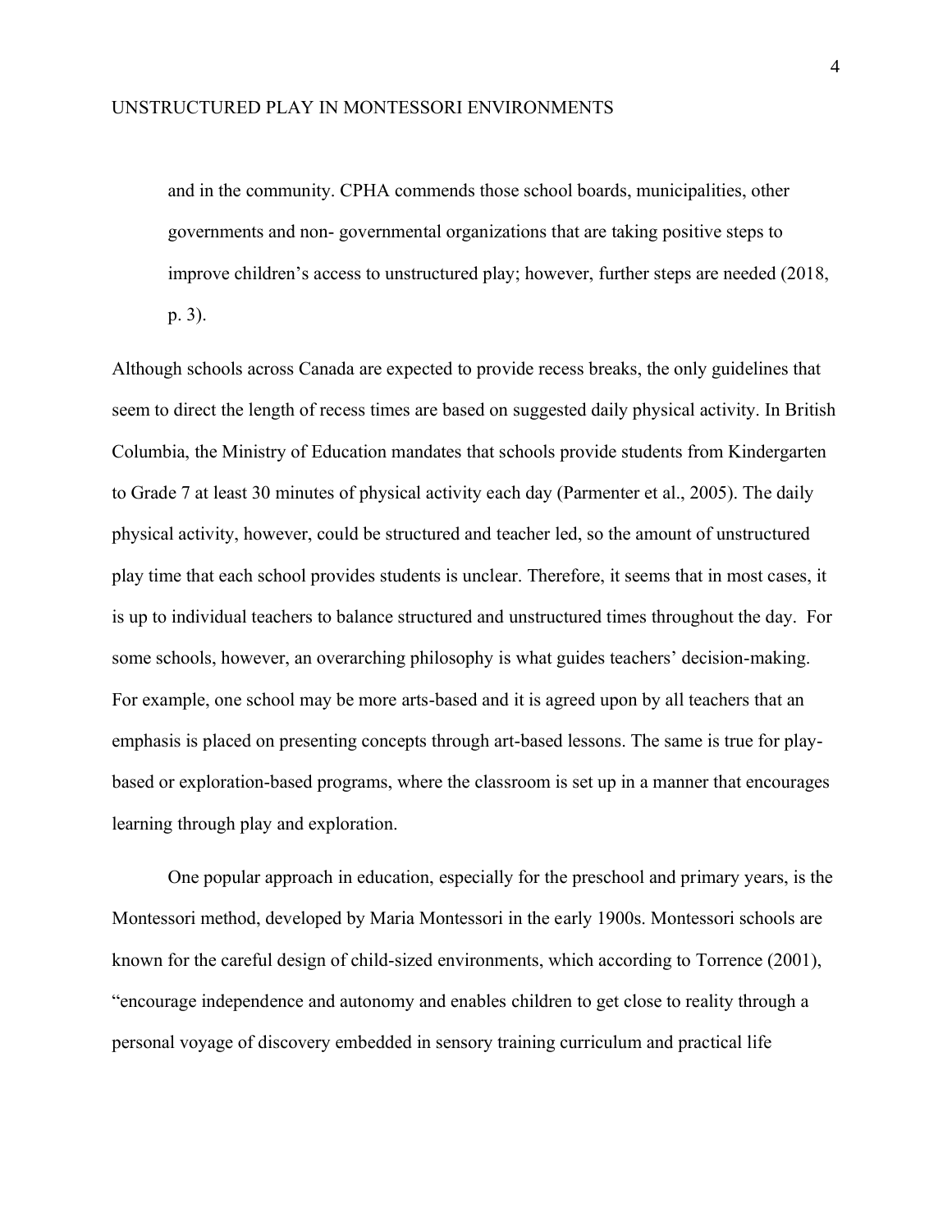> and in the community. CPHA commends those school boards, municipalities, other governments and non- governmental organizations that are taking positive steps to improve children's access to unstructured play; however, further steps are needed (2018, p. 3).

Although schools across Canada are expected to provide recess breaks, the only guidelines that seem to direct the length of recess times are based on suggested daily physical activity. In British Columbia, the Ministry of Education mandates that schools provide students from Kindergarten to Grade 7 at least 30 minutes of physical activity each day (Parmenter et al., 2005). The daily physical activity, however, could be structured and teacher led, so the amount of unstructured play time that each school provides students is unclear. Therefore, it seems that in most cases, it is up to individual teachers to balance structured and unstructured times throughout the day. For some schools, however, an overarching philosophy is what guides teachers' decision-making. For example, one school may be more arts-based and it is agreed upon by all teachers that an emphasis is placed on presenting concepts through art-based lessons. The same is true for play-based or exploration-based programs, where the classroom is set up in a manner that encourages learning through play and exploration.

One popular approach in education, especially for the preschool and primary years, is the Montessori method, developed by Maria Montessori in the early 1900s. Montessori schools are known for the careful design of child-sized environments, which according to Torrence (2001), "encourage independence and autonomy and enables children to get close to reality through a personal voyage of discovery embedded in sensory training curriculum and practical life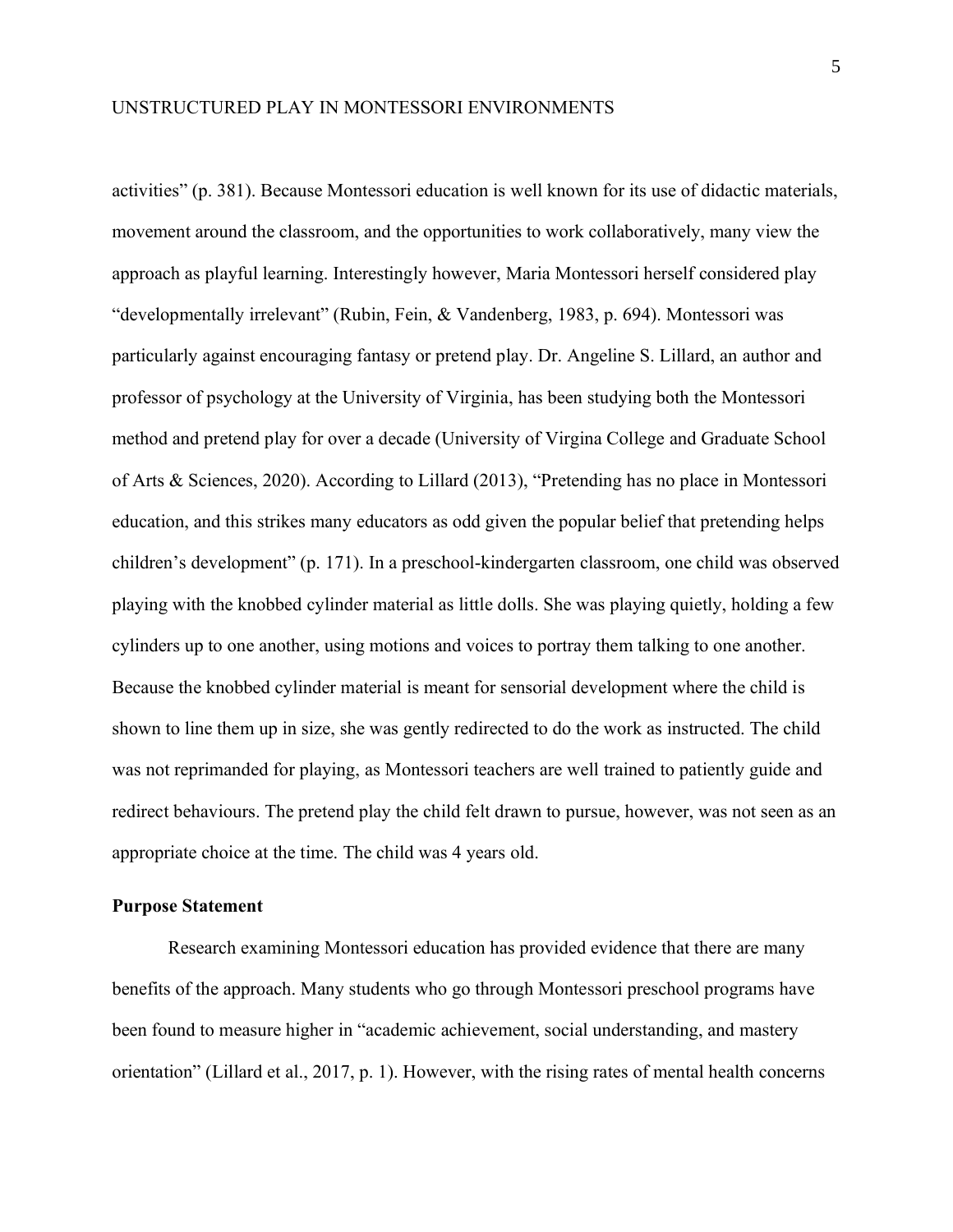activities" (p. 381). Because Montessori education is well known for its use of didactic materials, movement around the classroom, and the opportunities to work collaboratively, many view the approach as playful learning. Interestingly however, Maria Montessori herself considered play "developmentally irrelevant" (Rubin, Fein, & Vandenberg, 1983, p. 694). Montessori was particularly against encouraging fantasy or pretend play. Dr. Angeline S. Lillard, an author and professor of psychology at the University of Virginia, has been studying both the Montessori method and pretend play for over a decade (University of Virgina College and Graduate School of Arts & Sciences, 2020). According to Lillard (2013), "Pretending has no place in Montessori education, and this strikes many educators as odd given the popular belief that pretending helps children's development" (p. 171). In a preschool-kindergarten classroom, one child was observed playing with the knobbed cylinder material as little dolls. She was playing quietly, holding a few cylinders up to one another, using motions and voices to portray them talking to one another. Because the knobbed cylinder material is meant for sensorial development where the child is shown to line them up in size, she was gently redirected to do the work as instructed. The child was not reprimanded for playing, as Montessori teachers are well trained to patiently guide and redirect behaviours. The pretend play the child felt drawn to pursue, however, was not seen as an appropriate choice at the time. The child was 4 years old.

**Purpose Statement**

Research examining Montessori education has provided evidence that there are many benefits of the approach. Many students who go through Montessori preschool programs have been found to measure higher in "academic achievement, social understanding, and mastery orientation" (Lillard et al., 2017, p. 1). However, with the rising rates of mental health concerns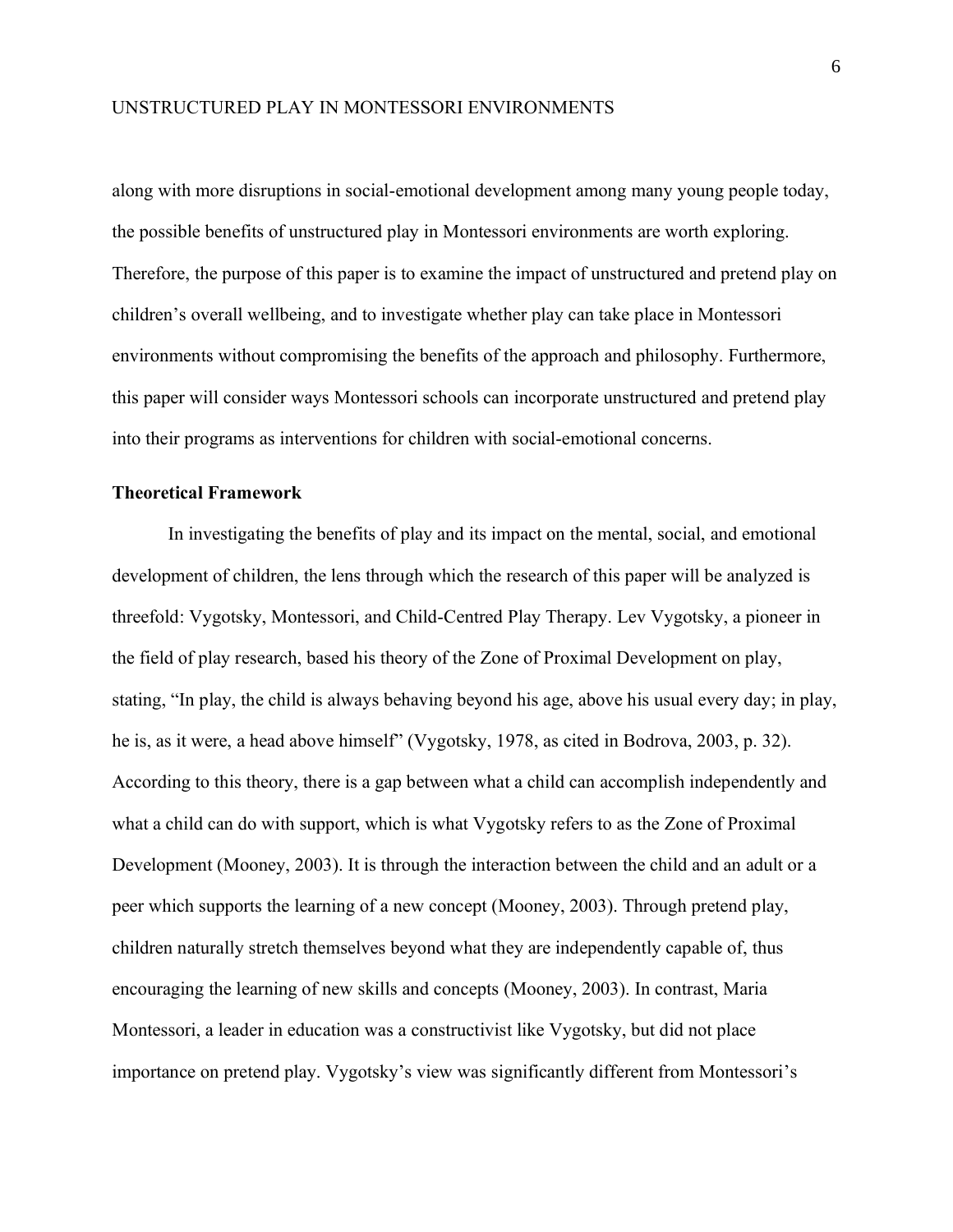along with more disruptions in social-emotional development among many young people today, the possible benefits of unstructured play in Montessori environments are worth exploring. Therefore, the purpose of this paper is to examine the impact of unstructured and pretend play on children's overall wellbeing, and to investigate whether play can take place in Montessori environments without compromising the benefits of the approach and philosophy. Furthermore, this paper will consider ways Montessori schools can incorporate unstructured and pretend play into their programs as interventions for children with social-emotional concerns.

## Theoretical Framework

In investigating the benefits of play and its impact on the mental, social, and emotional development of children, the lens through which the research of this paper will be analyzed is threefold: Vygotsky, Montessori, and Child-Centred Play Therapy. Lev Vygotsky, a pioneer in the field of play research, based his theory of the Zone of Proximal Development on play, stating, "In play, the child is always behaving beyond his age, above his usual every day; in play, he is, as it were, a head above himself" (Vygotsky, 1978, as cited in Bodrova, 2003, p. 32). According to this theory, there is a gap between what a child can accomplish independently and what a child can do with support, which is what Vygotsky refers to as the Zone of Proximal Development (Mooney, 2003). It is through the interaction between the child and an adult or a peer which supports the learning of a new concept (Mooney, 2003). Through pretend play, children naturally stretch themselves beyond what they are independently capable of, thus encouraging the learning of new skills and concepts (Mooney, 2003). In contrast, Maria Montessori, a leader in education was a constructivist like Vygotsky, but did not place importance on pretend play. Vygotsky's view was significantly different from Montessori's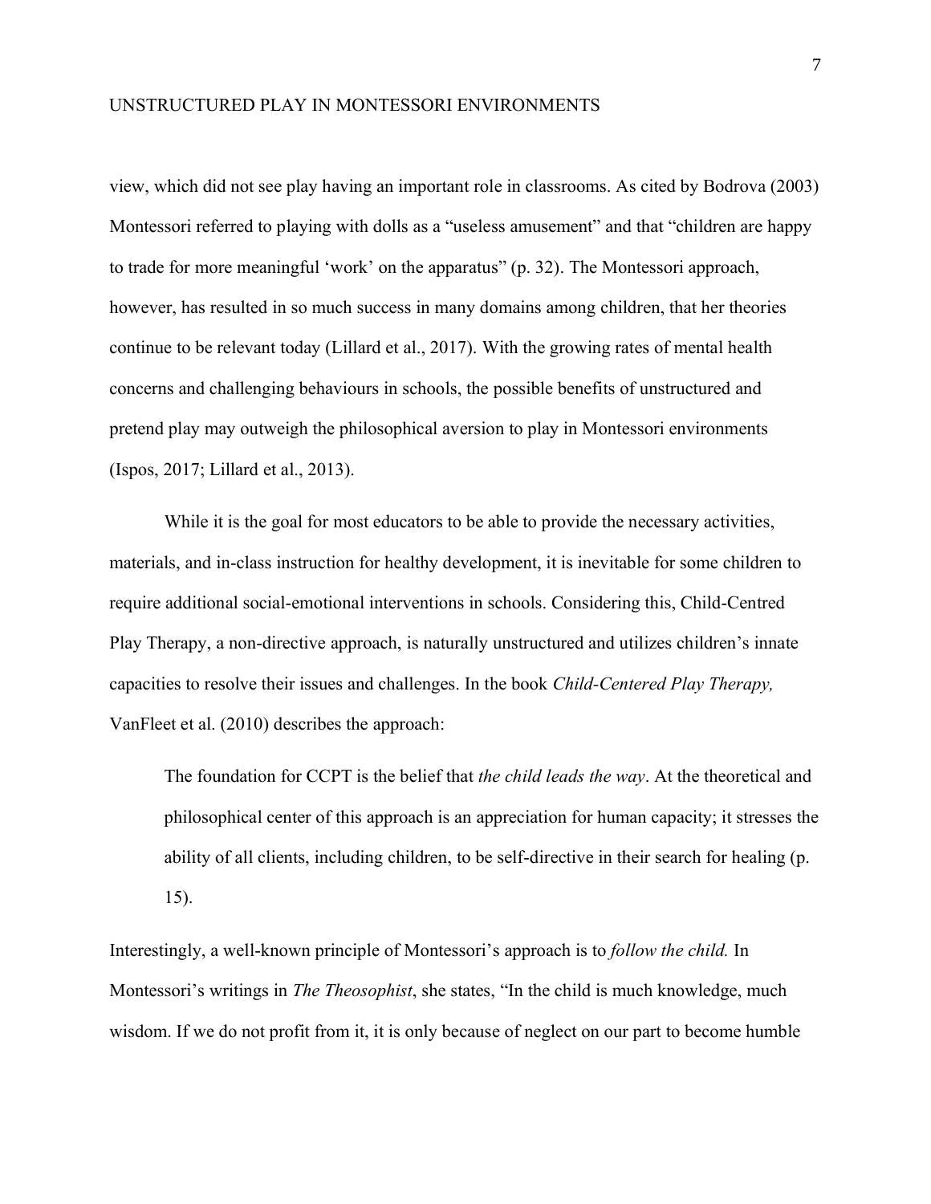view, which did not see play having an important role in classrooms. As cited by Bodrova (2003) Montessori referred to playing with dolls as a "useless amusement" and that "children are happy to trade for more meaningful 'work' on the apparatus" (p. 32). The Montessori approach, however, has resulted in so much success in many domains among children, that her theories continue to be relevant today (Lillard et al., 2017). With the growing rates of mental health concerns and challenging behaviours in schools, the possible benefits of unstructured and pretend play may outweigh the philosophical aversion to play in Montessori environments (Ispos, 2017; Lillard et al., 2013).

While it is the goal for most educators to be able to provide the necessary activities, materials, and in-class instruction for healthy development, it is inevitable for some children to require additional social-emotional interventions in schools. Considering this, Child-Centred Play Therapy, a non-directive approach, is naturally unstructured and utilizes children's innate capacities to resolve their issues and challenges. In the book *Child-Centered Play Therapy,* VanFleet et al. (2010) describes the approach:

> The foundation for CCPT is the belief that *the child leads the way*. At the theoretical and philosophical center of this approach is an appreciation for human capacity; it stresses the ability of all clients, including children, to be self-directive in their search for healing (p. 15).

Interestingly, a well-known principle of Montessori's approach is to *follow the child.* In Montessori's writings in *The Theosophist*, she states, "In the child is much knowledge, much wisdom. If we do not profit from it, it is only because of neglect on our part to become humble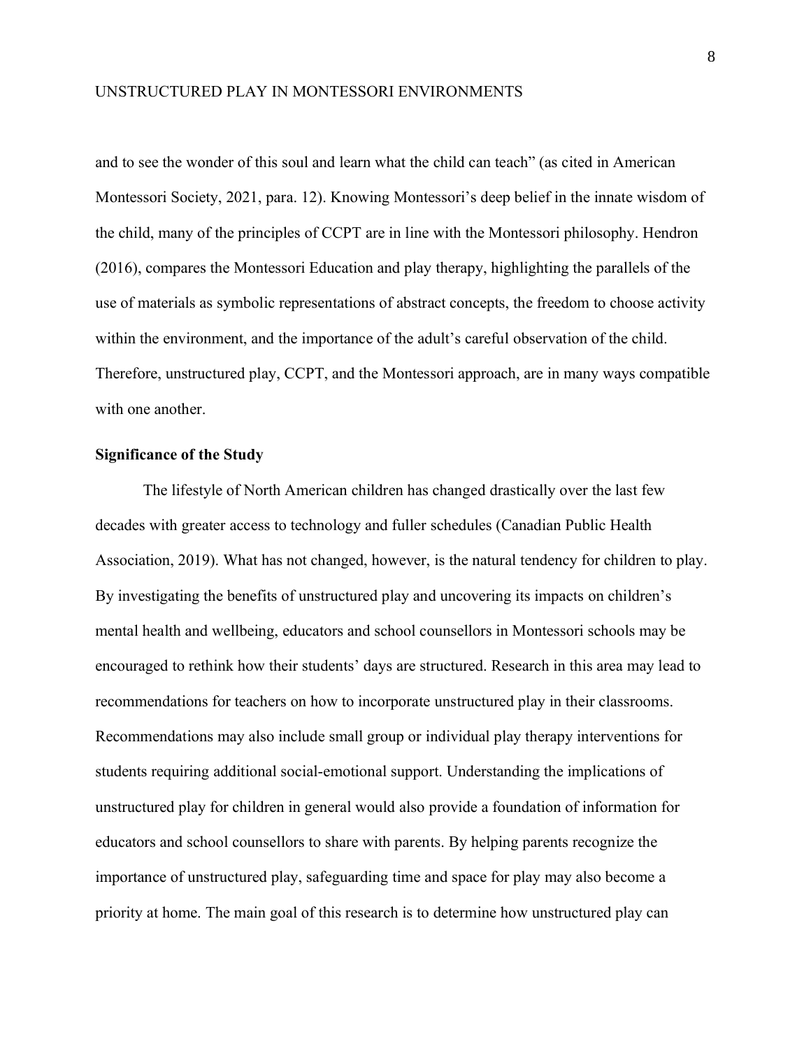and to see the wonder of this soul and learn what the child can teach" (as cited in American Montessori Society, 2021, para. 12). Knowing Montessori's deep belief in the innate wisdom of the child, many of the principles of CCPT are in line with the Montessori philosophy. Hendron (2016), compares the Montessori Education and play therapy, highlighting the parallels of the use of materials as symbolic representations of abstract concepts, the freedom to choose activity within the environment, and the importance of the adult's careful observation of the child. Therefore, unstructured play, CCPT, and the Montessori approach, are in many ways compatible with one another.

## Significance of the Study

The lifestyle of North American children has changed drastically over the last few decades with greater access to technology and fuller schedules (Canadian Public Health Association, 2019). What has not changed, however, is the natural tendency for children to play. By investigating the benefits of unstructured play and uncovering its impacts on children's mental health and wellbeing, educators and school counsellors in Montessori schools may be encouraged to rethink how their students' days are structured. Research in this area may lead to recommendations for teachers on how to incorporate unstructured play in their classrooms. Recommendations may also include small group or individual play therapy interventions for students requiring additional social-emotional support. Understanding the implications of unstructured play for children in general would also provide a foundation of information for educators and school counsellors to share with parents. By helping parents recognize the importance of unstructured play, safeguarding time and space for play may also become a priority at home. The main goal of this research is to determine how unstructured play can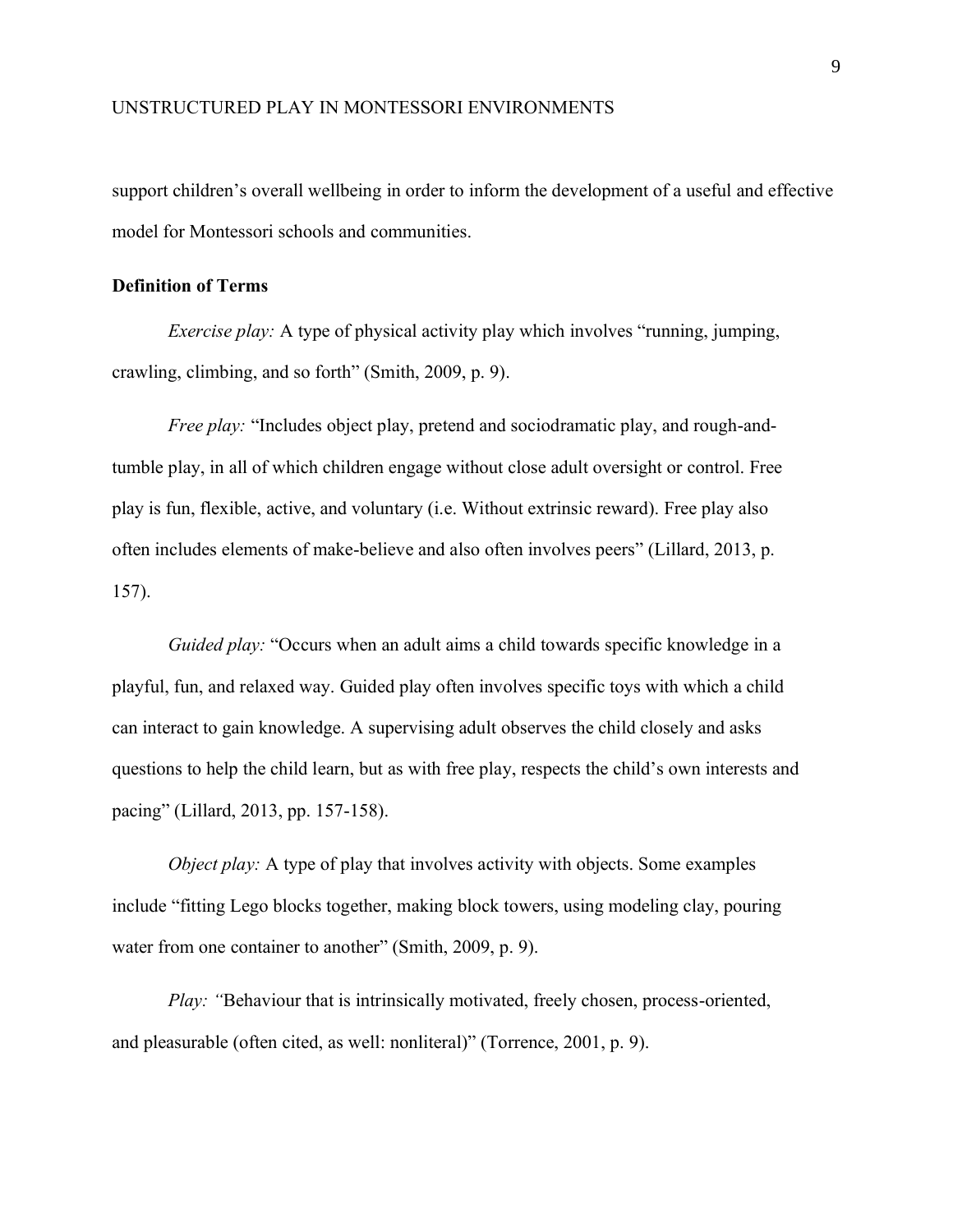support children's overall wellbeing in order to inform the development of a useful and effective model for Montessori schools and communities.

**Definition of Terms**

*Exercise play:* A type of physical activity play which involves "running, jumping, crawling, climbing, and so forth" (Smith, 2009, p. 9).

*Free play:* "Includes object play, pretend and sociodramatic play, and rough-and-tumble play, in all of which children engage without close adult oversight or control. Free play is fun, flexible, active, and voluntary (i.e. Without extrinsic reward). Free play also often includes elements of make-believe and also often involves peers" (Lillard, 2013, p. 157).

*Guided play:* "Occurs when an adult aims a child towards specific knowledge in a playful, fun, and relaxed way. Guided play often involves specific toys with which a child can interact to gain knowledge. A supervising adult observes the child closely and asks questions to help the child learn, but as with free play, respects the child's own interests and pacing" (Lillard, 2013, pp. 157-158).

*Object play:* A type of play that involves activity with objects. Some examples include "fitting Lego blocks together, making block towers, using modeling clay, pouring water from one container to another" (Smith, 2009, p. 9).

*Play:* "Behaviour that is intrinsically motivated, freely chosen, process-oriented, and pleasurable (often cited, as well: nonliteral)" (Torrence, 2001, p. 9).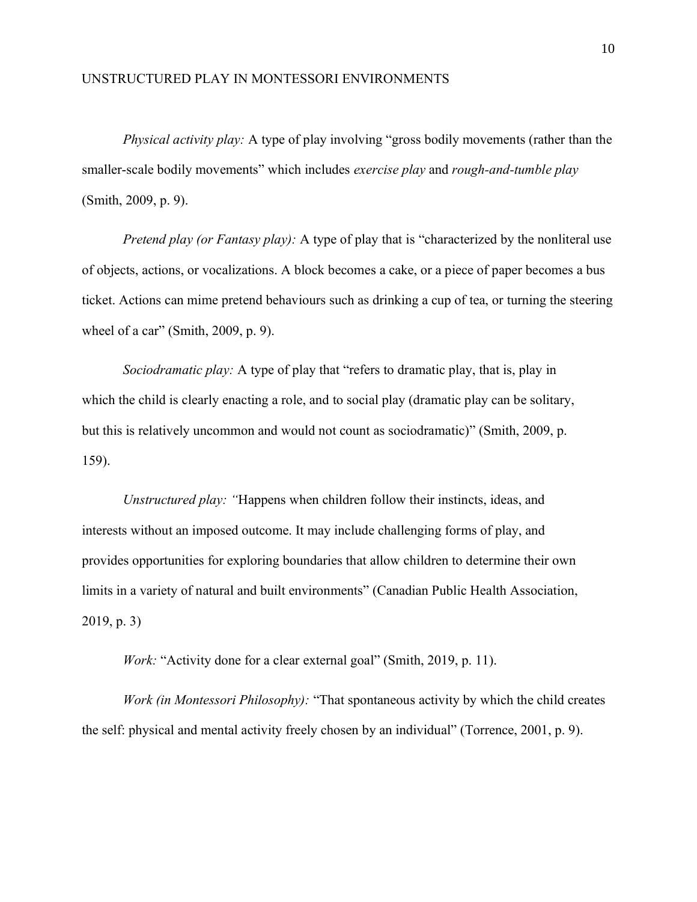*Physical activity play:* A type of play involving “gross bodily movements (rather than the smaller-scale bodily movements” which includes *exercise play* and *rough-and-tumble play* (Smith, 2009, p. 9).

*Pretend play (or Fantasy play):* A type of play that is “characterized by the nonliteral use of objects, actions, or vocalizations. A block becomes a cake, or a piece of paper becomes a bus ticket. Actions can mime pretend behaviours such as drinking a cup of tea, or turning the steering wheel of a car” (Smith, 2009, p. 9).

*Sociodramatic play:* A type of play that “refers to dramatic play, that is, play in which the child is clearly enacting a role, and to social play (dramatic play can be solitary, but this is relatively uncommon and would not count as sociodramatic)” (Smith, 2009, p. 159).

*Unstructured play: “*Happens when children follow their instincts, ideas, and interests without an imposed outcome. It may include challenging forms of play, and provides opportunities for exploring boundaries that allow children to determine their own limits in a variety of natural and built environments” (Canadian Public Health Association, 2019, p. 3)

*Work:* “Activity done for a clear external goal” (Smith, 2019, p. 11).

*Work (in Montessori Philosophy):* “That spontaneous activity by which the child creates the self: physical and mental activity freely chosen by an individual” (Torrence, 2001, p. 9).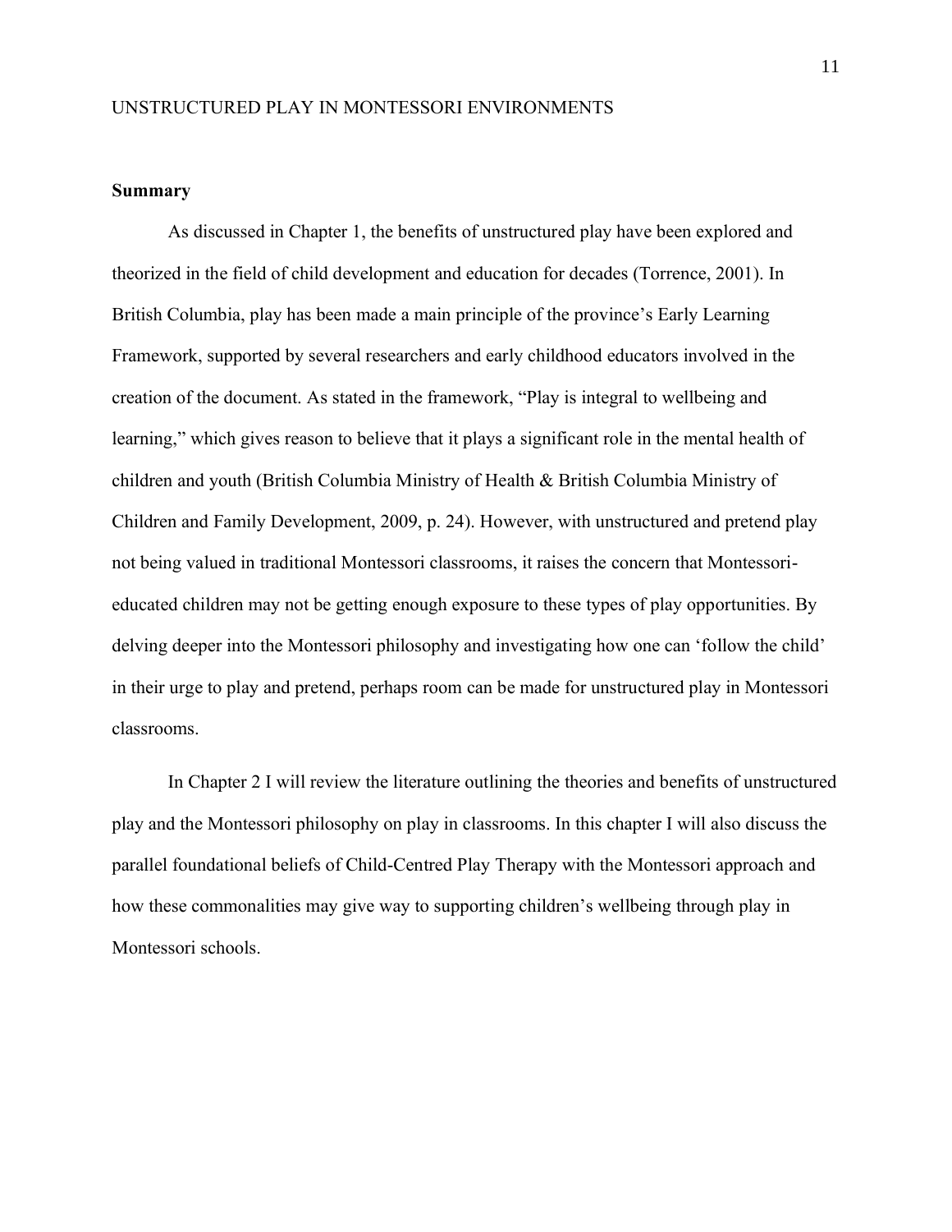**Summary**

As discussed in Chapter 1, the benefits of unstructured play have been explored and theorized in the field of child development and education for decades (Torrence, 2001). In British Columbia, play has been made a main principle of the province's Early Learning Framework, supported by several researchers and early childhood educators involved in the creation of the document. As stated in the framework, "Play is integral to wellbeing and learning," which gives reason to believe that it plays a significant role in the mental health of children and youth (British Columbia Ministry of Health & British Columbia Ministry of Children and Family Development, 2009, p. 24). However, with unstructured and pretend play not being valued in traditional Montessori classrooms, it raises the concern that Montessori-educated children may not be getting enough exposure to these types of play opportunities. By delving deeper into the Montessori philosophy and investigating how one can 'follow the child' in their urge to play and pretend, perhaps room can be made for unstructured play in Montessori classrooms.

In Chapter 2 I will review the literature outlining the theories and benefits of unstructured play and the Montessori philosophy on play in classrooms. In this chapter I will also discuss the parallel foundational beliefs of Child-Centred Play Therapy with the Montessori approach and how these commonalities may give way to supporting children's wellbeing through play in Montessori schools.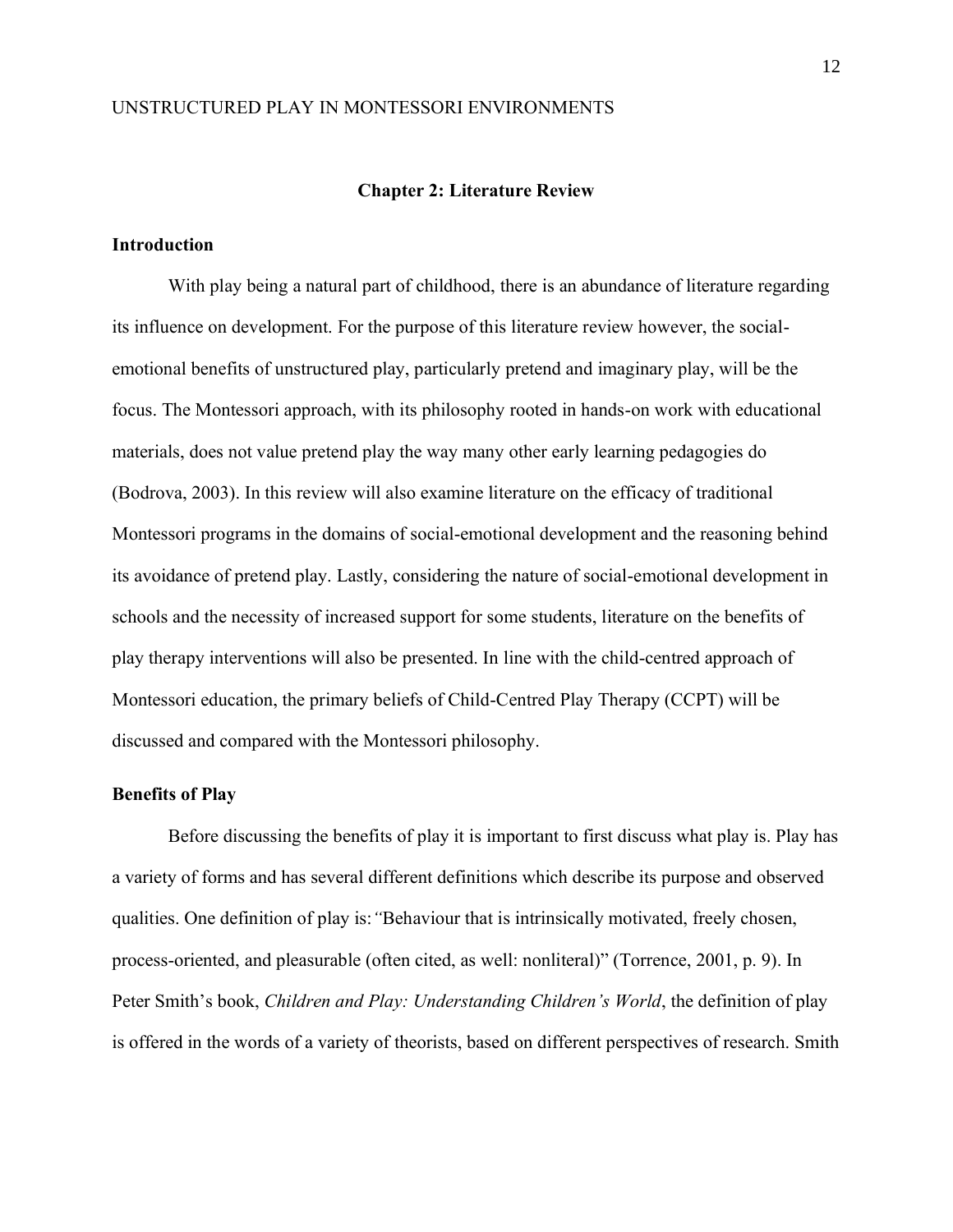## Chapter 2: Literature Review

### Introduction

With play being a natural part of childhood, there is an abundance of literature regarding its influence on development. For the purpose of this literature review however, the social-emotional benefits of unstructured play, particularly pretend and imaginary play, will be the focus. The Montessori approach, with its philosophy rooted in hands-on work with educational materials, does not value pretend play the way many other early learning pedagogies do (Bodrova, 2003). In this review will also examine literature on the efficacy of traditional Montessori programs in the domains of social-emotional development and the reasoning behind its avoidance of pretend play. Lastly, considering the nature of social-emotional development in schools and the necessity of increased support for some students, literature on the benefits of play therapy interventions will also be presented. In line with the child-centred approach of Montessori education, the primary beliefs of Child-Centred Play Therapy (CCPT) will be discussed and compared with the Montessori philosophy.

### Benefits of Play

Before discussing the benefits of play it is important to first discuss what play is. Play has a variety of forms and has several different definitions which describe its purpose and observed qualities. One definition of play is: *"*Behaviour that is intrinsically motivated, freely chosen, process-oriented, and pleasurable (often cited, as well: nonliteral)" (Torrence, 2001, p. 9). In Peter Smith's book, *Children and Play: Understanding Children's World*, the definition of play is offered in the words of a variety of theorists, based on different perspectives of research. Smith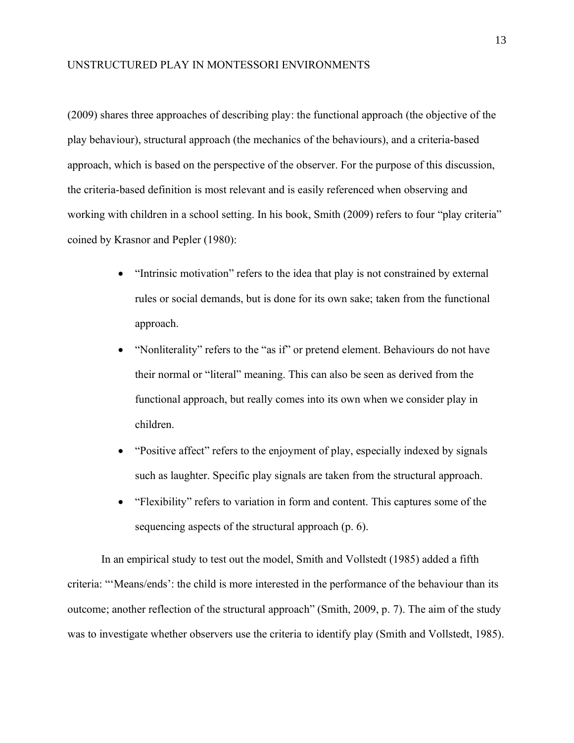(2009) shares three approaches of describing play: the functional approach (the objective of the play behaviour), structural approach (the mechanics of the behaviours), and a criteria-based approach, which is based on the perspective of the observer. For the purpose of this discussion, the criteria-based definition is most relevant and is easily referenced when observing and working with children in a school setting. In his book, Smith (2009) refers to four "play criteria" coined by Krasnor and Pepler (1980):

- "Intrinsic motivation" refers to the idea that play is not constrained by external rules or social demands, but is done for its own sake; taken from the functional approach.
- "Nonliterality" refers to the "as if" or pretend element. Behaviours do not have their normal or "literal" meaning. This can also be seen as derived from the functional approach, but really comes into its own when we consider play in children.
- "Positive affect" refers to the enjoyment of play, especially indexed by signals such as laughter. Specific play signals are taken from the structural approach.
- "Flexibility" refers to variation in form and content. This captures some of the sequencing aspects of the structural approach (p. 6).

In an empirical study to test out the model, Smith and Vollstedt (1985) added a fifth criteria: "'Means/ends': the child is more interested in the performance of the behaviour than its outcome; another reflection of the structural approach" (Smith, 2009, p. 7). The aim of the study was to investigate whether observers use the criteria to identify play (Smith and Vollstedt, 1985).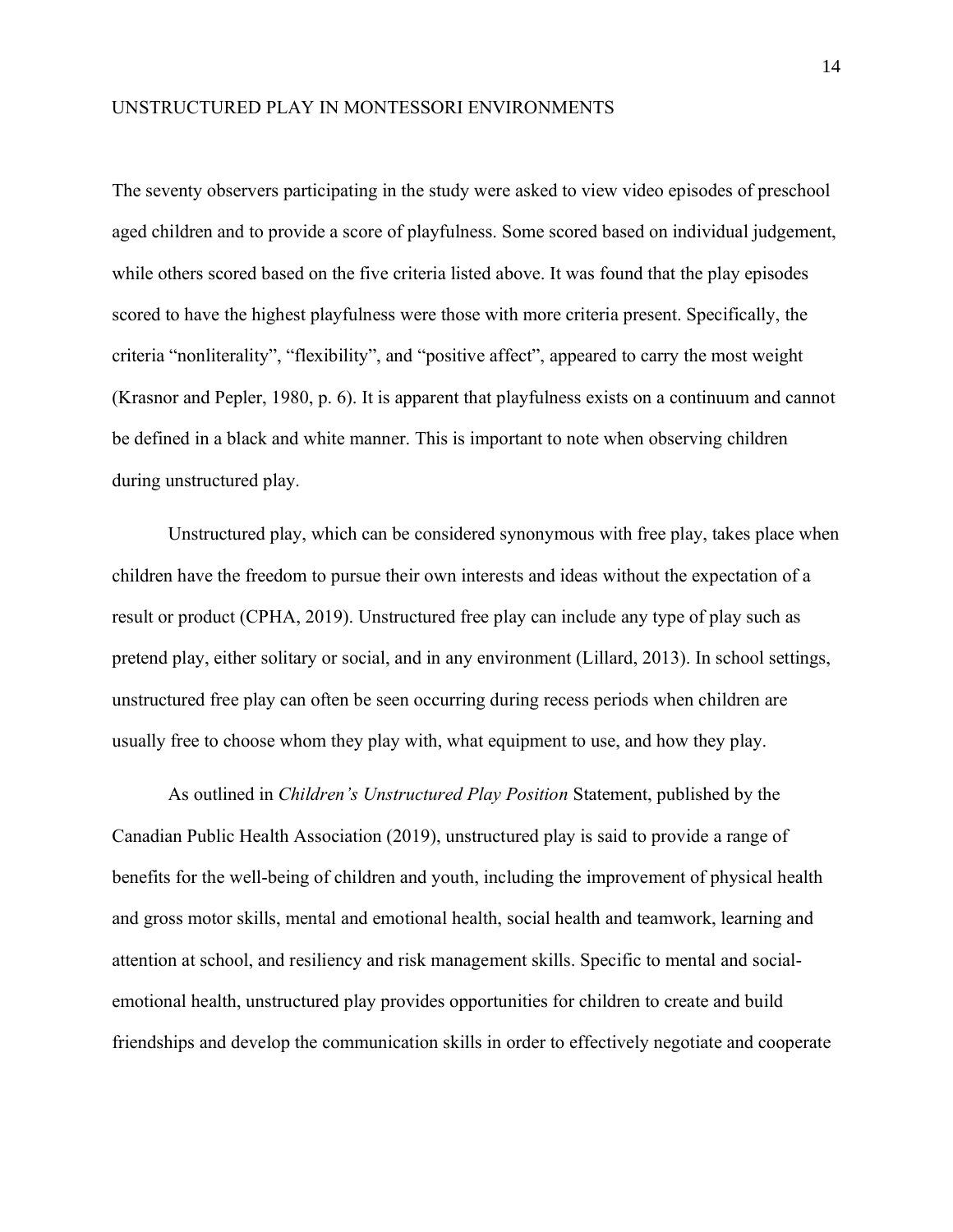The seventy observers participating in the study were asked to view video episodes of preschool aged children and to provide a score of playfulness. Some scored based on individual judgement, while others scored based on the five criteria listed above. It was found that the play episodes scored to have the highest playfulness were those with more criteria present. Specifically, the criteria “nonliterality”, “flexibility”, and “positive affect”, appeared to carry the most weight (Krasnor and Pepler, 1980, p. 6). It is apparent that playfulness exists on a continuum and cannot be defined in a black and white manner. This is important to note when observing children during unstructured play.

Unstructured play, which can be considered synonymous with free play, takes place when children have the freedom to pursue their own interests and ideas without the expectation of a result or product (CPHA, 2019). Unstructured free play can include any type of play such as pretend play, either solitary or social, and in any environment (Lillard, 2013). In school settings, unstructured free play can often be seen occurring during recess periods when children are usually free to choose whom they play with, what equipment to use, and how they play.

As outlined in *Children’s Unstructured Play Position* Statement, published by the Canadian Public Health Association (2019), unstructured play is said to provide a range of benefits for the well-being of children and youth, including the improvement of physical health and gross motor skills, mental and emotional health, social health and teamwork, learning and attention at school, and resiliency and risk management skills. Specific to mental and social-emotional health, unstructured play provides opportunities for children to create and build friendships and develop the communication skills in order to effectively negotiate and cooperate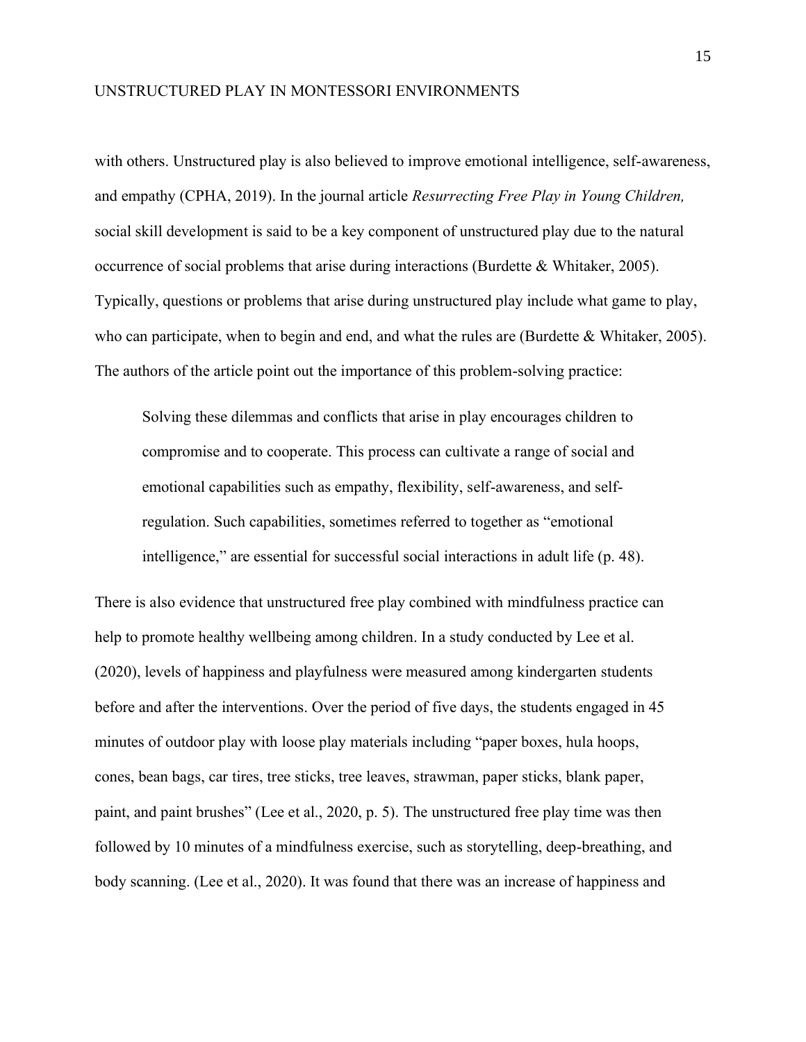with others. Unstructured play is also believed to improve emotional intelligence, self-awareness, and empathy (CPHA, 2019). In the journal article *Resurrecting Free Play in Young Children,* social skill development is said to be a key component of unstructured play due to the natural occurrence of social problems that arise during interactions (Burdette & Whitaker, 2005). Typically, questions or problems that arise during unstructured play include what game to play, who can participate, when to begin and end, and what the rules are (Burdette & Whitaker, 2005). The authors of the article point out the importance of this problem-solving practice:

> Solving these dilemmas and conflicts that arise in play encourages children to compromise and to cooperate. This process can cultivate a range of social and emotional capabilities such as empathy, flexibility, self-awareness, and self-regulation. Such capabilities, sometimes referred to together as "emotional intelligence," are essential for successful social interactions in adult life (p. 48).

There is also evidence that unstructured free play combined with mindfulness practice can help to promote healthy wellbeing among children. In a study conducted by Lee et al. (2020), levels of happiness and playfulness were measured among kindergarten students before and after the interventions. Over the period of five days, the students engaged in 45 minutes of outdoor play with loose play materials including "paper boxes, hula hoops, cones, bean bags, car tires, tree sticks, tree leaves, strawman, paper sticks, blank paper, paint, and paint brushes" (Lee et al., 2020, p. 5). The unstructured free play time was then followed by 10 minutes of a mindfulness exercise, such as storytelling, deep-breathing, and body scanning. (Lee et al., 2020). It was found that there was an increase of happiness and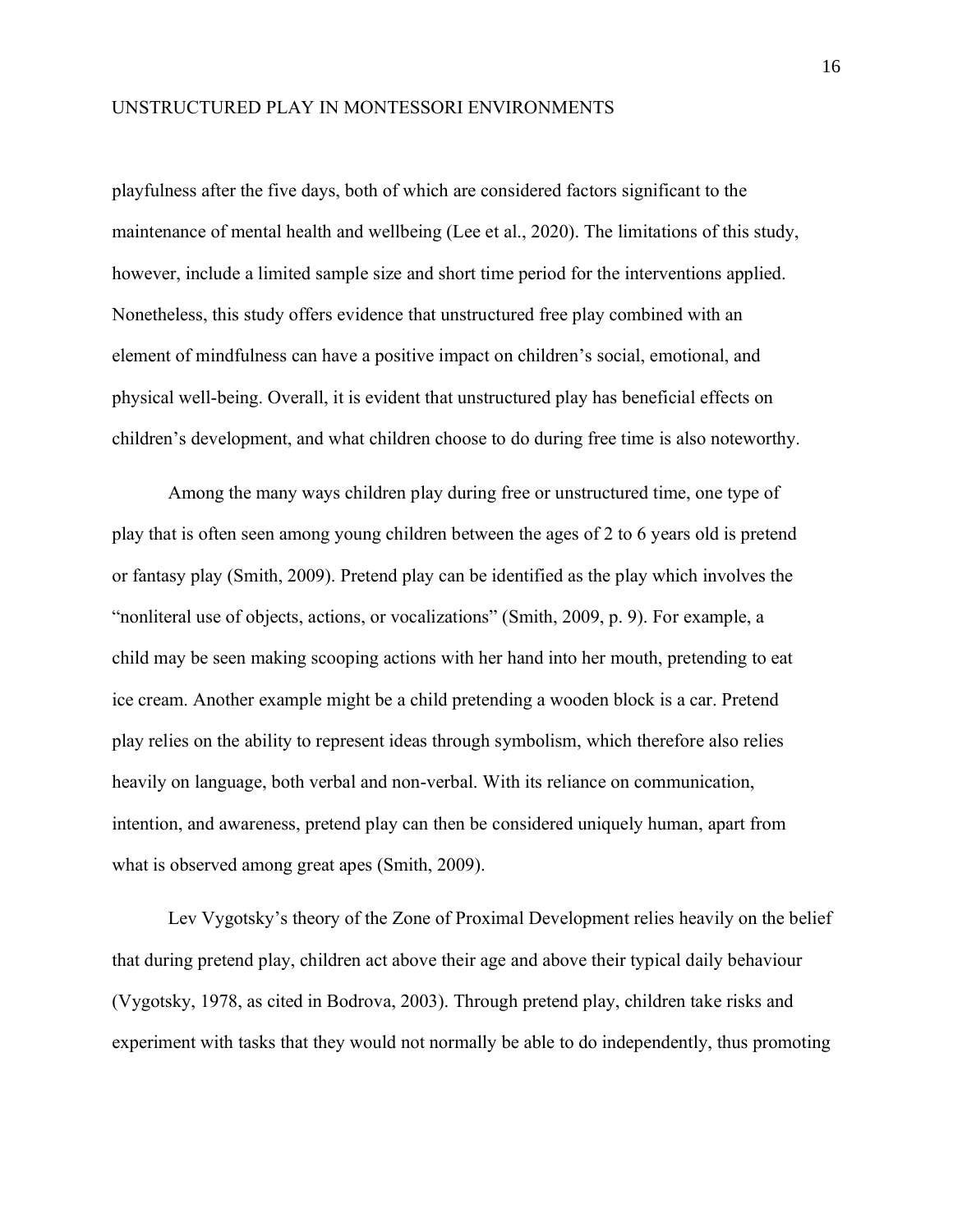playfulness after the five days, both of which are considered factors significant to the maintenance of mental health and wellbeing (Lee et al., 2020). The limitations of this study, however, include a limited sample size and short time period for the interventions applied. Nonetheless, this study offers evidence that unstructured free play combined with an element of mindfulness can have a positive impact on children's social, emotional, and physical well-being. Overall, it is evident that unstructured play has beneficial effects on children's development, and what children choose to do during free time is also noteworthy.

Among the many ways children play during free or unstructured time, one type of play that is often seen among young children between the ages of 2 to 6 years old is pretend or fantasy play (Smith, 2009). Pretend play can be identified as the play which involves the "nonliteral use of objects, actions, or vocalizations" (Smith, 2009, p. 9). For example, a child may be seen making scooping actions with her hand into her mouth, pretending to eat ice cream. Another example might be a child pretending a wooden block is a car. Pretend play relies on the ability to represent ideas through symbolism, which therefore also relies heavily on language, both verbal and non-verbal. With its reliance on communication, intention, and awareness, pretend play can then be considered uniquely human, apart from what is observed among great apes (Smith, 2009).

Lev Vygotsky's theory of the Zone of Proximal Development relies heavily on the belief that during pretend play, children act above their age and above their typical daily behaviour (Vygotsky, 1978, as cited in Bodrova, 2003). Through pretend play, children take risks and experiment with tasks that they would not normally be able to do independently, thus promoting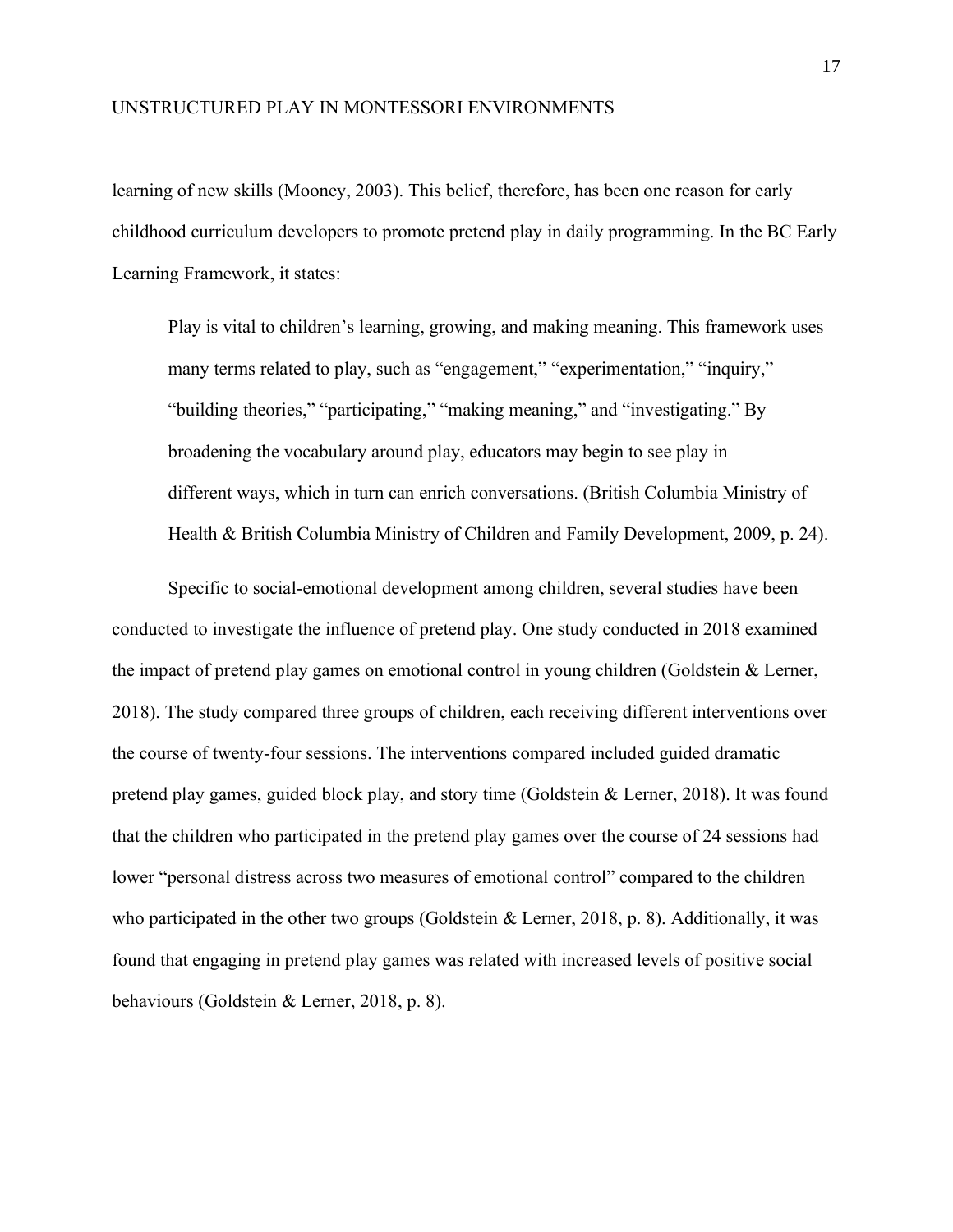learning of new skills (Mooney, 2003). This belief, therefore, has been one reason for early childhood curriculum developers to promote pretend play in daily programming. In the BC Early Learning Framework, it states:

> Play is vital to children's learning, growing, and making meaning. This framework uses many terms related to play, such as "engagement," "experimentation," "inquiry," "building theories," "participating," "making meaning," and "investigating." By broadening the vocabulary around play, educators may begin to see play in different ways, which in turn can enrich conversations. (British Columbia Ministry of Health & British Columbia Ministry of Children and Family Development, 2009, p. 24).

Specific to social-emotional development among children, several studies have been conducted to investigate the influence of pretend play. One study conducted in 2018 examined the impact of pretend play games on emotional control in young children (Goldstein & Lerner, 2018). The study compared three groups of children, each receiving different interventions over the course of twenty-four sessions. The interventions compared included guided dramatic pretend play games, guided block play, and story time (Goldstein & Lerner, 2018). It was found that the children who participated in the pretend play games over the course of 24 sessions had lower "personal distress across two measures of emotional control" compared to the children who participated in the other two groups (Goldstein & Lerner, 2018, p. 8). Additionally, it was found that engaging in pretend play games was related with increased levels of positive social behaviours (Goldstein & Lerner, 2018, p. 8).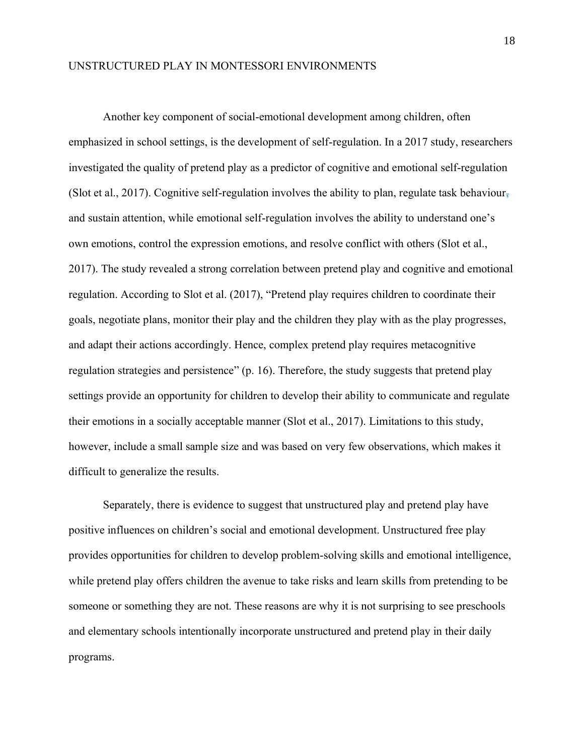Another key component of social-emotional development among children, often emphasized in school settings, is the development of self-regulation. In a 2017 study, researchers investigated the quality of pretend play as a predictor of cognitive and emotional self-regulation (Slot et al., 2017). Cognitive self-regulation involves the ability to plan, regulate task behaviour, and sustain attention, while emotional self-regulation involves the ability to understand one's own emotions, control the expression emotions, and resolve conflict with others (Slot et al., 2017). The study revealed a strong correlation between pretend play and cognitive and emotional regulation. According to Slot et al. (2017), "Pretend play requires children to coordinate their goals, negotiate plans, monitor their play and the children they play with as the play progresses, and adapt their actions accordingly. Hence, complex pretend play requires metacognitive regulation strategies and persistence" (p. 16). Therefore, the study suggests that pretend play settings provide an opportunity for children to develop their ability to communicate and regulate their emotions in a socially acceptable manner (Slot et al., 2017). Limitations to this study, however, include a small sample size and was based on very few observations, which makes it difficult to generalize the results.

Separately, there is evidence to suggest that unstructured play and pretend play have positive influences on children's social and emotional development. Unstructured free play provides opportunities for children to develop problem-solving skills and emotional intelligence, while pretend play offers children the avenue to take risks and learn skills from pretending to be someone or something they are not. These reasons are why it is not surprising to see preschools and elementary schools intentionally incorporate unstructured and pretend play in their daily programs.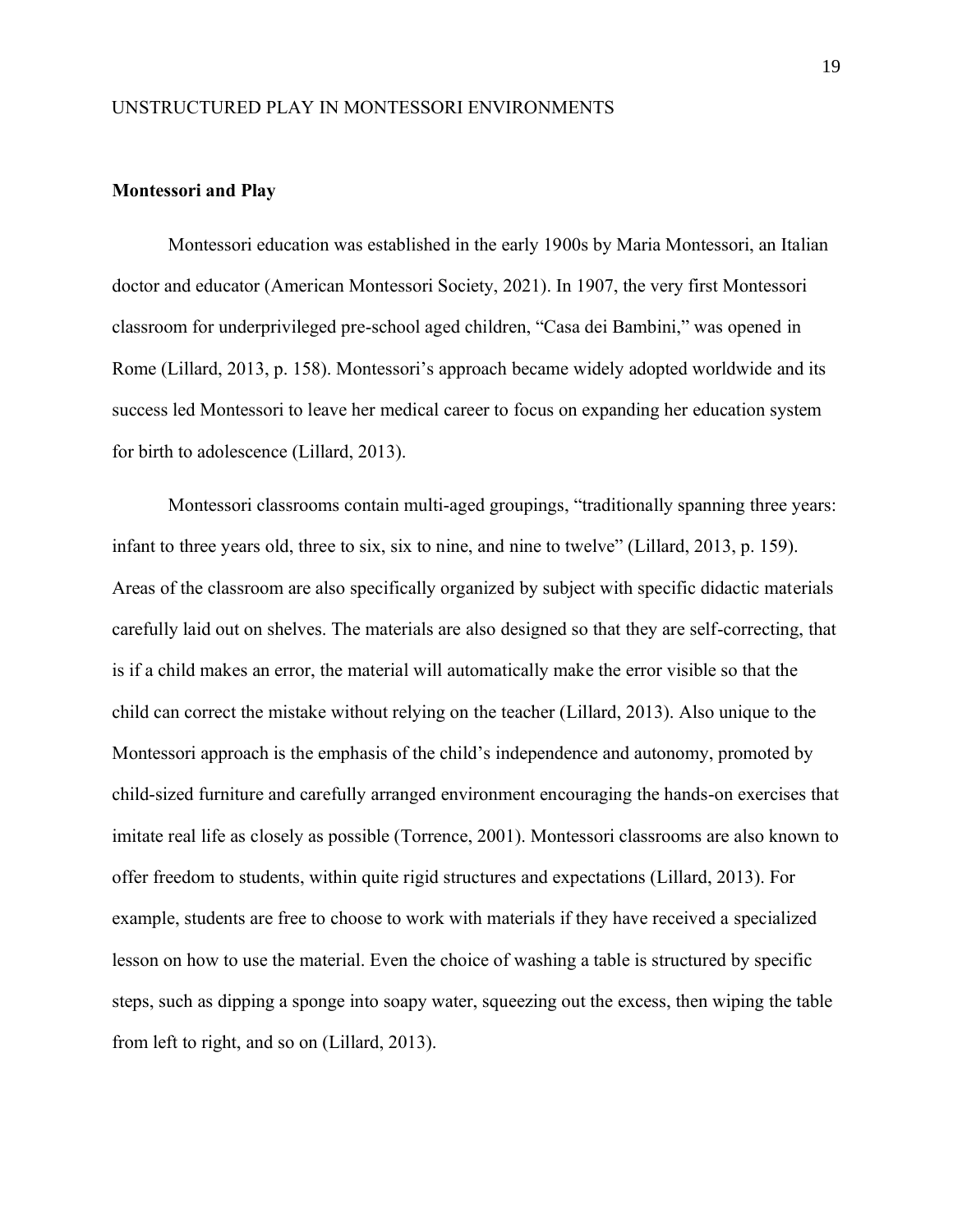**Montessori and Play**

Montessori education was established in the early 1900s by Maria Montessori, an Italian doctor and educator (American Montessori Society, 2021). In 1907, the very first Montessori classroom for underprivileged pre-school aged children, "Casa dei Bambini," was opened in Rome (Lillard, 2013, p. 158). Montessori's approach became widely adopted worldwide and its success led Montessori to leave her medical career to focus on expanding her education system for birth to adolescence (Lillard, 2013).

Montessori classrooms contain multi-aged groupings, "traditionally spanning three years: infant to three years old, three to six, six to nine, and nine to twelve" (Lillard, 2013, p. 159). Areas of the classroom are also specifically organized by subject with specific didactic materials carefully laid out on shelves. The materials are also designed so that they are self-correcting, that is if a child makes an error, the material will automatically make the error visible so that the child can correct the mistake without relying on the teacher (Lillard, 2013). Also unique to the Montessori approach is the emphasis of the child's independence and autonomy, promoted by child-sized furniture and carefully arranged environment encouraging the hands-on exercises that imitate real life as closely as possible (Torrence, 2001). Montessori classrooms are also known to offer freedom to students, within quite rigid structures and expectations (Lillard, 2013). For example, students are free to choose to work with materials if they have received a specialized lesson on how to use the material. Even the choice of washing a table is structured by specific steps, such as dipping a sponge into soapy water, squeezing out the excess, then wiping the table from left to right, and so on (Lillard, 2013).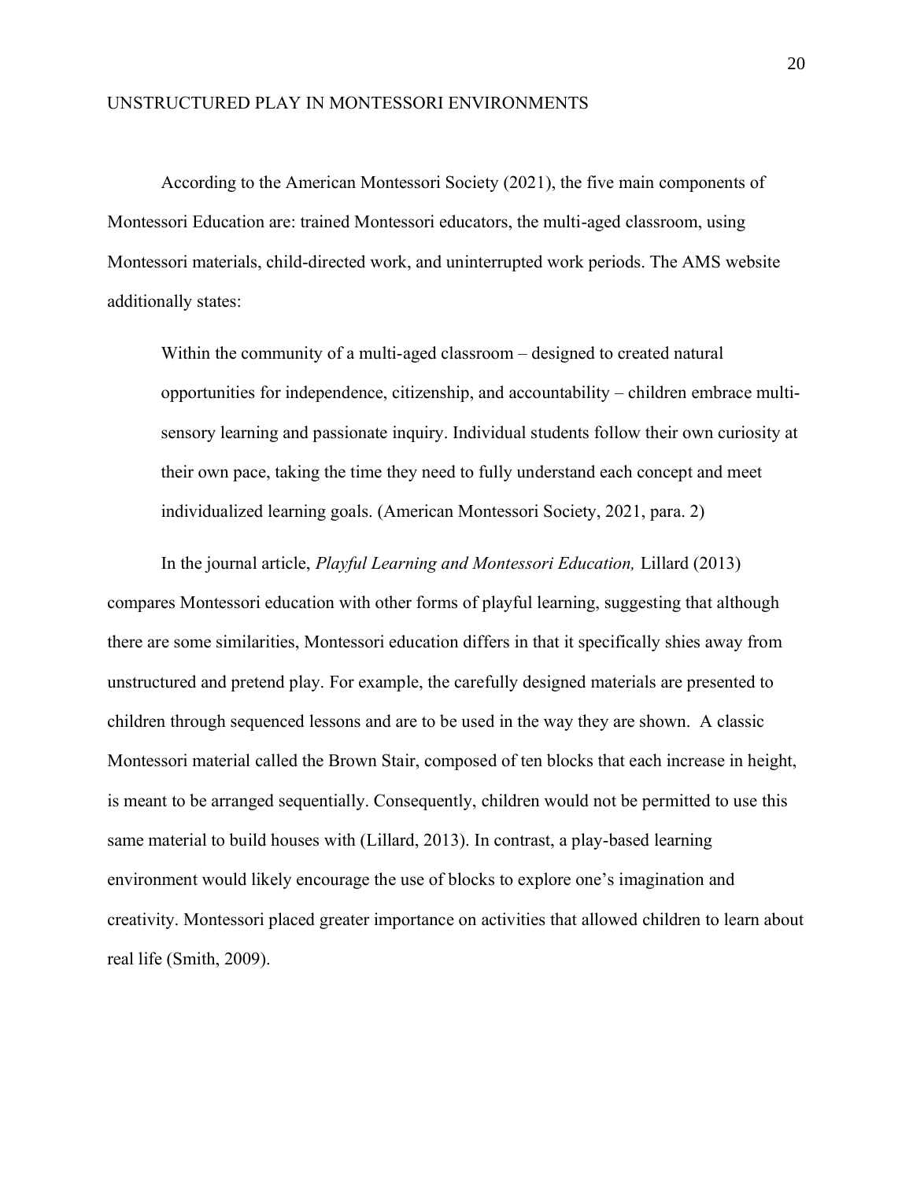According to the American Montessori Society (2021), the five main components of Montessori Education are: trained Montessori educators, the multi-aged classroom, using Montessori materials, child-directed work, and uninterrupted work periods. The AMS website additionally states:

> Within the community of a multi-aged classroom – designed to created natural opportunities for independence, citizenship, and accountability – children embrace multi-sensory learning and passionate inquiry. Individual students follow their own curiosity at their own pace, taking the time they need to fully understand each concept and meet individualized learning goals. (American Montessori Society, 2021, para. 2)

In the journal article, *Playful Learning and Montessori Education,* Lillard (2013) compares Montessori education with other forms of playful learning, suggesting that although there are some similarities, Montessori education differs in that it specifically shies away from unstructured and pretend play. For example, the carefully designed materials are presented to children through sequenced lessons and are to be used in the way they are shown. A classic Montessori material called the Brown Stair, composed of ten blocks that each increase in height, is meant to be arranged sequentially. Consequently, children would not be permitted to use this same material to build houses with (Lillard, 2013). In contrast, a play-based learning environment would likely encourage the use of blocks to explore one's imagination and creativity. Montessori placed greater importance on activities that allowed children to learn about real life (Smith, 2009).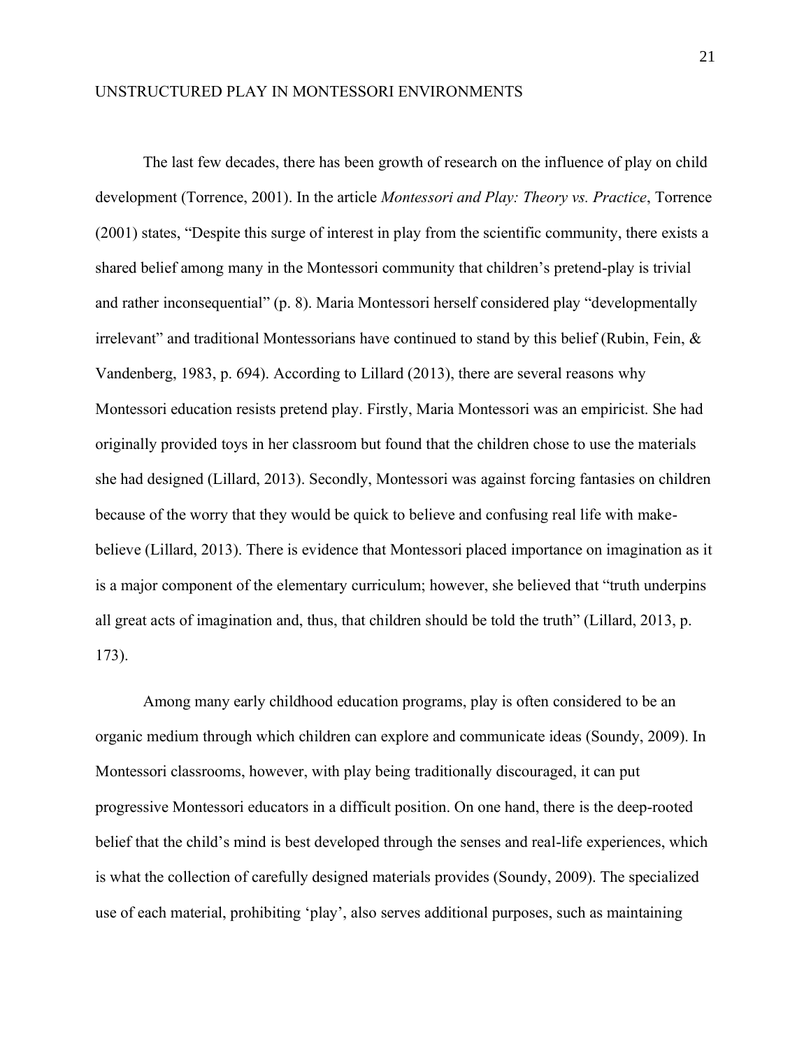The last few decades, there has been growth of research on the influence of play on child development (Torrence, 2001). In the article *Montessori and Play: Theory vs. Practice*, Torrence (2001) states, "Despite this surge of interest in play from the scientific community, there exists a shared belief among many in the Montessori community that children's pretend-play is trivial and rather inconsequential" (p. 8). Maria Montessori herself considered play "developmentally irrelevant" and traditional Montessorians have continued to stand by this belief (Rubin, Fein, & Vandenberg, 1983, p. 694). According to Lillard (2013), there are several reasons why Montessori education resists pretend play. Firstly, Maria Montessori was an empiricist. She had originally provided toys in her classroom but found that the children chose to use the materials she had designed (Lillard, 2013). Secondly, Montessori was against forcing fantasies on children because of the worry that they would be quick to believe and confusing real life with make-believe (Lillard, 2013). There is evidence that Montessori placed importance on imagination as it is a major component of the elementary curriculum; however, she believed that "truth underpins all great acts of imagination and, thus, that children should be told the truth" (Lillard, 2013, p. 173).

Among many early childhood education programs, play is often considered to be an organic medium through which children can explore and communicate ideas (Soundy, 2009). In Montessori classrooms, however, with play being traditionally discouraged, it can put progressive Montessori educators in a difficult position. On one hand, there is the deep-rooted belief that the child's mind is best developed through the senses and real-life experiences, which is what the collection of carefully designed materials provides (Soundy, 2009). The specialized use of each material, prohibiting 'play', also serves additional purposes, such as maintaining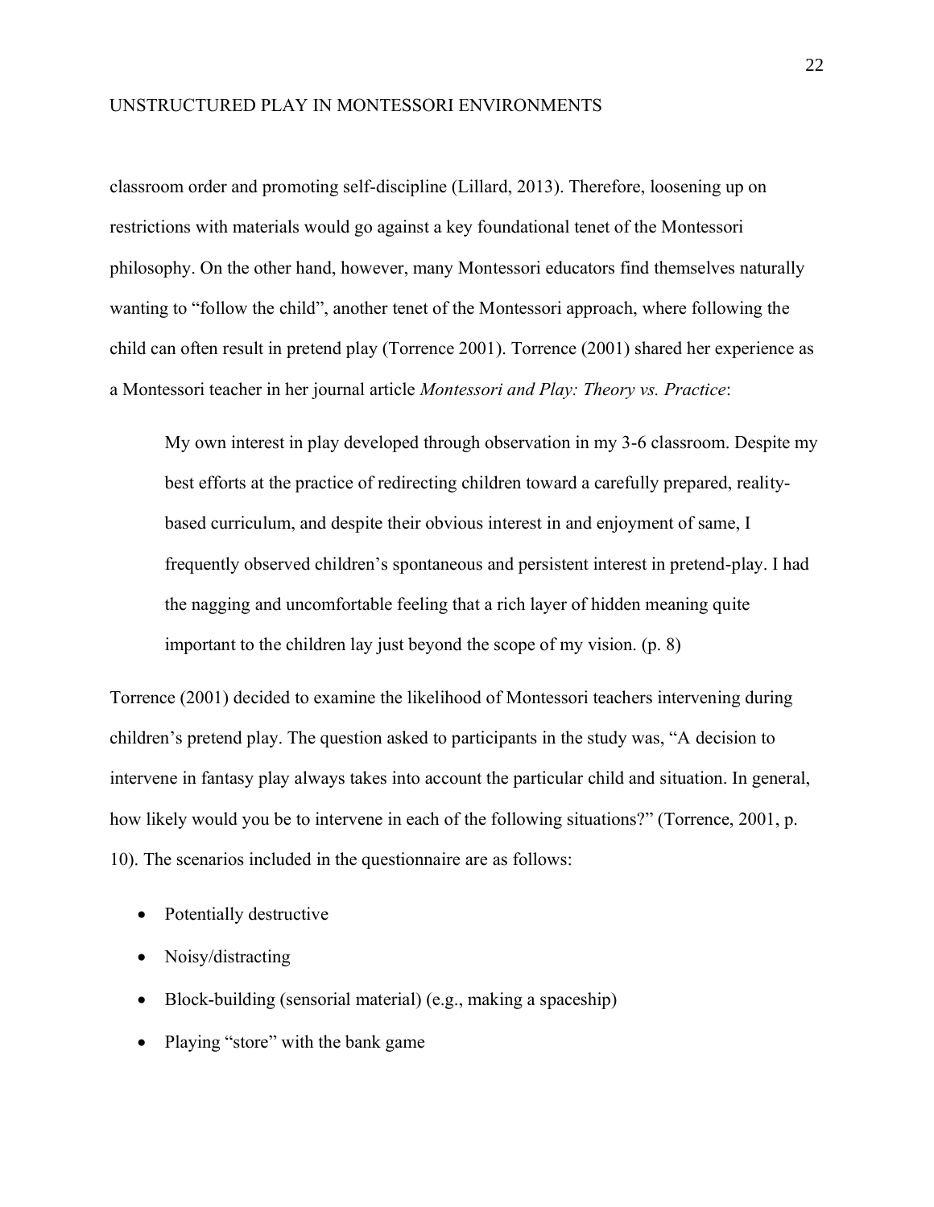classroom order and promoting self-discipline (Lillard, 2013). Therefore, loosening up on restrictions with materials would go against a key foundational tenet of the Montessori philosophy. On the other hand, however, many Montessori educators find themselves naturally wanting to "follow the child", another tenet of the Montessori approach, where following the child can often result in pretend play (Torrence 2001). Torrence (2001) shared her experience as a Montessori teacher in her journal article *Montessori and Play: Theory vs. Practice*:

> My own interest in play developed through observation in my 3-6 classroom. Despite my best efforts at the practice of redirecting children toward a carefully prepared, reality-based curriculum, and despite their obvious interest in and enjoyment of same, I frequently observed children's spontaneous and persistent interest in pretend-play. I had the nagging and uncomfortable feeling that a rich layer of hidden meaning quite important to the children lay just beyond the scope of my vision. (p. 8)

Torrence (2001) decided to examine the likelihood of Montessori teachers intervening during children's pretend play. The question asked to participants in the study was, "A decision to intervene in fantasy play always takes into account the particular child and situation. In general, how likely would you be to intervene in each of the following situations?" (Torrence, 2001, p. 10). The scenarios included in the questionnaire are as follows:

- Potentially destructive
- Noisy/distracting
- Block-building (sensorial material) (e.g., making a spaceship)
- Playing "store" with the bank game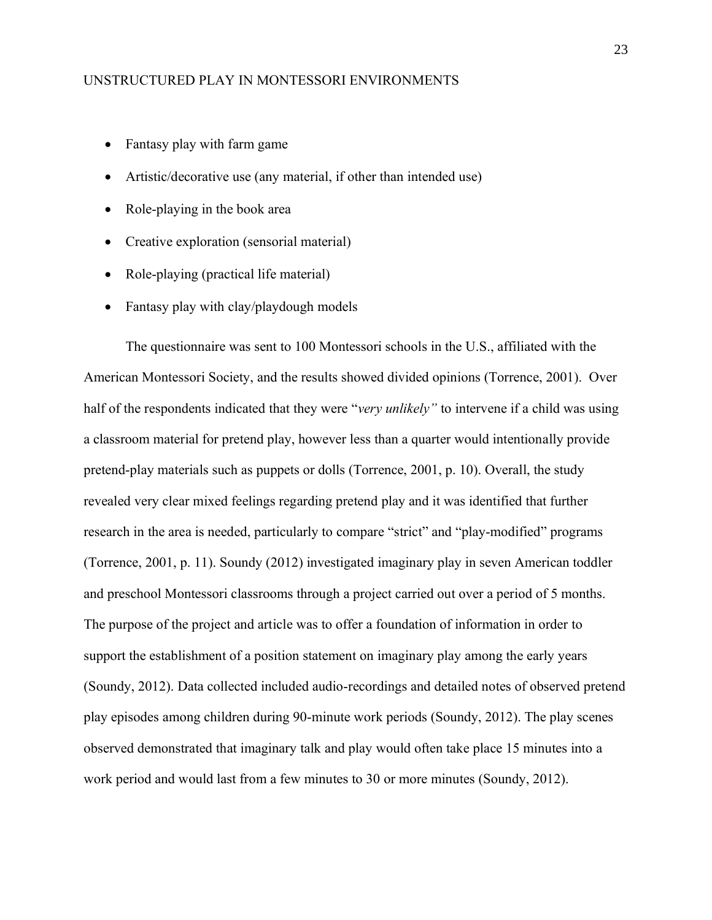- Fantasy play with farm game
- Artistic/decorative use (any material, if other than intended use)
- Role-playing in the book area
- Creative exploration (sensorial material)
- Role-playing (practical life material)
- Fantasy play with clay/playdough models

The questionnaire was sent to 100 Montessori schools in the U.S., affiliated with the American Montessori Society, and the results showed divided opinions (Torrence, 2001). Over half of the respondents indicated that they were "*very unlikely"* to intervene if a child was using a classroom material for pretend play, however less than a quarter would intentionally provide pretend-play materials such as puppets or dolls (Torrence, 2001, p. 10). Overall, the study revealed very clear mixed feelings regarding pretend play and it was identified that further research in the area is needed, particularly to compare "strict" and "play-modified" programs (Torrence, 2001, p. 11). Soundy (2012) investigated imaginary play in seven American toddler and preschool Montessori classrooms through a project carried out over a period of 5 months. The purpose of the project and article was to offer a foundation of information in order to support the establishment of a position statement on imaginary play among the early years (Soundy, 2012). Data collected included audio-recordings and detailed notes of observed pretend play episodes among children during 90-minute work periods (Soundy, 2012). The play scenes observed demonstrated that imaginary talk and play would often take place 15 minutes into a work period and would last from a few minutes to 30 or more minutes (Soundy, 2012).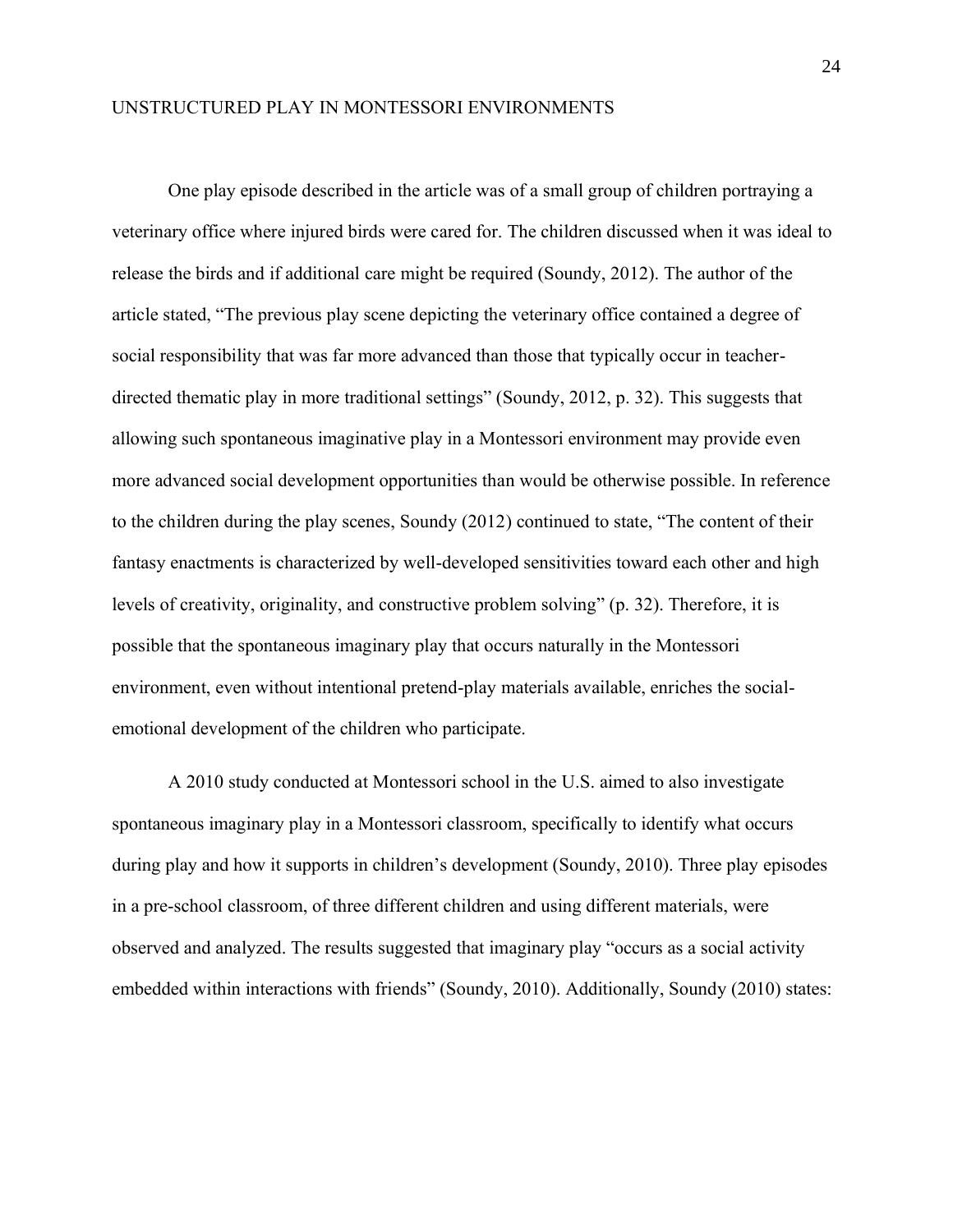One play episode described in the article was of a small group of children portraying a veterinary office where injured birds were cared for. The children discussed when it was ideal to release the birds and if additional care might be required (Soundy, 2012). The author of the article stated, "The previous play scene depicting the veterinary office contained a degree of social responsibility that was far more advanced than those that typically occur in teacher-directed thematic play in more traditional settings" (Soundy, 2012, p. 32). This suggests that allowing such spontaneous imaginative play in a Montessori environment may provide even more advanced social development opportunities than would be otherwise possible. In reference to the children during the play scenes, Soundy (2012) continued to state, "The content of their fantasy enactments is characterized by well-developed sensitivities toward each other and high levels of creativity, originality, and constructive problem solving" (p. 32). Therefore, it is possible that the spontaneous imaginary play that occurs naturally in the Montessori environment, even without intentional pretend-play materials available, enriches the social-emotional development of the children who participate.

A 2010 study conducted at Montessori school in the U.S. aimed to also investigate spontaneous imaginary play in a Montessori classroom, specifically to identify what occurs during play and how it supports in children's development (Soundy, 2010). Three play episodes in a pre-school classroom, of three different children and using different materials, were observed and analyzed. The results suggested that imaginary play "occurs as a social activity embedded within interactions with friends" (Soundy, 2010). Additionally, Soundy (2010) states: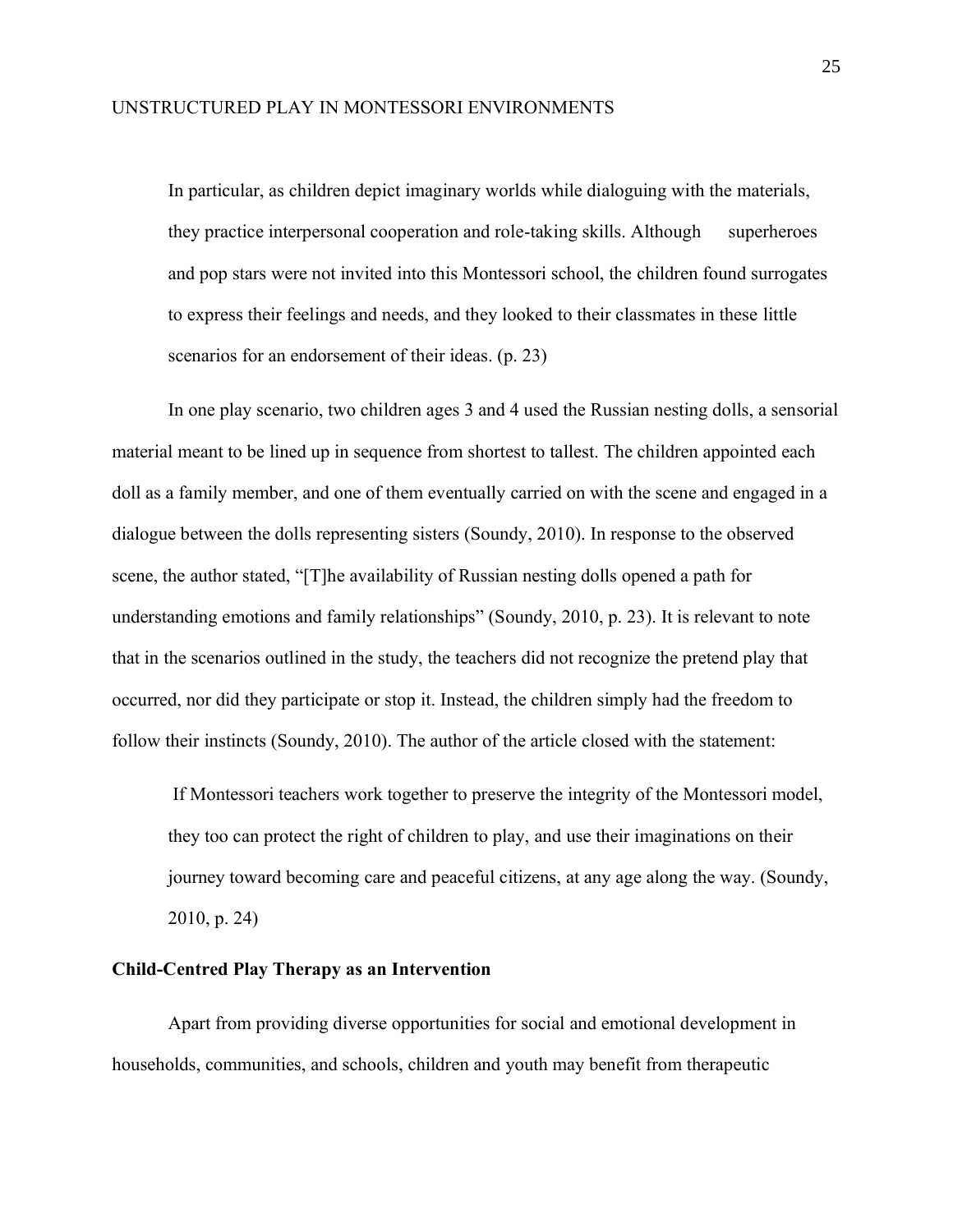> In particular, as children depict imaginary worlds while dialoguing with the materials, they practice interpersonal cooperation and role-taking skills. Although superheroes and pop stars were not invited into this Montessori school, the children found surrogates to express their feelings and needs, and they looked to their classmates in these little scenarios for an endorsement of their ideas. (p. 23)

In one play scenario, two children ages 3 and 4 used the Russian nesting dolls, a sensorial material meant to be lined up in sequence from shortest to tallest. The children appointed each doll as a family member, and one of them eventually carried on with the scene and engaged in a dialogue between the dolls representing sisters (Soundy, 2010). In response to the observed scene, the author stated, "[T]he availability of Russian nesting dolls opened a path for understanding emotions and family relationships" (Soundy, 2010, p. 23). It is relevant to note that in the scenarios outlined in the study, the teachers did not recognize the pretend play that occurred, nor did they participate or stop it. Instead, the children simply had the freedom to follow their instincts (Soundy, 2010). The author of the article closed with the statement:

> If Montessori teachers work together to preserve the integrity of the Montessori model, they too can protect the right of children to play, and use their imaginations on their journey toward becoming care and peaceful citizens, at any age along the way. (Soundy, 2010, p. 24)

### Child-Centred Play Therapy as an Intervention

Apart from providing diverse opportunities for social and emotional development in households, communities, and schools, children and youth may benefit from therapeutic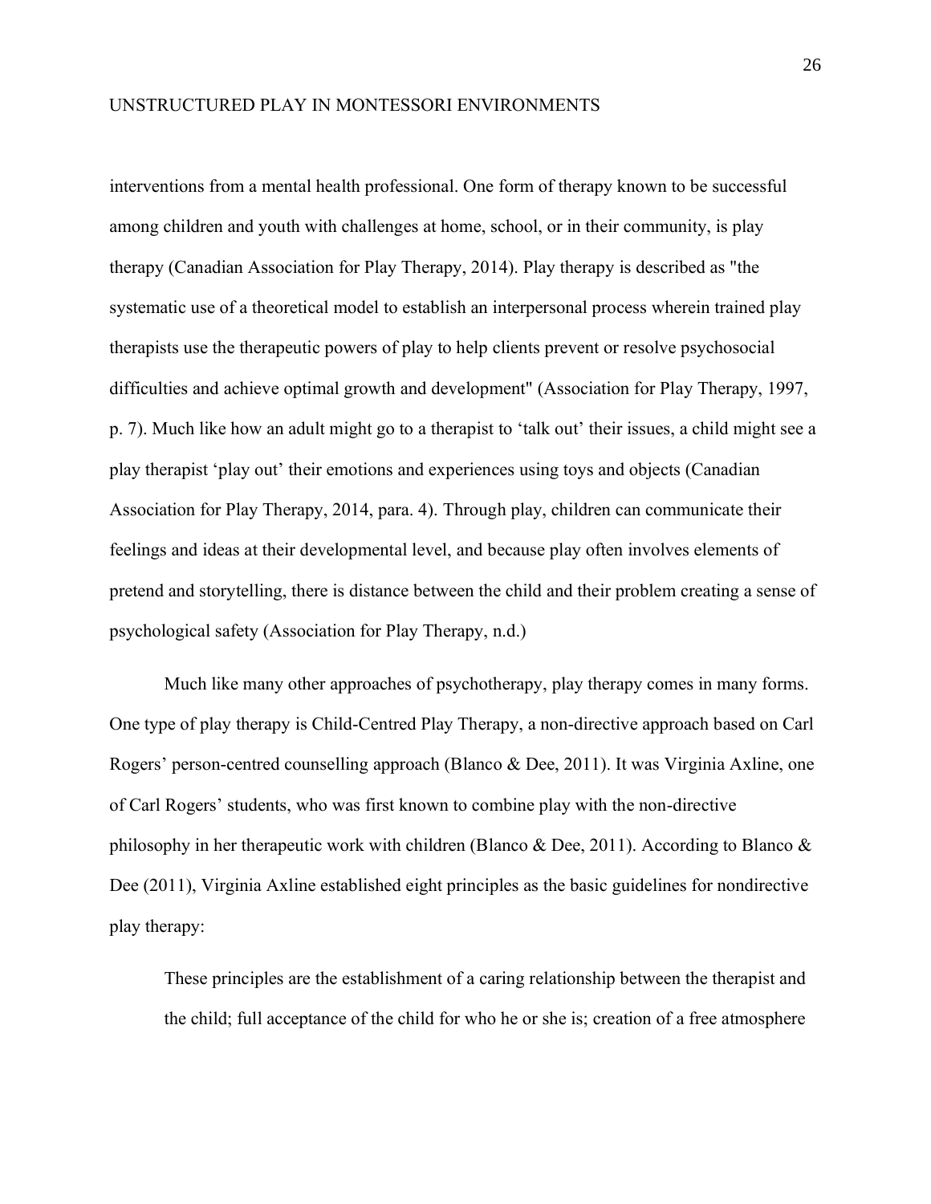interventions from a mental health professional. One form of therapy known to be successful among children and youth with challenges at home, school, or in their community, is play therapy (Canadian Association for Play Therapy, 2014). Play therapy is described as "the systematic use of a theoretical model to establish an interpersonal process wherein trained play therapists use the therapeutic powers of play to help clients prevent or resolve psychosocial difficulties and achieve optimal growth and development" (Association for Play Therapy, 1997, p. 7). Much like how an adult might go to a therapist to 'talk out' their issues, a child might see a play therapist 'play out' their emotions and experiences using toys and objects (Canadian Association for Play Therapy, 2014, para. 4). Through play, children can communicate their feelings and ideas at their developmental level, and because play often involves elements of pretend and storytelling, there is distance between the child and their problem creating a sense of psychological safety (Association for Play Therapy, n.d.)

Much like many other approaches of psychotherapy, play therapy comes in many forms. One type of play therapy is Child-Centred Play Therapy, a non-directive approach based on Carl Rogers' person-centred counselling approach (Blanco & Dee, 2011). It was Virginia Axline, one of Carl Rogers' students, who was first known to combine play with the non-directive philosophy in her therapeutic work with children (Blanco & Dee, 2011). According to Blanco & Dee (2011), Virginia Axline established eight principles as the basic guidelines for nondirective play therapy:

> These principles are the establishment of a caring relationship between the therapist and the child; full acceptance of the child for who he or she is; creation of a free atmosphere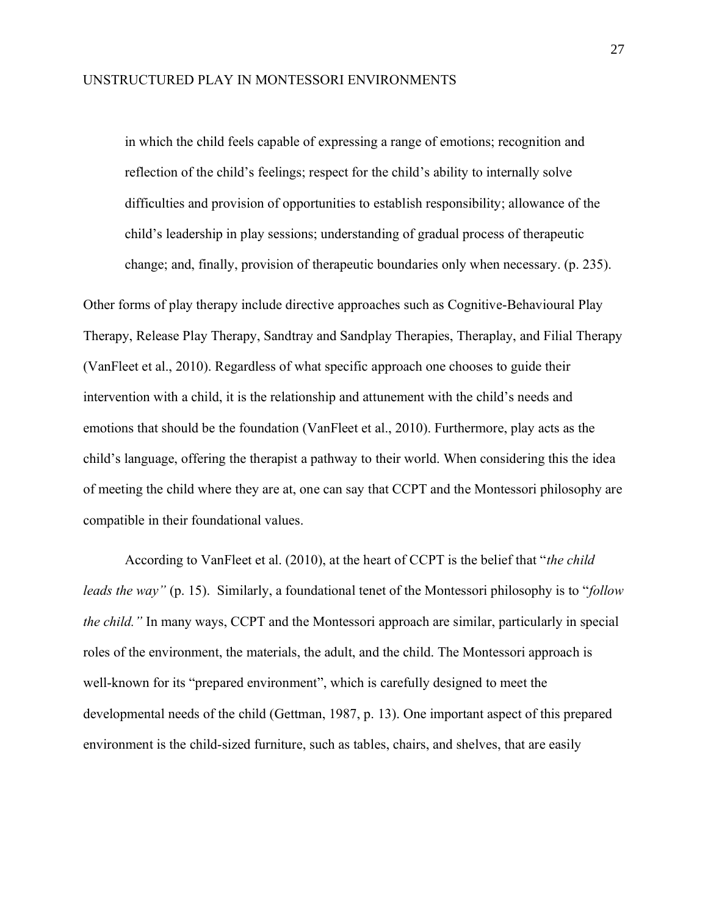> in which the child feels capable of expressing a range of emotions; recognition and reflection of the child's feelings; respect for the child's ability to internally solve difficulties and provision of opportunities to establish responsibility; allowance of the child's leadership in play sessions; understanding of gradual process of therapeutic change; and, finally, provision of therapeutic boundaries only when necessary. (p. 235).

Other forms of play therapy include directive approaches such as Cognitive-Behavioural Play Therapy, Release Play Therapy, Sandtray and Sandplay Therapies, Theraplay, and Filial Therapy (VanFleet et al., 2010). Regardless of what specific approach one chooses to guide their intervention with a child, it is the relationship and attunement with the child's needs and emotions that should be the foundation (VanFleet et al., 2010). Furthermore, play acts as the child's language, offering the therapist a pathway to their world. When considering this the idea of meeting the child where they are at, one can say that CCPT and the Montessori philosophy are compatible in their foundational values.

According to VanFleet et al. (2010), at the heart of CCPT is the belief that "*the child leads the way"* (p. 15). Similarly, a foundational tenet of the Montessori philosophy is to "*follow the child."* In many ways, CCPT and the Montessori approach are similar, particularly in special roles of the environment, the materials, the adult, and the child. The Montessori approach is well-known for its "prepared environment", which is carefully designed to meet the developmental needs of the child (Gettman, 1987, p. 13). One important aspect of this prepared environment is the child-sized furniture, such as tables, chairs, and shelves, that are easily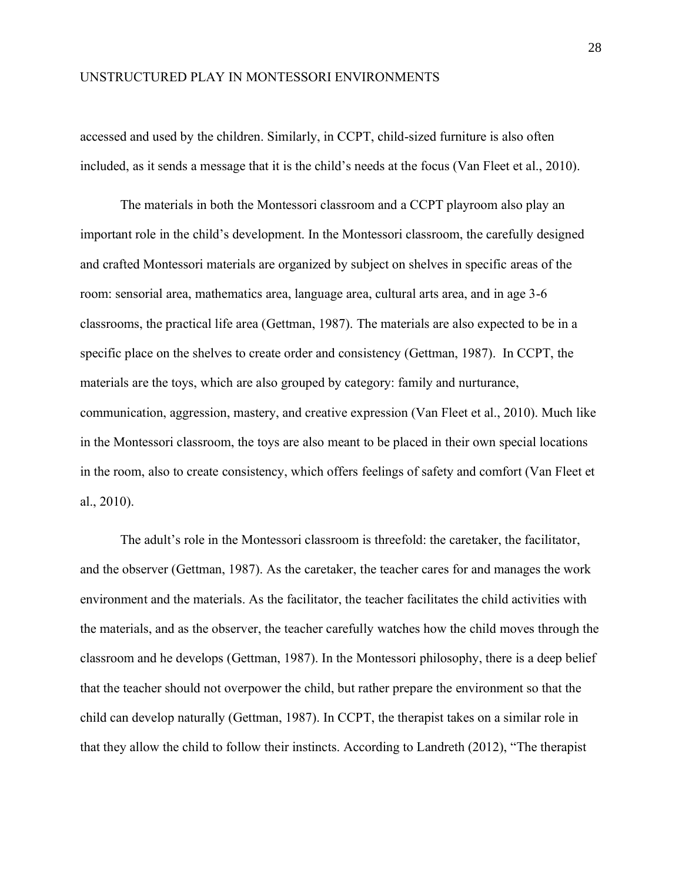accessed and used by the children. Similarly, in CCPT, child-sized furniture is also often included, as it sends a message that it is the child's needs at the focus (Van Fleet et al., 2010).

The materials in both the Montessori classroom and a CCPT playroom also play an important role in the child's development. In the Montessori classroom, the carefully designed and crafted Montessori materials are organized by subject on shelves in specific areas of the room: sensorial area, mathematics area, language area, cultural arts area, and in age 3-6 classrooms, the practical life area (Gettman, 1987). The materials are also expected to be in a specific place on the shelves to create order and consistency (Gettman, 1987). In CCPT, the materials are the toys, which are also grouped by category: family and nurturance, communication, aggression, mastery, and creative expression (Van Fleet et al., 2010). Much like in the Montessori classroom, the toys are also meant to be placed in their own special locations in the room, also to create consistency, which offers feelings of safety and comfort (Van Fleet et al., 2010).

The adult's role in the Montessori classroom is threefold: the caretaker, the facilitator, and the observer (Gettman, 1987). As the caretaker, the teacher cares for and manages the work environment and the materials. As the facilitator, the teacher facilitates the child activities with the materials, and as the observer, the teacher carefully watches how the child moves through the classroom and he develops (Gettman, 1987). In the Montessori philosophy, there is a deep belief that the teacher should not overpower the child, but rather prepare the environment so that the child can develop naturally (Gettman, 1987). In CCPT, the therapist takes on a similar role in that they allow the child to follow their instincts. According to Landreth (2012), "The therapist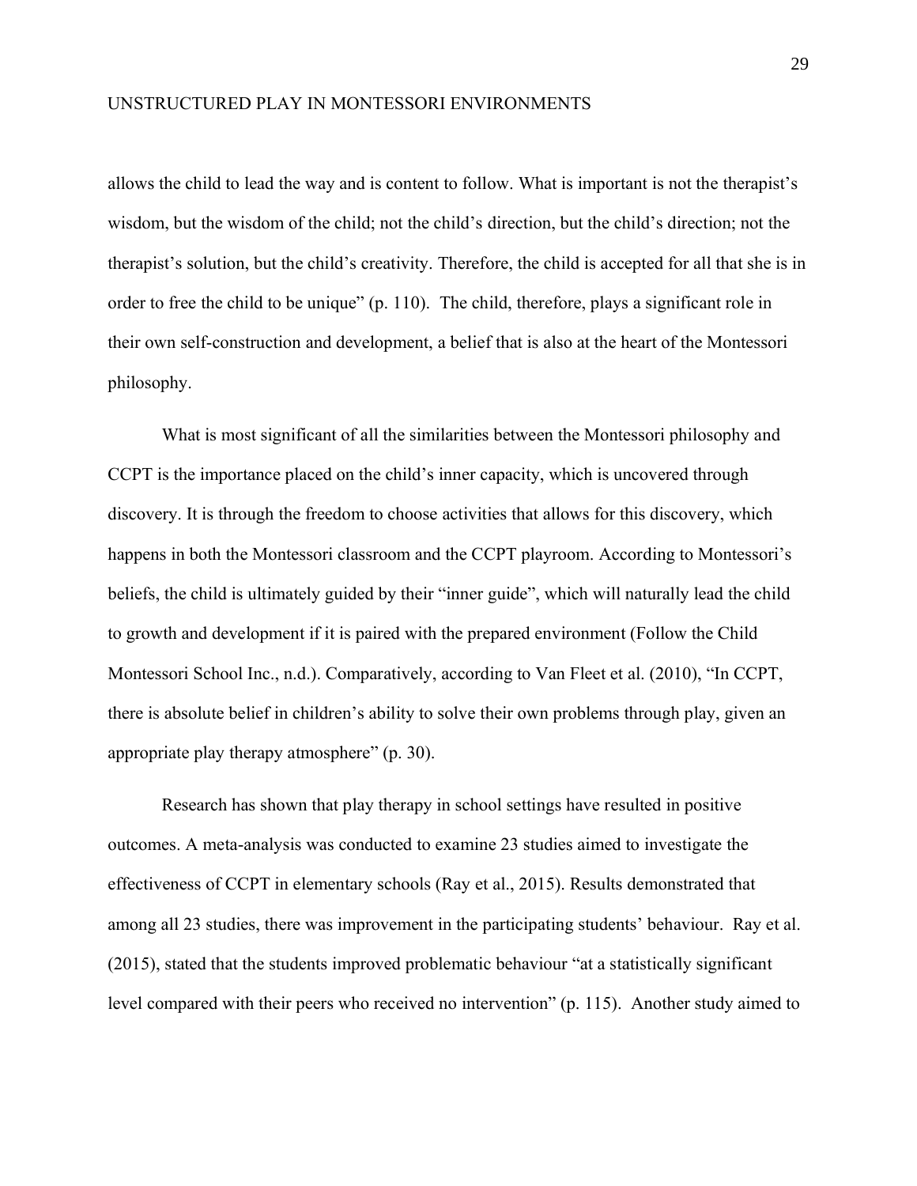allows the child to lead the way and is content to follow. What is important is not the therapist's wisdom, but the wisdom of the child; not the child's direction, but the child's direction; not the therapist's solution, but the child's creativity. Therefore, the child is accepted for all that she is in order to free the child to be unique" (p. 110). The child, therefore, plays a significant role in their own self-construction and development, a belief that is also at the heart of the Montessori philosophy.

What is most significant of all the similarities between the Montessori philosophy and CCPT is the importance placed on the child's inner capacity, which is uncovered through discovery. It is through the freedom to choose activities that allows for this discovery, which happens in both the Montessori classroom and the CCPT playroom. According to Montessori's beliefs, the child is ultimately guided by their "inner guide", which will naturally lead the child to growth and development if it is paired with the prepared environment (Follow the Child Montessori School Inc., n.d.). Comparatively, according to Van Fleet et al. (2010), "In CCPT, there is absolute belief in children's ability to solve their own problems through play, given an appropriate play therapy atmosphere" (p. 30).

Research has shown that play therapy in school settings have resulted in positive outcomes. A meta-analysis was conducted to examine 23 studies aimed to investigate the effectiveness of CCPT in elementary schools (Ray et al., 2015). Results demonstrated that among all 23 studies, there was improvement in the participating students' behaviour. Ray et al. (2015), stated that the students improved problematic behaviour "at a statistically significant level compared with their peers who received no intervention" (p. 115). Another study aimed to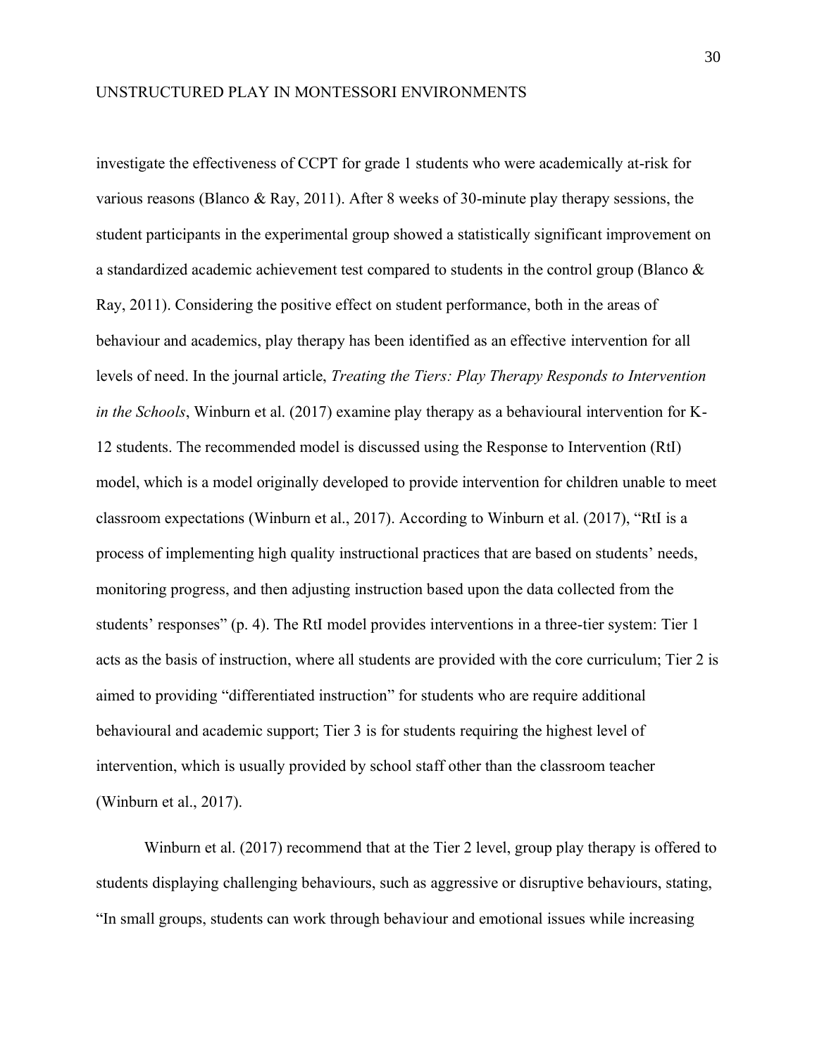investigate the effectiveness of CCPT for grade 1 students who were academically at-risk for various reasons (Blanco & Ray, 2011). After 8 weeks of 30-minute play therapy sessions, the student participants in the experimental group showed a statistically significant improvement on a standardized academic achievement test compared to students in the control group (Blanco & Ray, 2011). Considering the positive effect on student performance, both in the areas of behaviour and academics, play therapy has been identified as an effective intervention for all levels of need. In the journal article, *Treating the Tiers: Play Therapy Responds to Intervention in the Schools*, Winburn et al. (2017) examine play therapy as a behavioural intervention for K-12 students. The recommended model is discussed using the Response to Intervention (RtI) model, which is a model originally developed to provide intervention for children unable to meet classroom expectations (Winburn et al., 2017). According to Winburn et al. (2017), "RtI is a process of implementing high quality instructional practices that are based on students' needs, monitoring progress, and then adjusting instruction based upon the data collected from the students' responses" (p. 4). The RtI model provides interventions in a three-tier system: Tier 1 acts as the basis of instruction, where all students are provided with the core curriculum; Tier 2 is aimed to providing "differentiated instruction" for students who are require additional behavioural and academic support; Tier 3 is for students requiring the highest level of intervention, which is usually provided by school staff other than the classroom teacher (Winburn et al., 2017).

Winburn et al. (2017) recommend that at the Tier 2 level, group play therapy is offered to students displaying challenging behaviours, such as aggressive or disruptive behaviours, stating, "In small groups, students can work through behaviour and emotional issues while increasing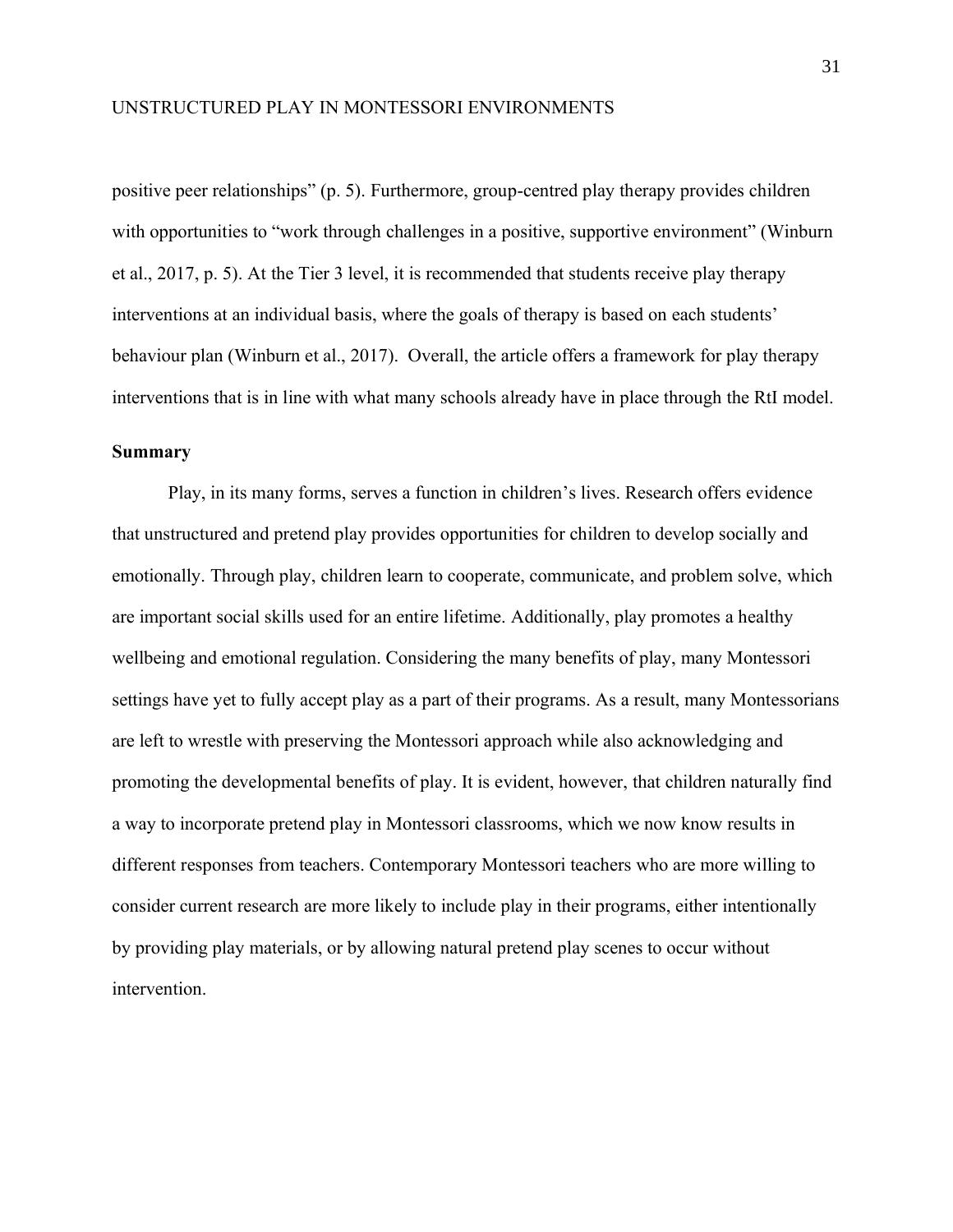positive peer relationships" (p. 5). Furthermore, group-centred play therapy provides children with opportunities to "work through challenges in a positive, supportive environment" (Winburn et al., 2017, p. 5). At the Tier 3 level, it is recommended that students receive play therapy interventions at an individual basis, where the goals of therapy is based on each students' behaviour plan (Winburn et al., 2017). Overall, the article offers a framework for play therapy interventions that is in line with what many schools already have in place through the RtI model.

### Summary

Play, in its many forms, serves a function in children's lives. Research offers evidence that unstructured and pretend play provides opportunities for children to develop socially and emotionally. Through play, children learn to cooperate, communicate, and problem solve, which are important social skills used for an entire lifetime. Additionally, play promotes a healthy wellbeing and emotional regulation. Considering the many benefits of play, many Montessori settings have yet to fully accept play as a part of their programs. As a result, many Montessorians are left to wrestle with preserving the Montessori approach while also acknowledging and promoting the developmental benefits of play. It is evident, however, that children naturally find a way to incorporate pretend play in Montessori classrooms, which we now know results in different responses from teachers. Contemporary Montessori teachers who are more willing to consider current research are more likely to include play in their programs, either intentionally by providing play materials, or by allowing natural pretend play scenes to occur without intervention.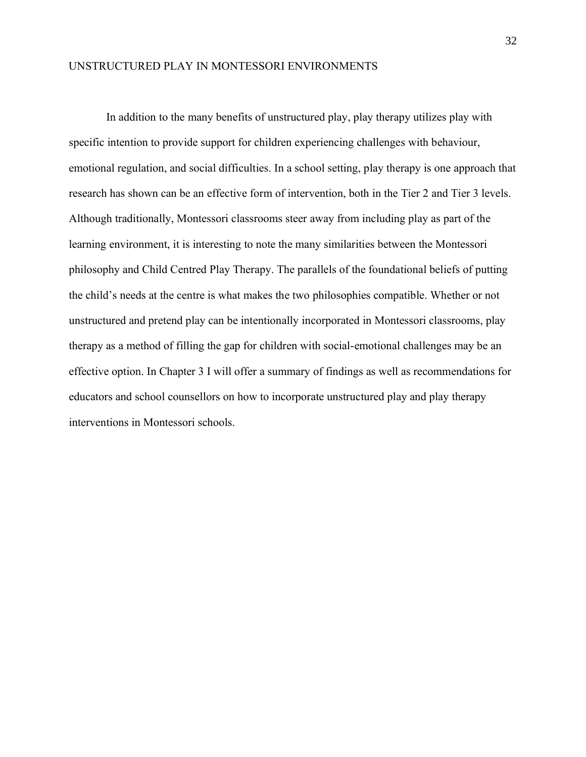In addition to the many benefits of unstructured play, play therapy utilizes play with specific intention to provide support for children experiencing challenges with behaviour, emotional regulation, and social difficulties. In a school setting, play therapy is one approach that research has shown can be an effective form of intervention, both in the Tier 2 and Tier 3 levels. Although traditionally, Montessori classrooms steer away from including play as part of the learning environment, it is interesting to note the many similarities between the Montessori philosophy and Child Centred Play Therapy. The parallels of the foundational beliefs of putting the child's needs at the centre is what makes the two philosophies compatible. Whether or not unstructured and pretend play can be intentionally incorporated in Montessori classrooms, play therapy as a method of filling the gap for children with social-emotional challenges may be an effective option. In Chapter 3 I will offer a summary of findings as well as recommendations for educators and school counsellors on how to incorporate unstructured play and play therapy interventions in Montessori schools.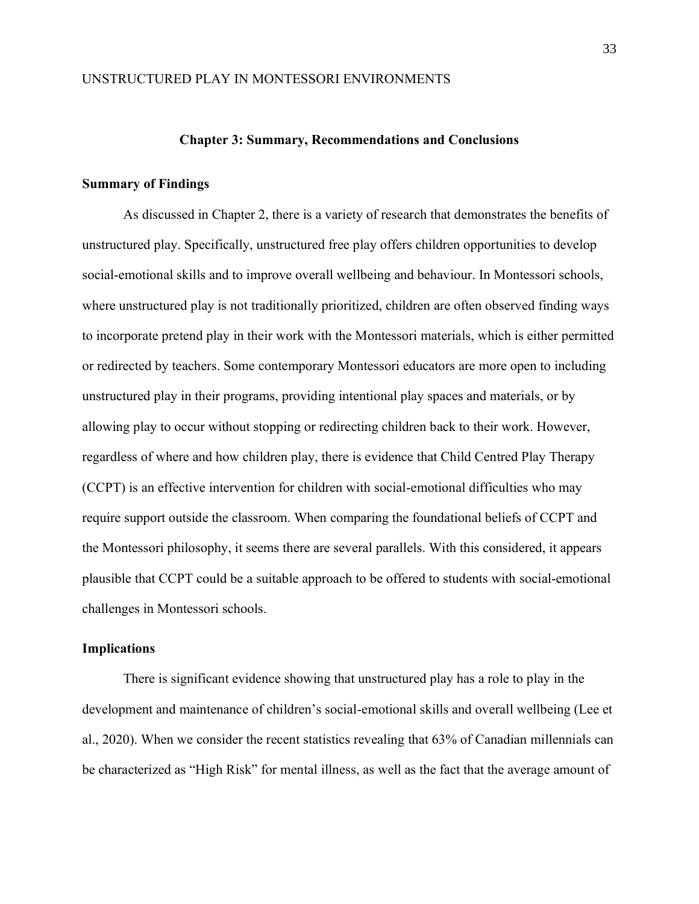## Chapter 3: Summary, Recommendations and Conclusions

### Summary of Findings

As discussed in Chapter 2, there is a variety of research that demonstrates the benefits of unstructured play. Specifically, unstructured free play offers children opportunities to develop social-emotional skills and to improve overall wellbeing and behaviour. In Montessori schools, where unstructured play is not traditionally prioritized, children are often observed finding ways to incorporate pretend play in their work with the Montessori materials, which is either permitted or redirected by teachers. Some contemporary Montessori educators are more open to including unstructured play in their programs, providing intentional play spaces and materials, or by allowing play to occur without stopping or redirecting children back to their work. However, regardless of where and how children play, there is evidence that Child Centred Play Therapy (CCPT) is an effective intervention for children with social-emotional difficulties who may require support outside the classroom. When comparing the foundational beliefs of CCPT and the Montessori philosophy, it seems there are several parallels. With this considered, it appears plausible that CCPT could be a suitable approach to be offered to students with social-emotional challenges in Montessori schools.

### Implications

There is significant evidence showing that unstructured play has a role to play in the development and maintenance of children's social-emotional skills and overall wellbeing (Lee et al., 2020). When we consider the recent statistics revealing that 63% of Canadian millennials can be characterized as "High Risk" for mental illness, as well as the fact that the average amount of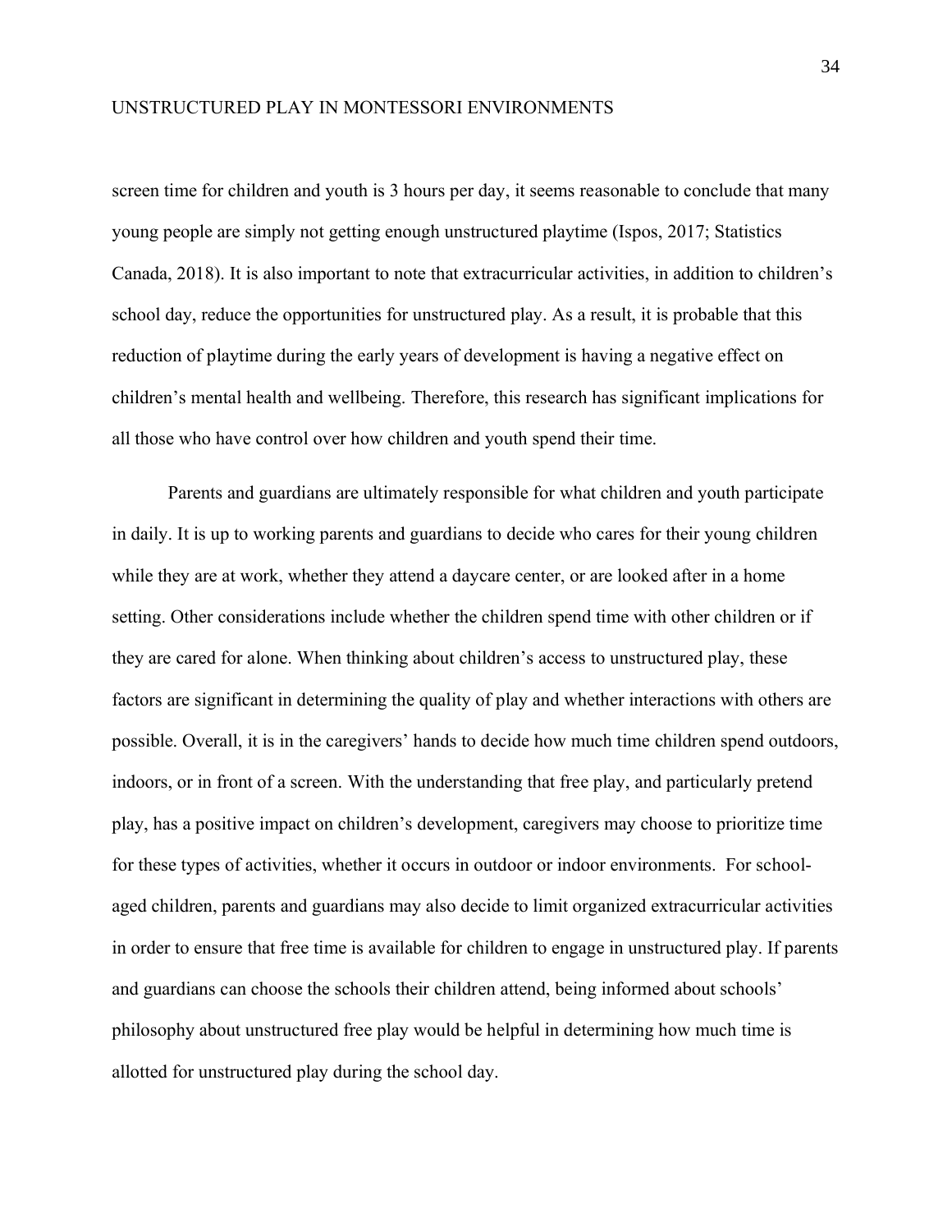screen time for children and youth is 3 hours per day, it seems reasonable to conclude that many young people are simply not getting enough unstructured playtime (Ispos, 2017; Statistics Canada, 2018). It is also important to note that extracurricular activities, in addition to children's school day, reduce the opportunities for unstructured play. As a result, it is probable that this reduction of playtime during the early years of development is having a negative effect on children's mental health and wellbeing. Therefore, this research has significant implications for all those who have control over how children and youth spend their time.

Parents and guardians are ultimately responsible for what children and youth participate in daily. It is up to working parents and guardians to decide who cares for their young children while they are at work, whether they attend a daycare center, or are looked after in a home setting. Other considerations include whether the children spend time with other children or if they are cared for alone. When thinking about children's access to unstructured play, these factors are significant in determining the quality of play and whether interactions with others are possible. Overall, it is in the caregivers' hands to decide how much time children spend outdoors, indoors, or in front of a screen. With the understanding that free play, and particularly pretend play, has a positive impact on children's development, caregivers may choose to prioritize time for these types of activities, whether it occurs in outdoor or indoor environments. For school-aged children, parents and guardians may also decide to limit organized extracurricular activities in order to ensure that free time is available for children to engage in unstructured play. If parents and guardians can choose the schools their children attend, being informed about schools' philosophy about unstructured free play would be helpful in determining how much time is allotted for unstructured play during the school day.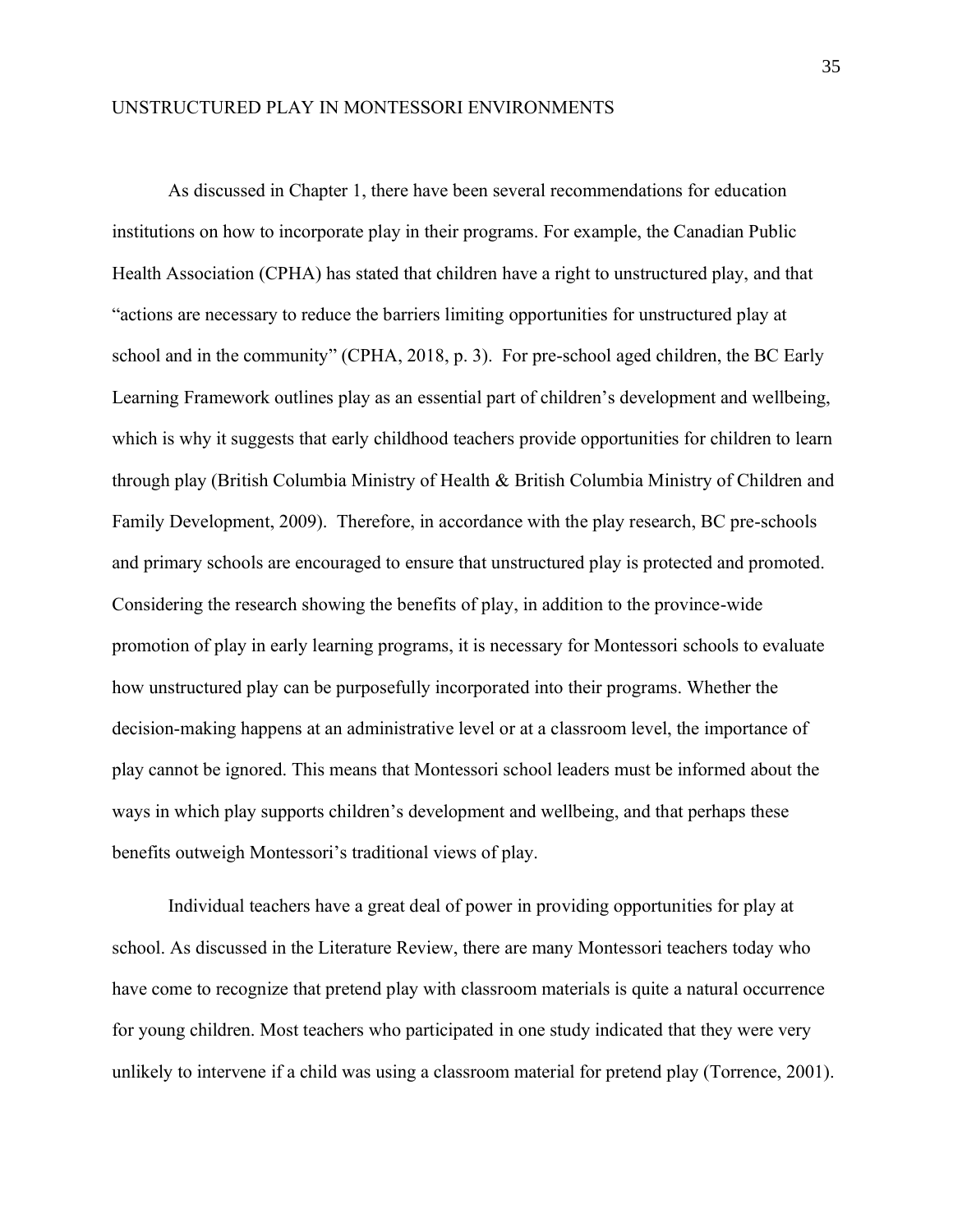As discussed in Chapter 1, there have been several recommendations for education institutions on how to incorporate play in their programs. For example, the Canadian Public Health Association (CPHA) has stated that children have a right to unstructured play, and that “actions are necessary to reduce the barriers limiting opportunities for unstructured play at school and in the community” (CPHA, 2018, p. 3). For pre-school aged children, the BC Early Learning Framework outlines play as an essential part of children’s development and wellbeing, which is why it suggests that early childhood teachers provide opportunities for children to learn through play (British Columbia Ministry of Health & British Columbia Ministry of Children and Family Development, 2009). Therefore, in accordance with the play research, BC pre-schools and primary schools are encouraged to ensure that unstructured play is protected and promoted. Considering the research showing the benefits of play, in addition to the province-wide promotion of play in early learning programs, it is necessary for Montessori schools to evaluate how unstructured play can be purposefully incorporated into their programs. Whether the decision-making happens at an administrative level or at a classroom level, the importance of play cannot be ignored. This means that Montessori school leaders must be informed about the ways in which play supports children’s development and wellbeing, and that perhaps these benefits outweigh Montessori’s traditional views of play.

Individual teachers have a great deal of power in providing opportunities for play at school. As discussed in the Literature Review, there are many Montessori teachers today who have come to recognize that pretend play with classroom materials is quite a natural occurrence for young children. Most teachers who participated in one study indicated that they were very unlikely to intervene if a child was using a classroom material for pretend play (Torrence, 2001).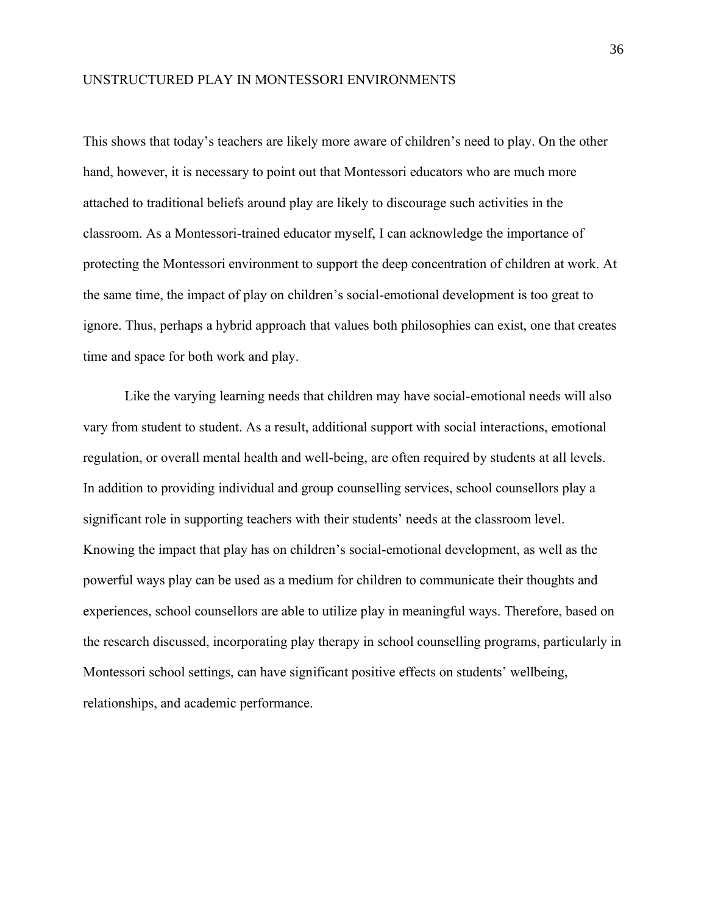This shows that today's teachers are likely more aware of children's need to play. On the other hand, however, it is necessary to point out that Montessori educators who are much more attached to traditional beliefs around play are likely to discourage such activities in the classroom. As a Montessori-trained educator myself, I can acknowledge the importance of protecting the Montessori environment to support the deep concentration of children at work. At the same time, the impact of play on children's social-emotional development is too great to ignore. Thus, perhaps a hybrid approach that values both philosophies can exist, one that creates time and space for both work and play.

Like the varying learning needs that children may have social-emotional needs will also vary from student to student. As a result, additional support with social interactions, emotional regulation, or overall mental health and well-being, are often required by students at all levels. In addition to providing individual and group counselling services, school counsellors play a significant role in supporting teachers with their students' needs at the classroom level. Knowing the impact that play has on children's social-emotional development, as well as the powerful ways play can be used as a medium for children to communicate their thoughts and experiences, school counsellors are able to utilize play in meaningful ways. Therefore, based on the research discussed, incorporating play therapy in school counselling programs, particularly in Montessori school settings, can have significant positive effects on students' wellbeing, relationships, and academic performance.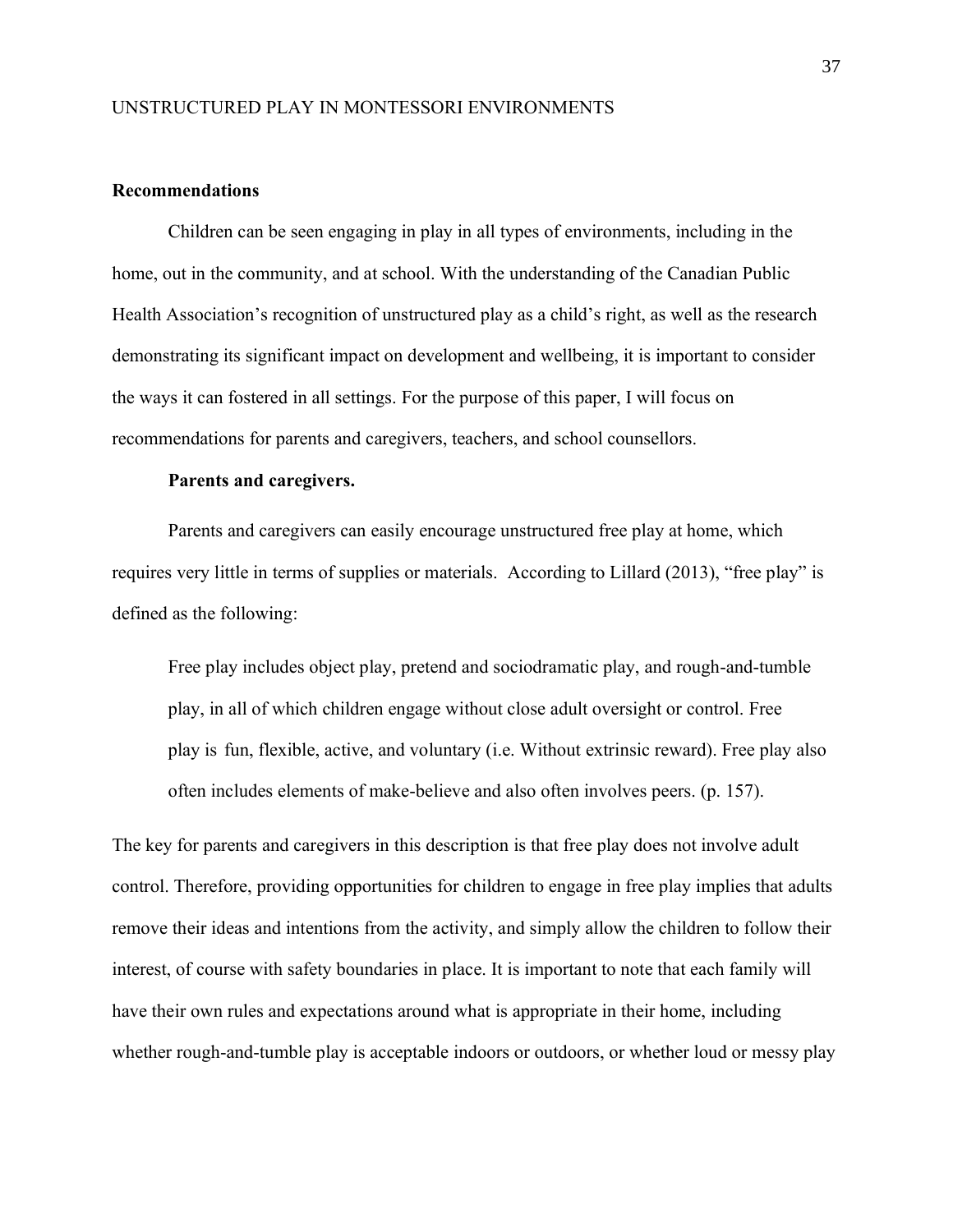## Recommendations

Children can be seen engaging in play in all types of environments, including in the home, out in the community, and at school. With the understanding of the Canadian Public Health Association's recognition of unstructured play as a child's right, as well as the research demonstrating its significant impact on development and wellbeing, it is important to consider the ways it can fostered in all settings. For the purpose of this paper, I will focus on recommendations for parents and caregivers, teachers, and school counsellors.

### Parents and caregivers.

Parents and caregivers can easily encourage unstructured free play at home, which requires very little in terms of supplies or materials. According to Lillard (2013), "free play" is defined as the following:

> Free play includes object play, pretend and sociodramatic play, and rough-and-tumble play, in all of which children engage without close adult oversight or control. Free play is fun, flexible, active, and voluntary (i.e. Without extrinsic reward). Free play also often includes elements of make-believe and also often involves peers. (p. 157).

The key for parents and caregivers in this description is that free play does not involve adult control. Therefore, providing opportunities for children to engage in free play implies that adults remove their ideas and intentions from the activity, and simply allow the children to follow their interest, of course with safety boundaries in place. It is important to note that each family will have their own rules and expectations around what is appropriate in their home, including whether rough-and-tumble play is acceptable indoors or outdoors, or whether loud or messy play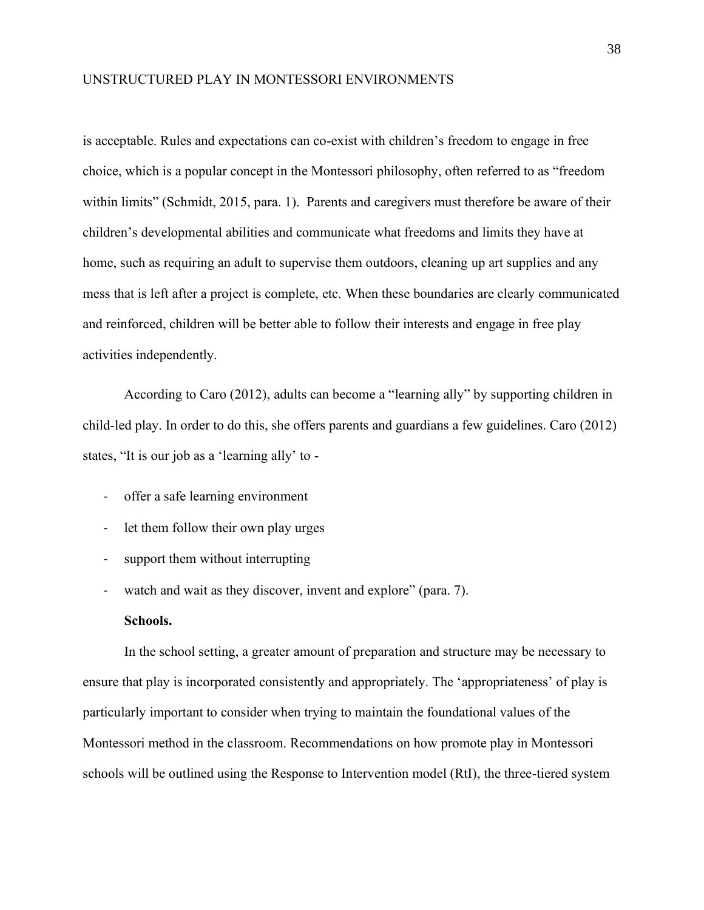is acceptable. Rules and expectations can co-exist with children's freedom to engage in free choice, which is a popular concept in the Montessori philosophy, often referred to as "freedom within limits" (Schmidt, 2015, para. 1). Parents and caregivers must therefore be aware of their children's developmental abilities and communicate what freedoms and limits they have at home, such as requiring an adult to supervise them outdoors, cleaning up art supplies and any mess that is left after a project is complete, etc. When these boundaries are clearly communicated and reinforced, children will be better able to follow their interests and engage in free play activities independently.

According to Caro (2012), adults can become a "learning ally" by supporting children in child-led play. In order to do this, she offers parents and guardians a few guidelines. Caro (2012) states, "It is our job as a 'learning ally' to -

- offer a safe learning environment
- let them follow their own play urges
- support them without interrupting
- watch and wait as they discover, invent and explore" (para. 7).

**Schools.**

In the school setting, a greater amount of preparation and structure may be necessary to ensure that play is incorporated consistently and appropriately. The 'appropriateness' of play is particularly important to consider when trying to maintain the foundational values of the Montessori method in the classroom. Recommendations on how promote play in Montessori schools will be outlined using the Response to Intervention model (RtI), the three-tiered system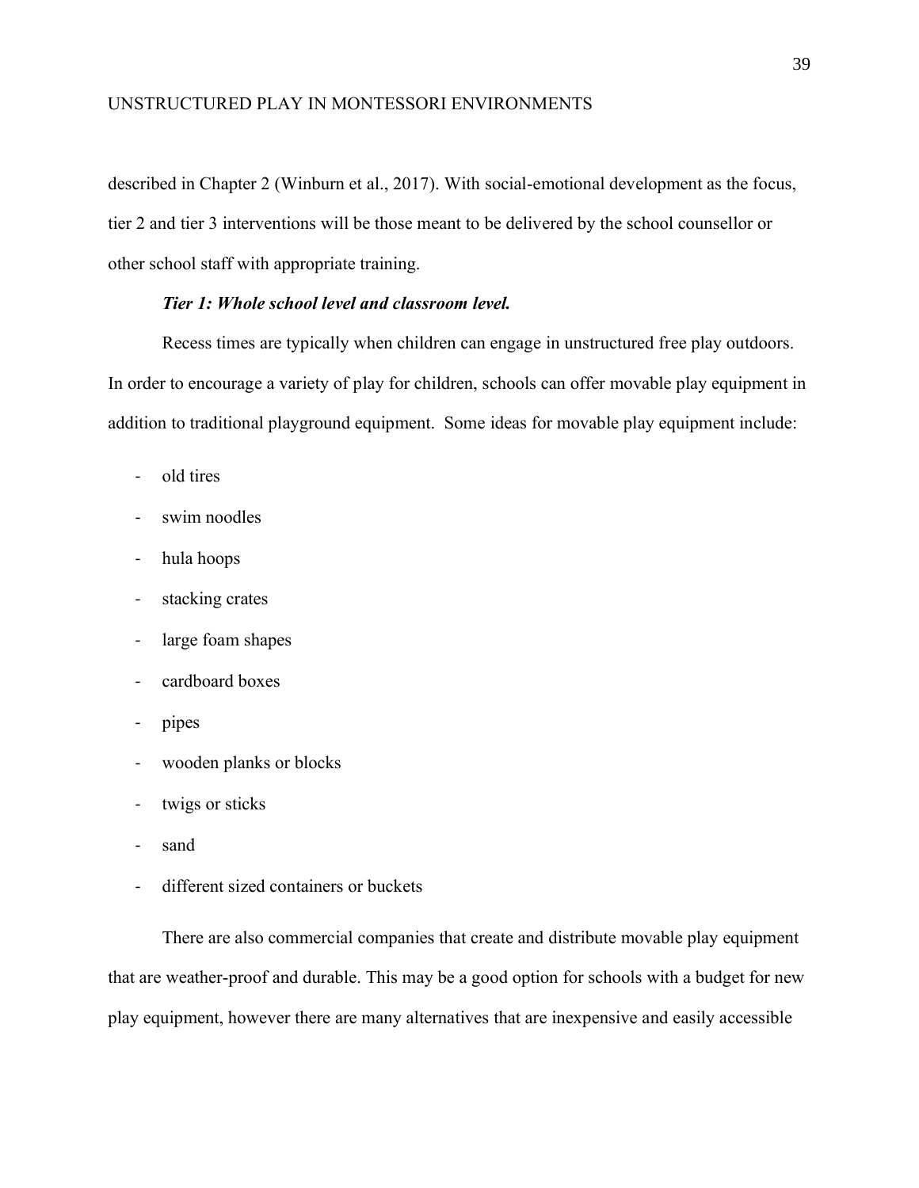described in Chapter 2 (Winburn et al., 2017). With social-emotional development as the focus, tier 2 and tier 3 interventions will be those meant to be delivered by the school counsellor or other school staff with appropriate training.

***Tier 1: Whole school level and classroom level.***

Recess times are typically when children can engage in unstructured free play outdoors. In order to encourage a variety of play for children, schools can offer movable play equipment in addition to traditional playground equipment. Some ideas for movable play equipment include:

- old tires
- swim noodles
- hula hoops
- stacking crates
- large foam shapes
- cardboard boxes
- pipes
- wooden planks or blocks
- twigs or sticks
- sand
- different sized containers or buckets

There are also commercial companies that create and distribute movable play equipment that are weather-proof and durable. This may be a good option for schools with a budget for new play equipment, however there are many alternatives that are inexpensive and easily accessible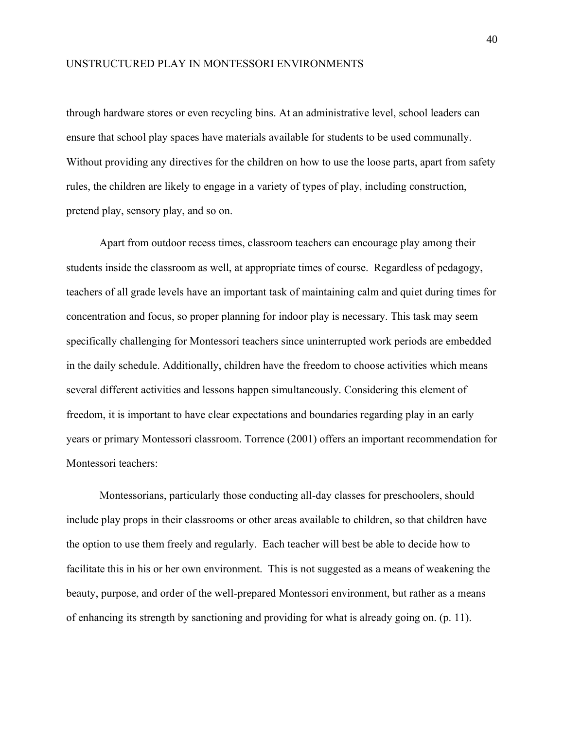through hardware stores or even recycling bins. At an administrative level, school leaders can ensure that school play spaces have materials available for students to be used communally. Without providing any directives for the children on how to use the loose parts, apart from safety rules, the children are likely to engage in a variety of types of play, including construction, pretend play, sensory play, and so on.

Apart from outdoor recess times, classroom teachers can encourage play among their students inside the classroom as well, at appropriate times of course. Regardless of pedagogy, teachers of all grade levels have an important task of maintaining calm and quiet during times for concentration and focus, so proper planning for indoor play is necessary. This task may seem specifically challenging for Montessori teachers since uninterrupted work periods are embedded in the daily schedule. Additionally, children have the freedom to choose activities which means several different activities and lessons happen simultaneously. Considering this element of freedom, it is important to have clear expectations and boundaries regarding play in an early years or primary Montessori classroom. Torrence (2001) offers an important recommendation for Montessori teachers:

> Montessorians, particularly those conducting all-day classes for preschoolers, should include play props in their classrooms or other areas available to children, so that children have the option to use them freely and regularly. Each teacher will best be able to decide how to facilitate this in his or her own environment. This is not suggested as a means of weakening the beauty, purpose, and order of the well-prepared Montessori environment, but rather as a means of enhancing its strength by sanctioning and providing for what is already going on. (p. 11).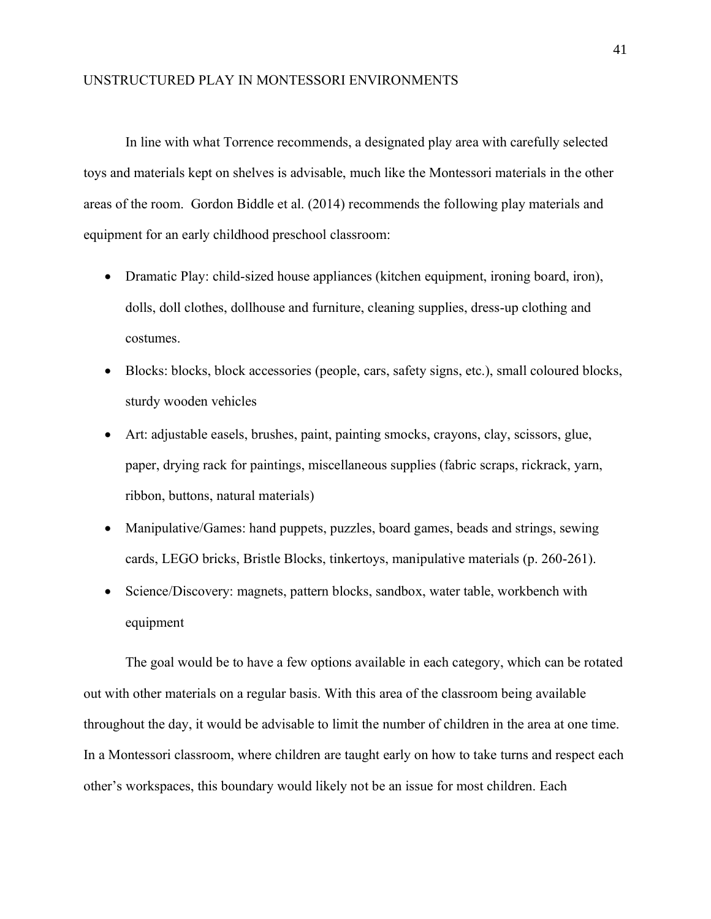In line with what Torrence recommends, a designated play area with carefully selected toys and materials kept on shelves is advisable, much like the Montessori materials in the other areas of the room. Gordon Biddle et al. (2014) recommends the following play materials and equipment for an early childhood preschool classroom:

- Dramatic Play: child-sized house appliances (kitchen equipment, ironing board, iron), dolls, doll clothes, dollhouse and furniture, cleaning supplies, dress-up clothing and costumes.
- Blocks: blocks, block accessories (people, cars, safety signs, etc.), small coloured blocks, sturdy wooden vehicles
- Art: adjustable easels, brushes, paint, painting smocks, crayons, clay, scissors, glue, paper, drying rack for paintings, miscellaneous supplies (fabric scraps, rickrack, yarn, ribbon, buttons, natural materials)
- Manipulative/Games: hand puppets, puzzles, board games, beads and strings, sewing cards, LEGO bricks, Bristle Blocks, tinkertoys, manipulative materials (p. 260-261).
- Science/Discovery: magnets, pattern blocks, sandbox, water table, workbench with equipment

The goal would be to have a few options available in each category, which can be rotated out with other materials on a regular basis. With this area of the classroom being available throughout the day, it would be advisable to limit the number of children in the area at one time. In a Montessori classroom, where children are taught early on how to take turns and respect each other's workspaces, this boundary would likely not be an issue for most children. Each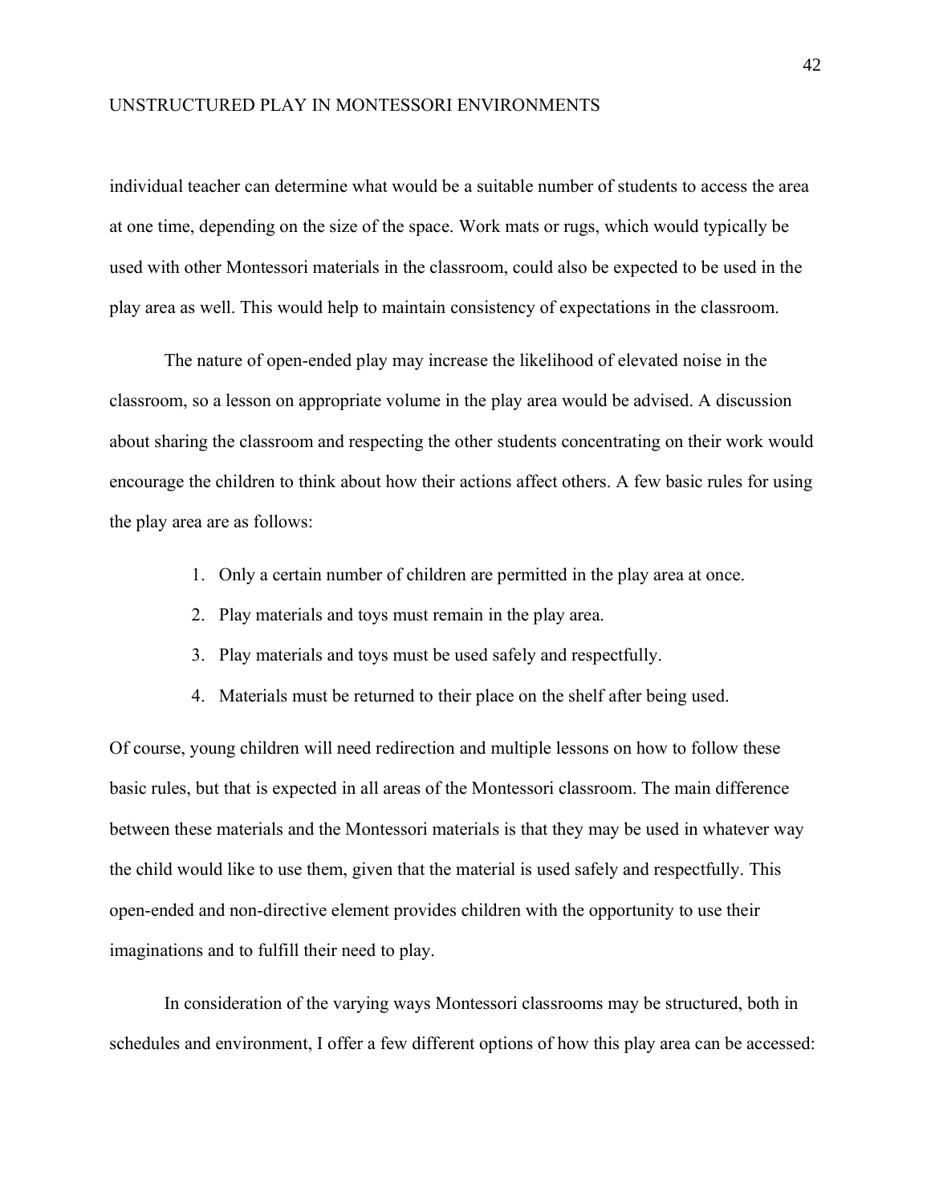individual teacher can determine what would be a suitable number of students to access the area at one time, depending on the size of the space. Work mats or rugs, which would typically be used with other Montessori materials in the classroom, could also be expected to be used in the play area as well. This would help to maintain consistency of expectations in the classroom.

The nature of open-ended play may increase the likelihood of elevated noise in the classroom, so a lesson on appropriate volume in the play area would be advised. A discussion about sharing the classroom and respecting the other students concentrating on their work would encourage the children to think about how their actions affect others. A few basic rules for using the play area are as follows:

1. Only a certain number of children are permitted in the play area at once.
2. Play materials and toys must remain in the play area.
3. Play materials and toys must be used safely and respectfully.
4. Materials must be returned to their place on the shelf after being used.

Of course, young children will need redirection and multiple lessons on how to follow these basic rules, but that is expected in all areas of the Montessori classroom. The main difference between these materials and the Montessori materials is that they may be used in whatever way the child would like to use them, given that the material is used safely and respectfully. This open-ended and non-directive element provides children with the opportunity to use their imaginations and to fulfill their need to play.

In consideration of the varying ways Montessori classrooms may be structured, both in schedules and environment, I offer a few different options of how this play area can be accessed: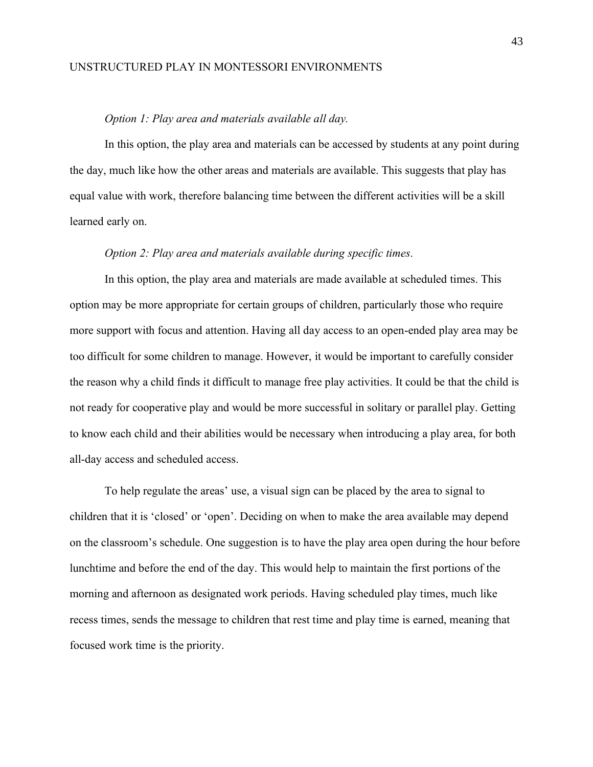*Option 1: Play area and materials available all day.*

In this option, the play area and materials can be accessed by students at any point during the day, much like how the other areas and materials are available. This suggests that play has equal value with work, therefore balancing time between the different activities will be a skill learned early on.

*Option 2: Play area and materials available during specific times.*

In this option, the play area and materials are made available at scheduled times. This option may be more appropriate for certain groups of children, particularly those who require more support with focus and attention. Having all day access to an open-ended play area may be too difficult for some children to manage. However, it would be important to carefully consider the reason why a child finds it difficult to manage free play activities. It could be that the child is not ready for cooperative play and would be more successful in solitary or parallel play. Getting to know each child and their abilities would be necessary when introducing a play area, for both all-day access and scheduled access.

To help regulate the areas' use, a visual sign can be placed by the area to signal to children that it is 'closed' or 'open'. Deciding on when to make the area available may depend on the classroom's schedule. One suggestion is to have the play area open during the hour before lunchtime and before the end of the day. This would help to maintain the first portions of the morning and afternoon as designated work periods. Having scheduled play times, much like recess times, sends the message to children that rest time and play time is earned, meaning that focused work time is the priority.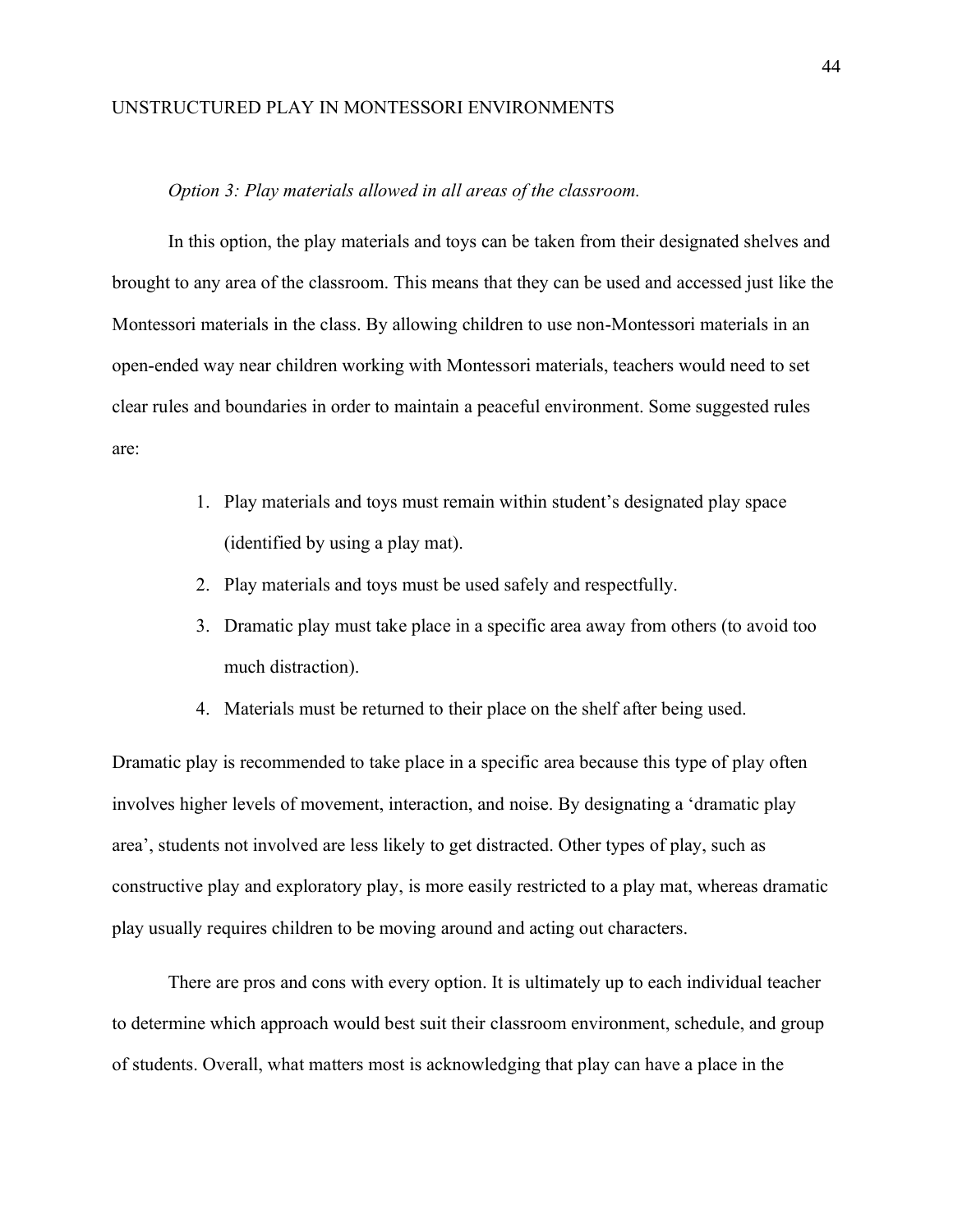*Option 3: Play materials allowed in all areas of the classroom.*

In this option, the play materials and toys can be taken from their designated shelves and brought to any area of the classroom. This means that they can be used and accessed just like the Montessori materials in the class. By allowing children to use non-Montessori materials in an open-ended way near children working with Montessori materials, teachers would need to set clear rules and boundaries in order to maintain a peaceful environment. Some suggested rules are:

1. Play materials and toys must remain within student's designated play space (identified by using a play mat).
2. Play materials and toys must be used safely and respectfully.
3. Dramatic play must take place in a specific area away from others (to avoid too much distraction).
4. Materials must be returned to their place on the shelf after being used.

Dramatic play is recommended to take place in a specific area because this type of play often involves higher levels of movement, interaction, and noise. By designating a 'dramatic play area', students not involved are less likely to get distracted. Other types of play, such as constructive play and exploratory play, is more easily restricted to a play mat, whereas dramatic play usually requires children to be moving around and acting out characters.

There are pros and cons with every option. It is ultimately up to each individual teacher to determine which approach would best suit their classroom environment, schedule, and group of students. Overall, what matters most is acknowledging that play can have a place in the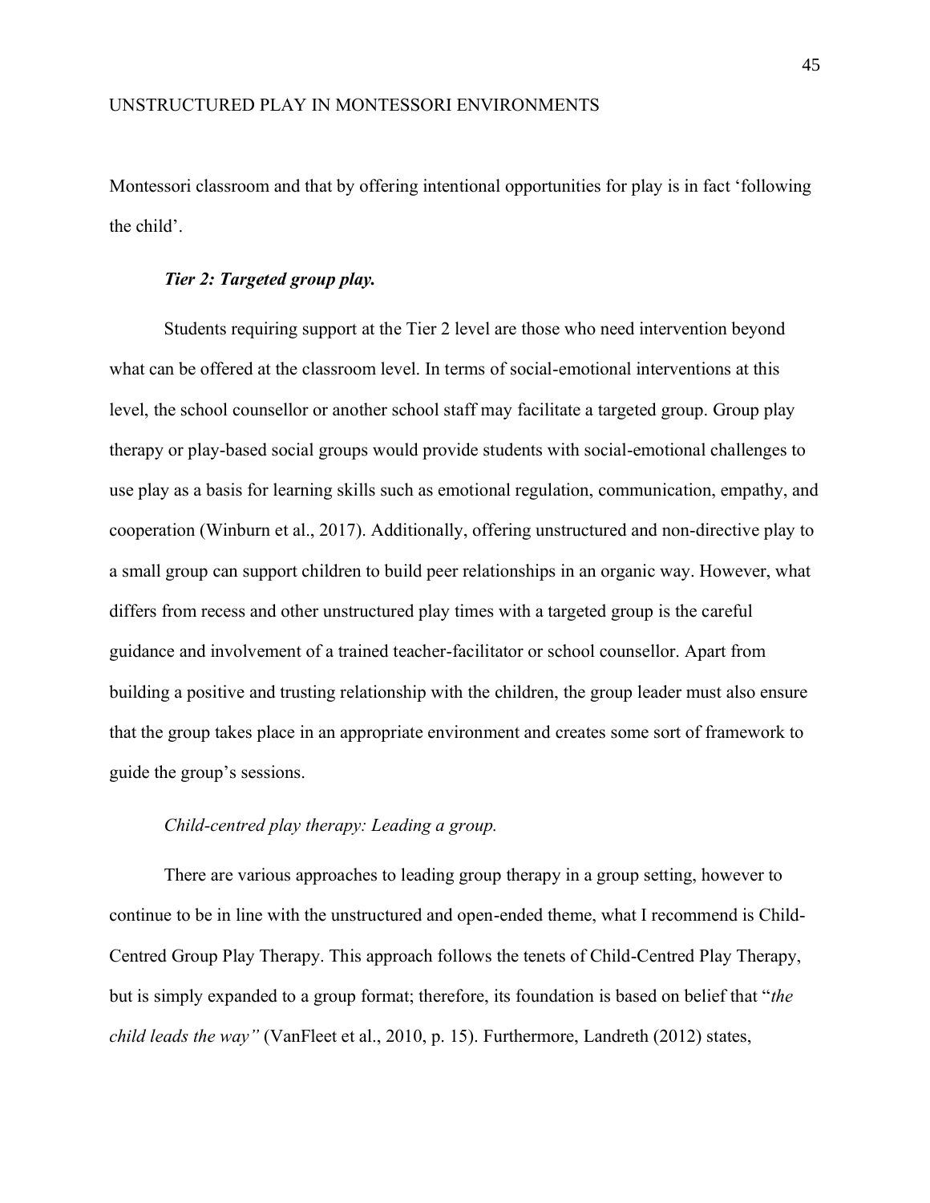Montessori classroom and that by offering intentional opportunities for play is in fact 'following the child'.

#### *Tier 2: Targeted group play.*

Students requiring support at the Tier 2 level are those who need intervention beyond what can be offered at the classroom level. In terms of social-emotional interventions at this level, the school counsellor or another school staff may facilitate a targeted group. Group play therapy or play-based social groups would provide students with social-emotional challenges to use play as a basis for learning skills such as emotional regulation, communication, empathy, and cooperation (Winburn et al., 2017). Additionally, offering unstructured and non-directive play to a small group can support children to build peer relationships in an organic way. However, what differs from recess and other unstructured play times with a targeted group is the careful guidance and involvement of a trained teacher-facilitator or school counsellor. Apart from building a positive and trusting relationship with the children, the group leader must also ensure that the group takes place in an appropriate environment and creates some sort of framework to guide the group's sessions.

##### *Child-centred play therapy: Leading a group.*

There are various approaches to leading group therapy in a group setting, however to continue to be in line with the unstructured and open-ended theme, what I recommend is Child-Centred Group Play Therapy. This approach follows the tenets of Child-Centred Play Therapy, but is simply expanded to a group format; therefore, its foundation is based on belief that "*the child leads the way"* (VanFleet et al., 2010, p. 15). Furthermore, Landreth (2012) states,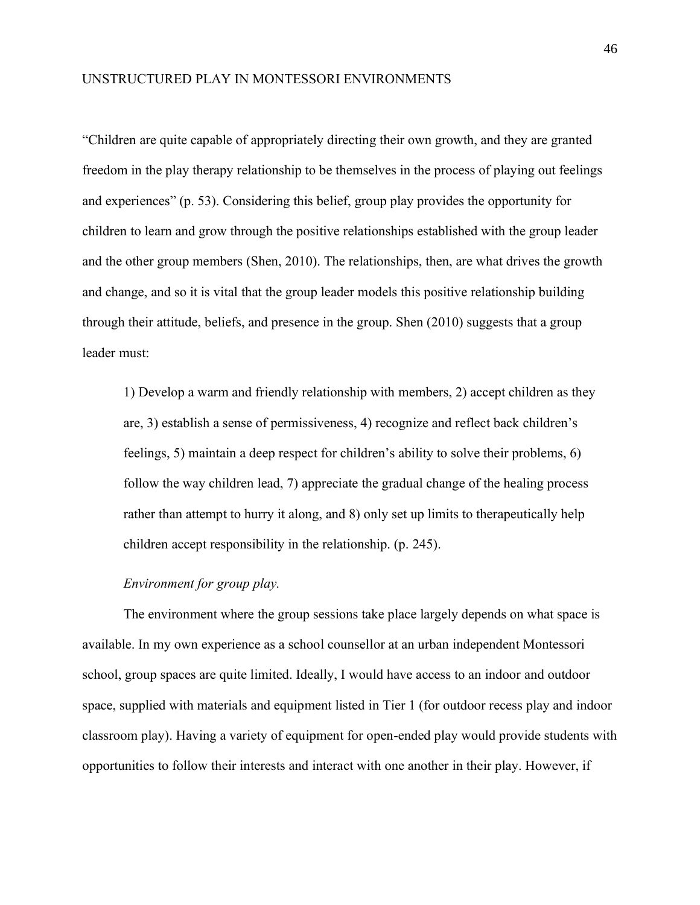"Children are quite capable of appropriately directing their own growth, and they are granted freedom in the play therapy relationship to be themselves in the process of playing out feelings and experiences" (p. 53). Considering this belief, group play provides the opportunity for children to learn and grow through the positive relationships established with the group leader and the other group members (Shen, 2010). The relationships, then, are what drives the growth and change, and so it is vital that the group leader models this positive relationship building through their attitude, beliefs, and presence in the group. Shen (2010) suggests that a group leader must:

> 1) Develop a warm and friendly relationship with members, 2) accept children as they are, 3) establish a sense of permissiveness, 4) recognize and reflect back children's feelings, 5) maintain a deep respect for children's ability to solve their problems, 6) follow the way children lead, 7) appreciate the gradual change of the healing process rather than attempt to hurry it along, and 8) only set up limits to therapeutically help children accept responsibility in the relationship. (p. 245).

*Environment for group play.*

The environment where the group sessions take place largely depends on what space is available. In my own experience as a school counsellor at an urban independent Montessori school, group spaces are quite limited. Ideally, I would have access to an indoor and outdoor space, supplied with materials and equipment listed in Tier 1 (for outdoor recess play and indoor classroom play). Having a variety of equipment for open-ended play would provide students with opportunities to follow their interests and interact with one another in their play. However, if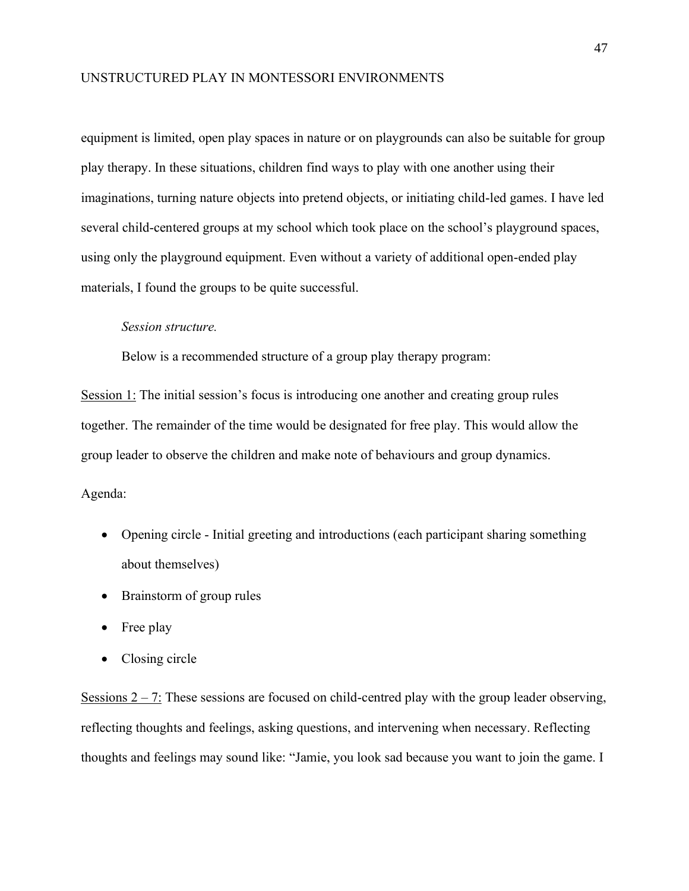equipment is limited, open play spaces in nature or on playgrounds can also be suitable for group play therapy. In these situations, children find ways to play with one another using their imaginations, turning nature objects into pretend objects, or initiating child-led games. I have led several child-centered groups at my school which took place on the school's playground spaces, using only the playground equipment. Even without a variety of additional open-ended play materials, I found the groups to be quite successful.

*Session structure.*

Below is a recommended structure of a group play therapy program:

<u>Session 1:</u> The initial session's focus is introducing one another and creating group rules together. The remainder of the time would be designated for free play. This would allow the group leader to observe the children and make note of behaviours and group dynamics.

Agenda:

- Opening circle - Initial greeting and introductions (each participant sharing something about themselves)
- Brainstorm of group rules
- Free play
- Closing circle

<u>Sessions 2 – 7:</u> These sessions are focused on child-centred play with the group leader observing, reflecting thoughts and feelings, asking questions, and intervening when necessary. Reflecting thoughts and feelings may sound like: "Jamie, you look sad because you want to join the game. I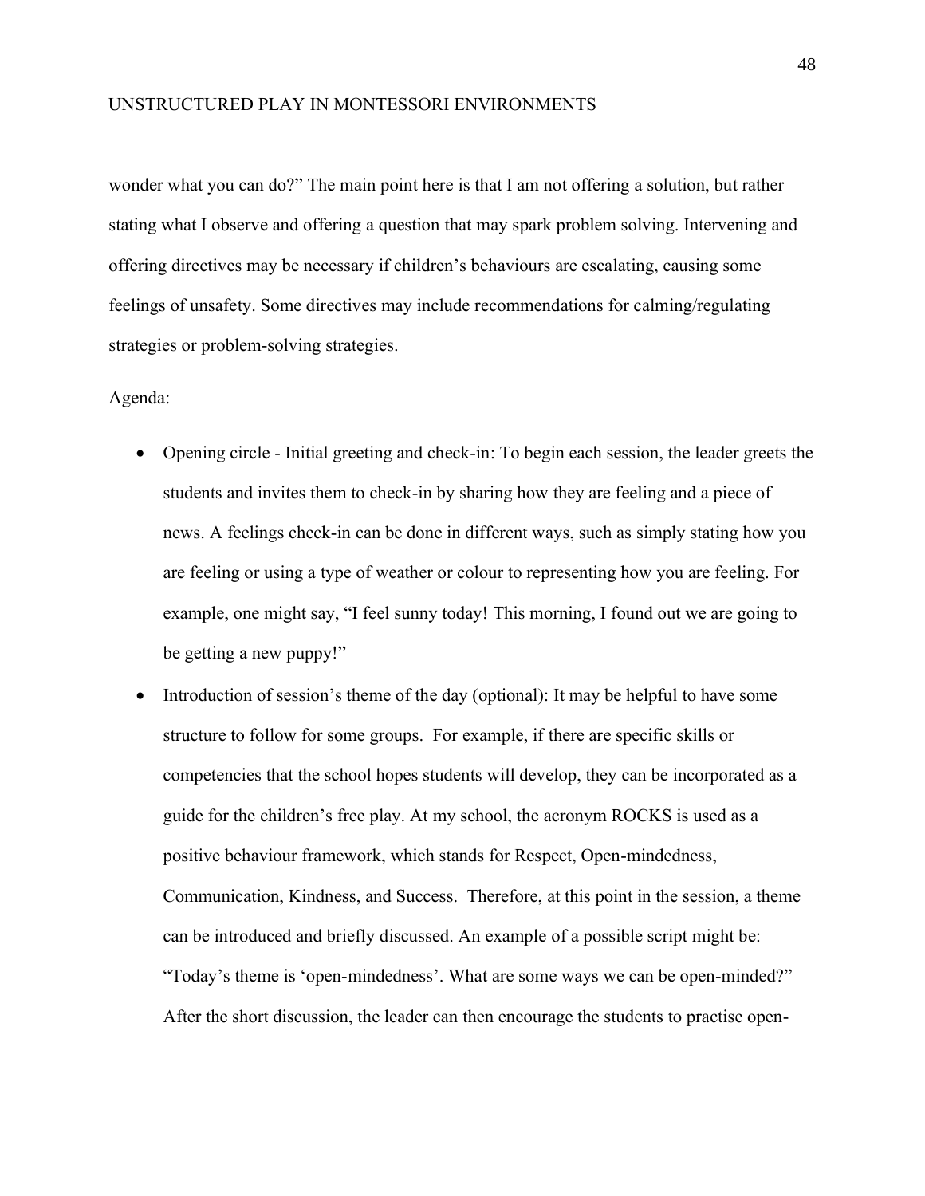wonder what you can do?" The main point here is that I am not offering a solution, but rather stating what I observe and offering a question that may spark problem solving. Intervening and offering directives may be necessary if children's behaviours are escalating, causing some feelings of unsafety. Some directives may include recommendations for calming/regulating strategies or problem-solving strategies.

Agenda:

- Opening circle - Initial greeting and check-in: To begin each session, the leader greets the students and invites them to check-in by sharing how they are feeling and a piece of news. A feelings check-in can be done in different ways, such as simply stating how you are feeling or using a type of weather or colour to representing how you are feeling. For example, one might say, "I feel sunny today! This morning, I found out we are going to be getting a new puppy!"
- Introduction of session's theme of the day (optional): It may be helpful to have some structure to follow for some groups. For example, if there are specific skills or competencies that the school hopes students will develop, they can be incorporated as a guide for the children's free play. At my school, the acronym ROCKS is used as a positive behaviour framework, which stands for Respect, Open-mindedness, Communication, Kindness, and Success. Therefore, at this point in the session, a theme can be introduced and briefly discussed. An example of a possible script might be: "Today's theme is 'open-mindedness'. What are some ways we can be open-minded?" After the short discussion, the leader can then encourage the students to practise open-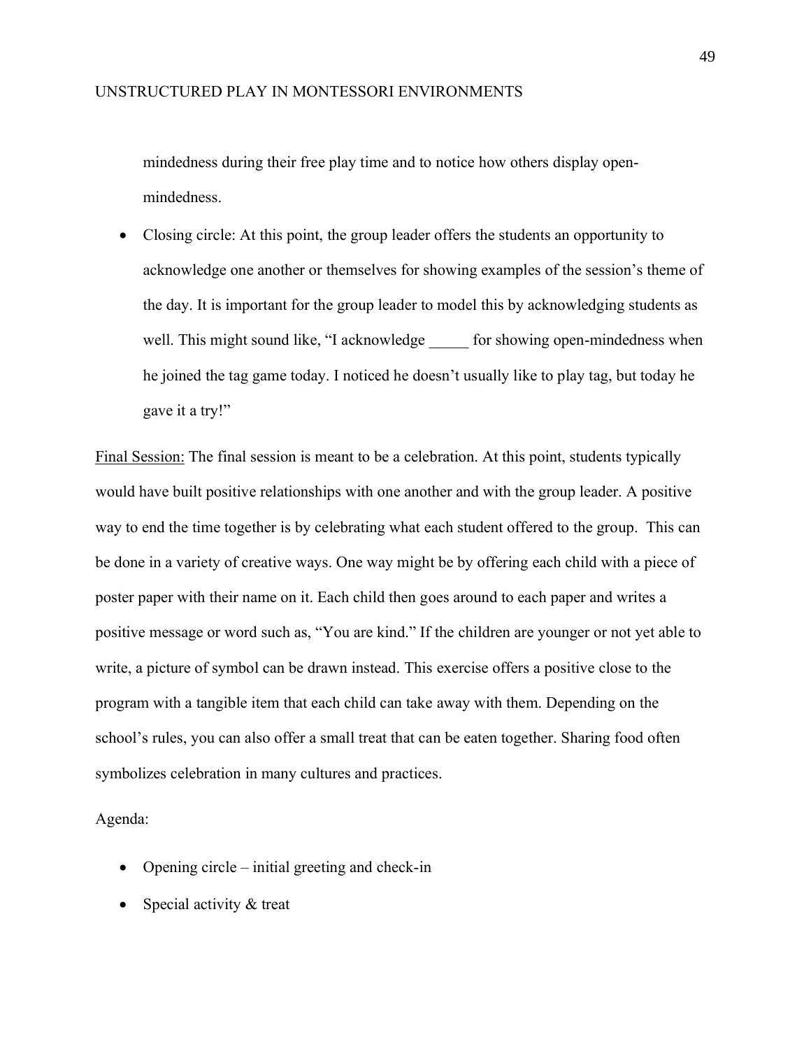mindedness during their free play time and to notice how others display open-mindedness.

- Closing circle: At this point, the group leader offers the students an opportunity to acknowledge one another or themselves for showing examples of the session's theme of the day. It is important for the group leader to model this by acknowledging students as well. This might sound like, "I acknowledge _____ for showing open-mindedness when he joined the tag game today. I noticed he doesn't usually like to play tag, but today he gave it a try!"

Final Session: The final session is meant to be a celebration. At this point, students typically would have built positive relationships with one another and with the group leader. A positive way to end the time together is by celebrating what each student offered to the group. This can be done in a variety of creative ways. One way might be by offering each child with a piece of poster paper with their name on it. Each child then goes around to each paper and writes a positive message or word such as, "You are kind." If the children are younger or not yet able to write, a picture of symbol can be drawn instead. This exercise offers a positive close to the program with a tangible item that each child can take away with them. Depending on the school's rules, you can also offer a small treat that can be eaten together. Sharing food often symbolizes celebration in many cultures and practices.

Agenda:

- Opening circle – initial greeting and check-in
- Special activity & treat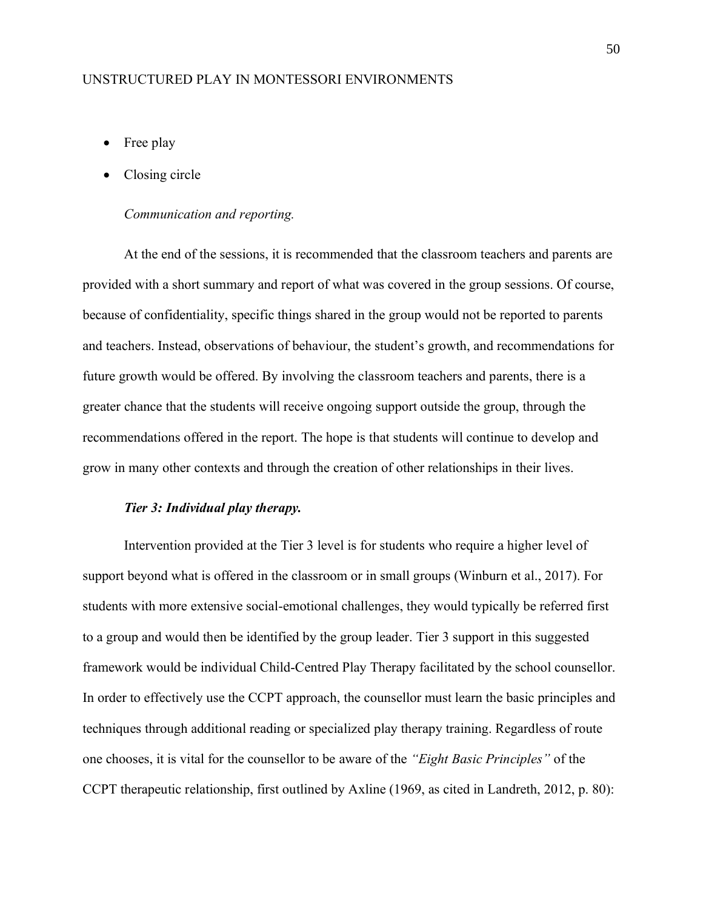- Free play
- Closing circle

*Communication and reporting.*

At the end of the sessions, it is recommended that the classroom teachers and parents are provided with a short summary and report of what was covered in the group sessions. Of course, because of confidentiality, specific things shared in the group would not be reported to parents and teachers. Instead, observations of behaviour, the student's growth, and recommendations for future growth would be offered. By involving the classroom teachers and parents, there is a greater chance that the students will receive ongoing support outside the group, through the recommendations offered in the report. The hope is that students will continue to develop and grow in many other contexts and through the creation of other relationships in their lives.

***Tier 3: Individual play therapy.***

Intervention provided at the Tier 3 level is for students who require a higher level of support beyond what is offered in the classroom or in small groups (Winburn et al., 2017). For students with more extensive social-emotional challenges, they would typically be referred first to a group and would then be identified by the group leader. Tier 3 support in this suggested framework would be individual Child-Centred Play Therapy facilitated by the school counsellor. In order to effectively use the CCPT approach, the counsellor must learn the basic principles and techniques through additional reading or specialized play therapy training. Regardless of route one chooses, it is vital for the counsellor to be aware of the *"Eight Basic Principles"* of the CCPT therapeutic relationship, first outlined by Axline (1969, as cited in Landreth, 2012, p. 80):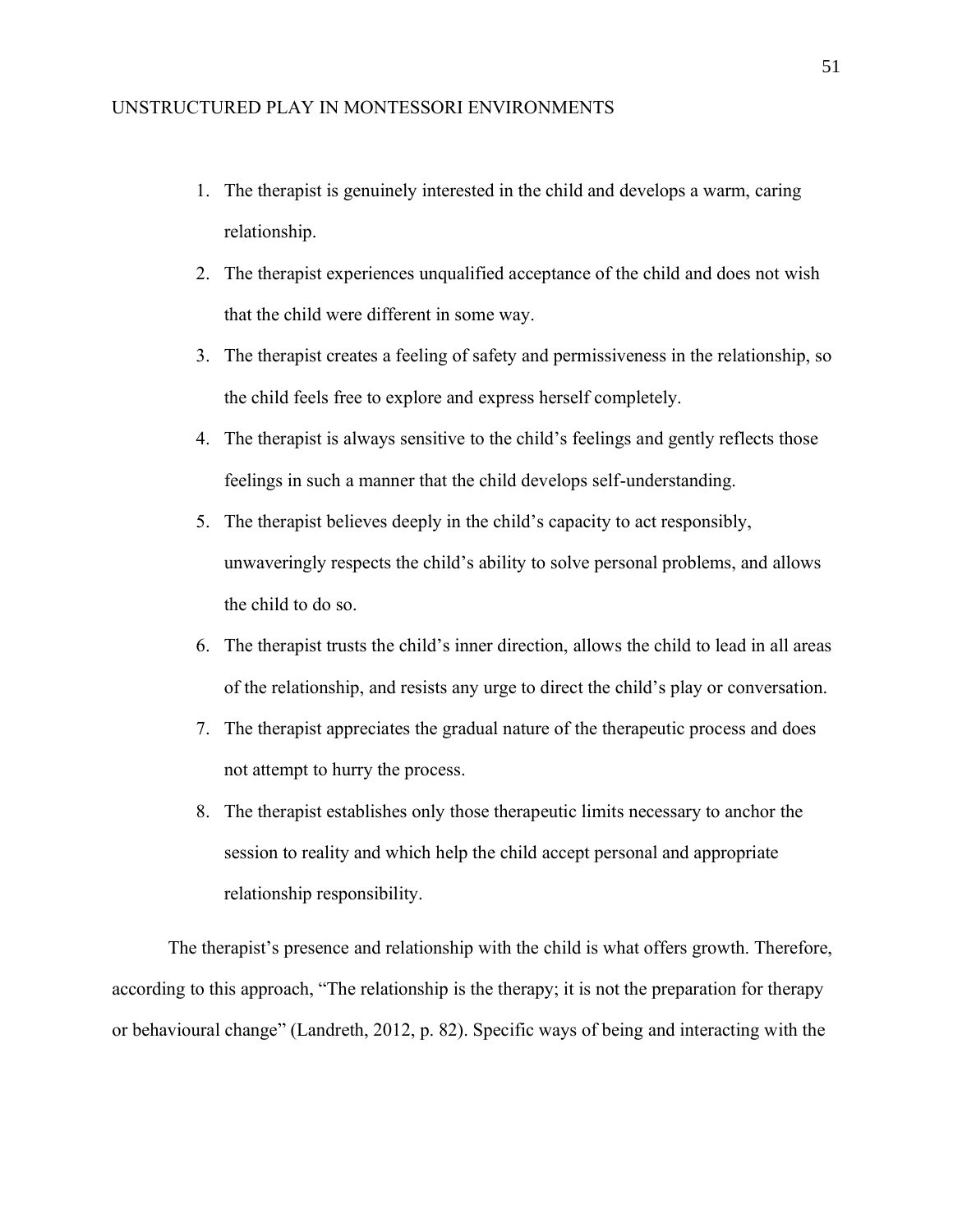1. The therapist is genuinely interested in the child and develops a warm, caring relationship.
2. The therapist experiences unqualified acceptance of the child and does not wish that the child were different in some way.
3. The therapist creates a feeling of safety and permissiveness in the relationship, so the child feels free to explore and express herself completely.
4. The therapist is always sensitive to the child's feelings and gently reflects those feelings in such a manner that the child develops self-understanding.
5. The therapist believes deeply in the child's capacity to act responsibly, unwaveringly respects the child's ability to solve personal problems, and allows the child to do so.
6. The therapist trusts the child's inner direction, allows the child to lead in all areas of the relationship, and resists any urge to direct the child's play or conversation.
7. The therapist appreciates the gradual nature of the therapeutic process and does not attempt to hurry the process.
8. The therapist establishes only those therapeutic limits necessary to anchor the session to reality and which help the child accept personal and appropriate relationship responsibility.

The therapist's presence and relationship with the child is what offers growth. Therefore, according to this approach, "The relationship is the therapy; it is not the preparation for therapy or behavioural change" (Landreth, 2012, p. 82). Specific ways of being and interacting with the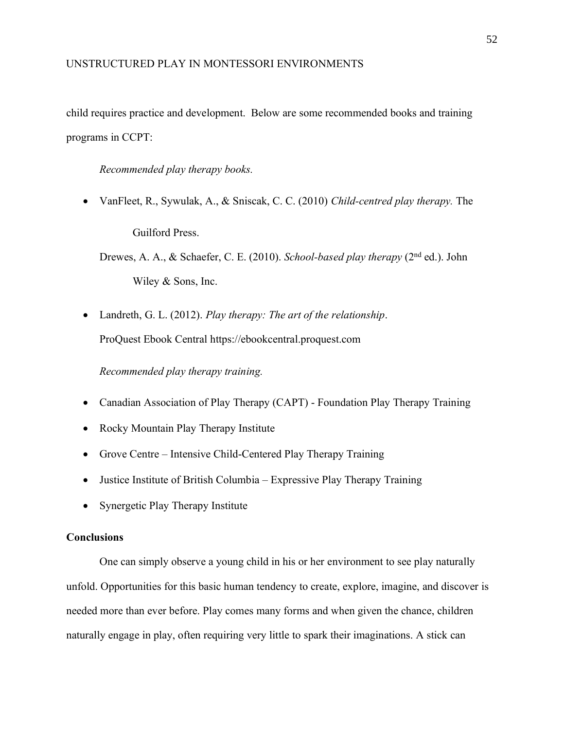child requires practice and development. Below are some recommended books and training programs in CCPT:

*Recommended play therapy books.*

- VanFleet, R., Sywulak, A., & Sniscak, C. C. (2010) *Child-centred play therapy.* The Guilford Press.

  Drewes, A. A., & Schaefer, C. E. (2010). *School-based play therapy* (2nd ed.). John Wiley & Sons, Inc.

- Landreth, G. L. (2012). *Play therapy: The art of the relationship*. ProQuest Ebook Central https://ebookcentral.proquest.com

*Recommended play therapy training.*

- Canadian Association of Play Therapy (CAPT) - Foundation Play Therapy Training
- Rocky Mountain Play Therapy Institute
- Grove Centre – Intensive Child-Centered Play Therapy Training
- Justice Institute of British Columbia – Expressive Play Therapy Training
- Synergetic Play Therapy Institute

## Conclusions

One can simply observe a young child in his or her environment to see play naturally unfold. Opportunities for this basic human tendency to create, explore, imagine, and discover is needed more than ever before. Play comes many forms and when given the chance, children naturally engage in play, often requiring very little to spark their imaginations. A stick can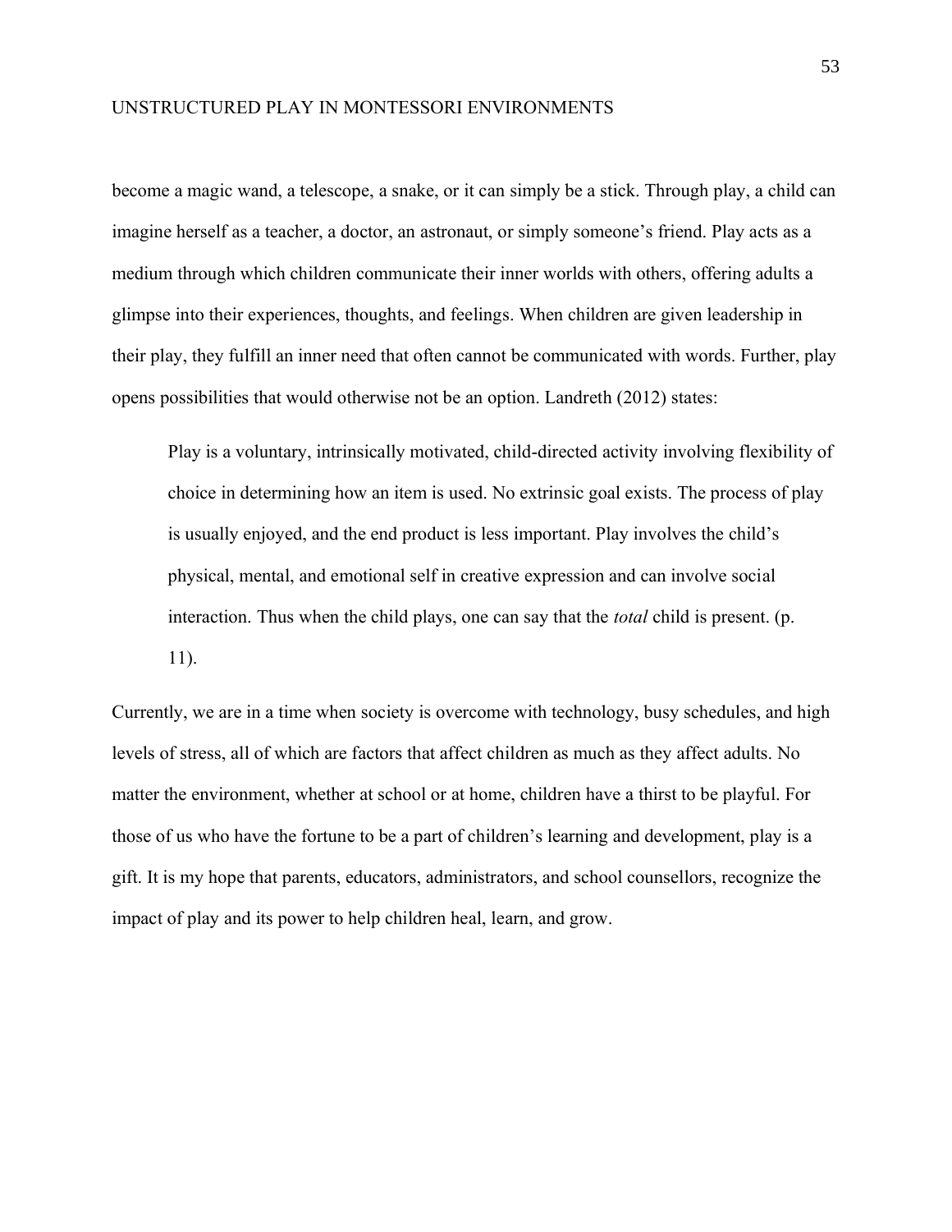become a magic wand, a telescope, a snake, or it can simply be a stick. Through play, a child can imagine herself as a teacher, a doctor, an astronaut, or simply someone's friend. Play acts as a medium through which children communicate their inner worlds with others, offering adults a glimpse into their experiences, thoughts, and feelings. When children are given leadership in their play, they fulfill an inner need that often cannot be communicated with words. Further, play opens possibilities that would otherwise not be an option. Landreth (2012) states:

> Play is a voluntary, intrinsically motivated, child-directed activity involving flexibility of choice in determining how an item is used. No extrinsic goal exists. The process of play is usually enjoyed, and the end product is less important. Play involves the child's physical, mental, and emotional self in creative expression and can involve social interaction. Thus when the child plays, one can say that the *total* child is present. (p. 11).

Currently, we are in a time when society is overcome with technology, busy schedules, and high levels of stress, all of which are factors that affect children as much as they affect adults. No matter the environment, whether at school or at home, children have a thirst to be playful. For those of us who have the fortune to be a part of children's learning and development, play is a gift. It is my hope that parents, educators, administrators, and school counsellors, recognize the impact of play and its power to help children heal, learn, and grow.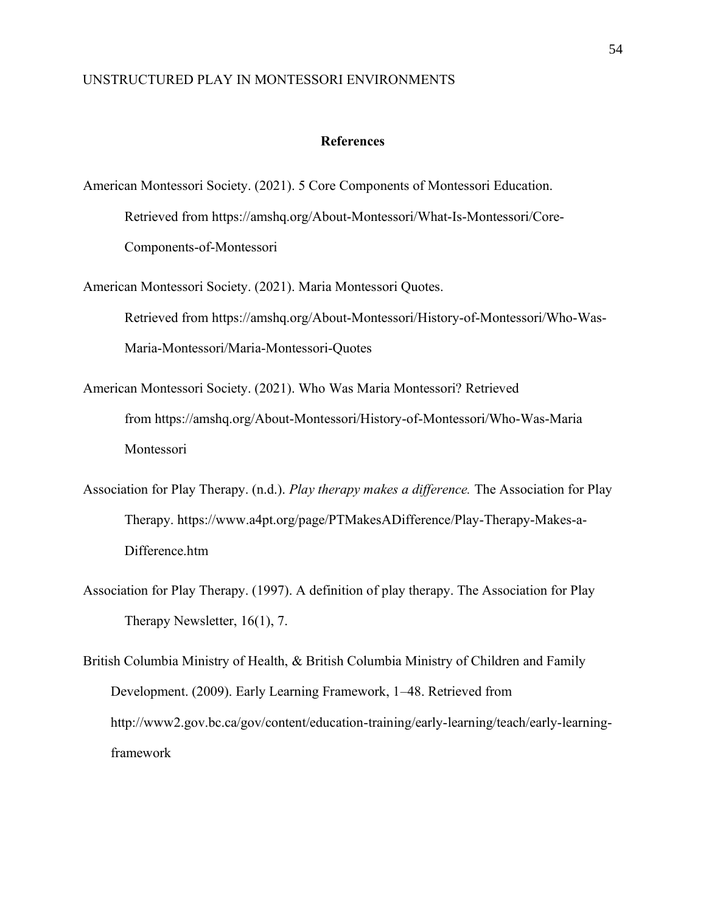## References

American Montessori Society. (2021). 5 Core Components of Montessori Education. Retrieved from https://amshq.org/About-Montessori/What-Is-Montessori/Core-Components-of-Montessori

American Montessori Society. (2021). Maria Montessori Quotes. Retrieved from https://amshq.org/About-Montessori/History-of-Montessori/Who-Was-Maria-Montessori/Maria-Montessori-Quotes

American Montessori Society. (2021). Who Was Maria Montessori? Retrieved from https://amshq.org/About-Montessori/History-of-Montessori/Who-Was-Maria Montessori

Association for Play Therapy. (n.d.). *Play therapy makes a difference.* The Association for Play Therapy. https://www.a4pt.org/page/PTMakesADifference/Play-Therapy-Makes-a-Difference.htm

Association for Play Therapy. (1997). A definition of play therapy. The Association for Play Therapy Newsletter, 16(1), 7.

British Columbia Ministry of Health, & British Columbia Ministry of Children and Family Development. (2009). Early Learning Framework, 1–48. Retrieved from http://www2.gov.bc.ca/gov/content/education-training/early-learning/teach/early-learning-framework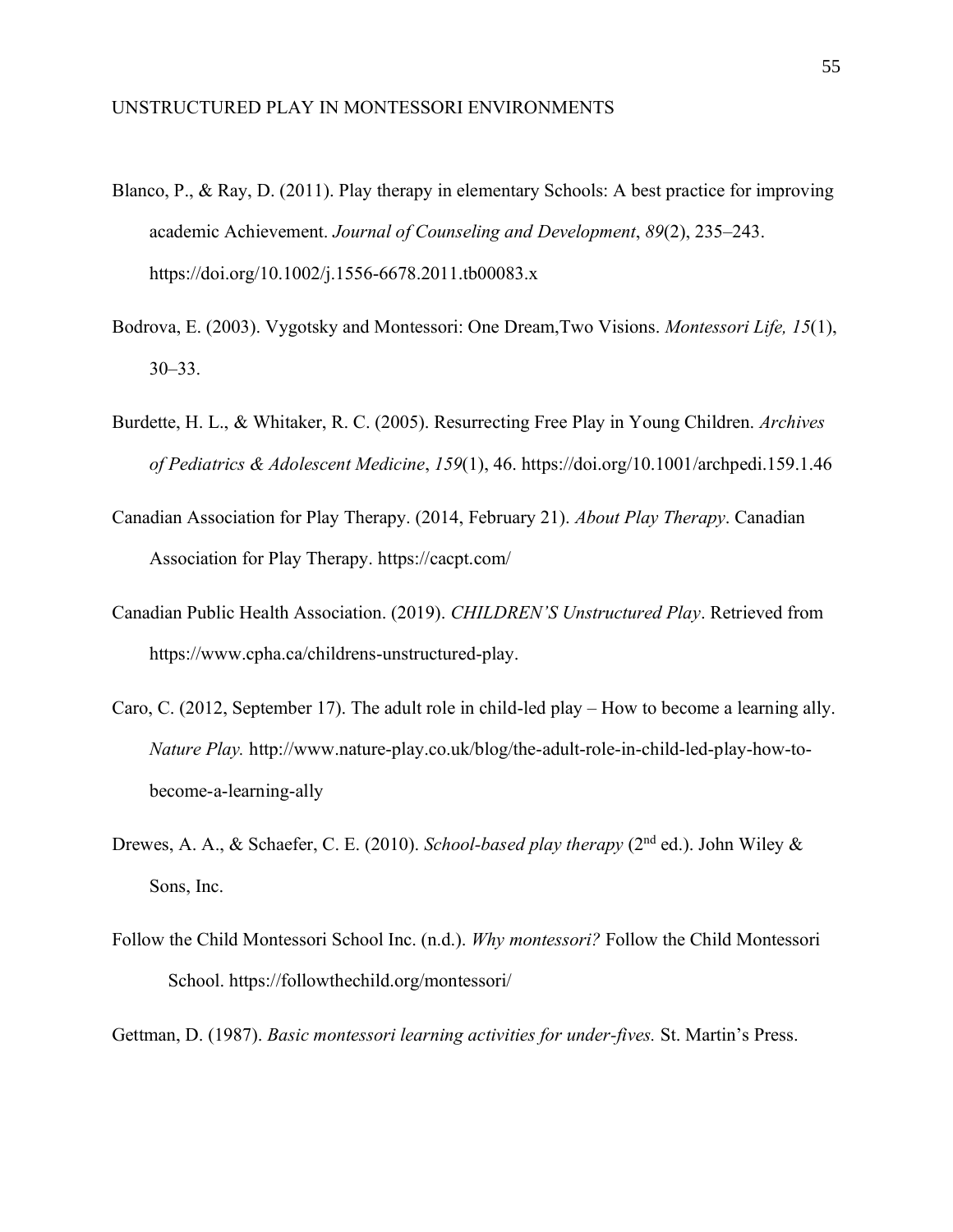Blanco, P., & Ray, D. (2011). Play therapy in elementary Schools: A best practice for improving academic Achievement. *Journal of Counseling and Development*, *89*(2), 235–243. https://doi.org/10.1002/j.1556-6678.2011.tb00083.x

Bodrova, E. (2003). Vygotsky and Montessori: One Dream,Two Visions. *Montessori Life, 15*(1), 30–33.

Burdette, H. L., & Whitaker, R. C. (2005). Resurrecting Free Play in Young Children. *Archives of Pediatrics & Adolescent Medicine*, *159*(1), 46. https://doi.org/10.1001/archpedi.159.1.46

Canadian Association for Play Therapy. (2014, February 21). *About Play Therapy*. Canadian Association for Play Therapy. https://cacpt.com/

Canadian Public Health Association. (2019). *CHILDREN'S Unstructured Play*. Retrieved from https://www.cpha.ca/childrens-unstructured-play.

Caro, C. (2012, September 17). The adult role in child-led play – How to become a learning ally. *Nature Play.* http://www.nature-play.co.uk/blog/the-adult-role-in-child-led-play-how-to-become-a-learning-ally

Drewes, A. A., & Schaefer, C. E. (2010). *School-based play therapy* (2nd ed.). John Wiley & Sons, Inc.

Follow the Child Montessori School Inc. (n.d.). *Why montessori?* Follow the Child Montessori School. https://followthechild.org/montessori/

Gettman, D. (1987). *Basic montessori learning activities for under-fives.* St. Martin's Press.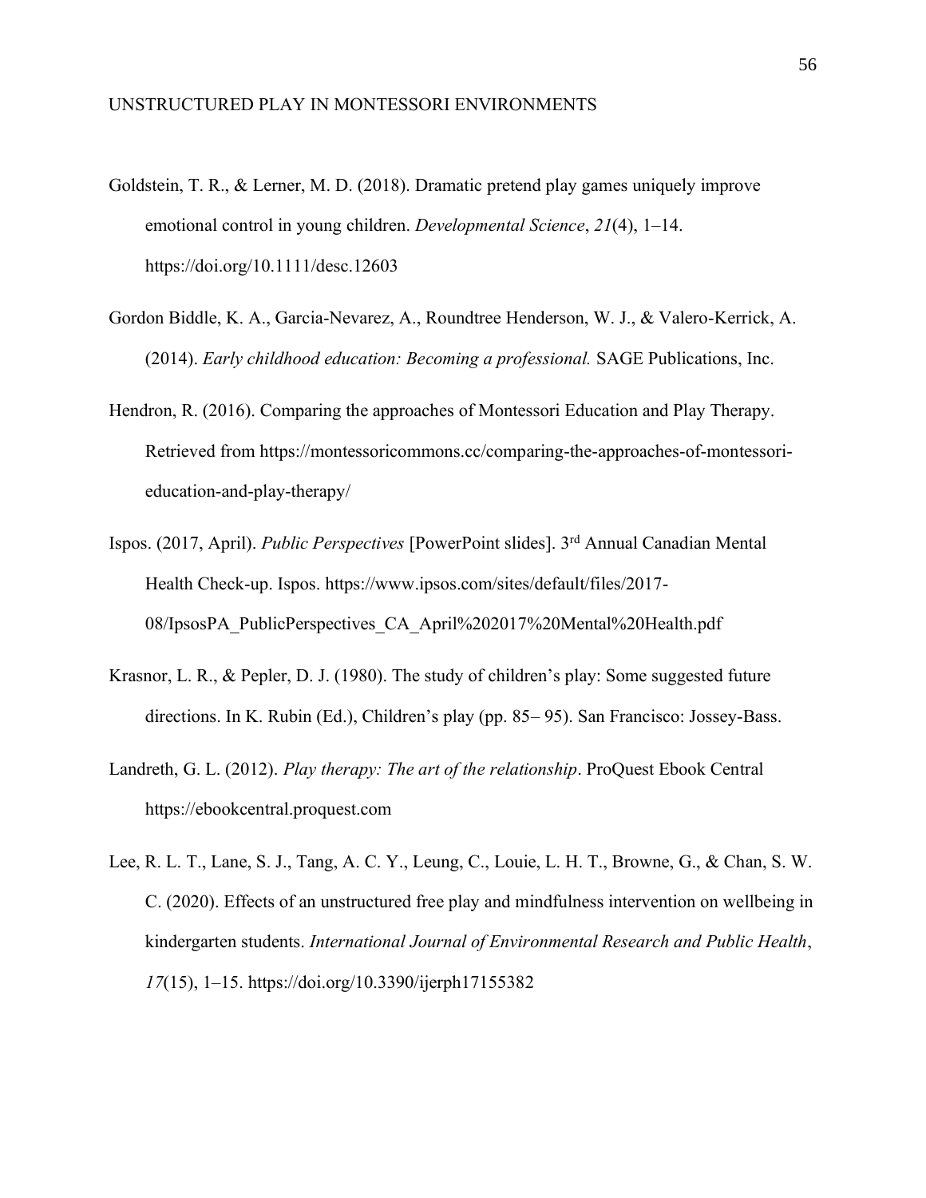Goldstein, T. R., & Lerner, M. D. (2018). Dramatic pretend play games uniquely improve emotional control in young children. *Developmental Science*, *21*(4), 1–14. https://doi.org/10.1111/desc.12603

Gordon Biddle, K. A., Garcia-Nevarez, A., Roundtree Henderson, W. J., & Valero-Kerrick, A. (2014). *Early childhood education: Becoming a professional.* SAGE Publications, Inc.

Hendron, R. (2016). Comparing the approaches of Montessori Education and Play Therapy. Retrieved from https://montessoricommons.cc/comparing-the-approaches-of-montessori-education-and-play-therapy/

Ispos. (2017, April). *Public Perspectives* [PowerPoint slides]. 3rd Annual Canadian Mental Health Check-up. Ispos. https://www.ipsos.com/sites/default/files/2017-08/IpsosPA_PublicPerspectives_CA_April%202017%20Mental%20Health.pdf

Krasnor, L. R., & Pepler, D. J. (1980). The study of children's play: Some suggested future directions. In K. Rubin (Ed.), Children's play (pp. 85– 95). San Francisco: Jossey-Bass.

Landreth, G. L. (2012). *Play therapy: The art of the relationship*. ProQuest Ebook Central https://ebookcentral.proquest.com

Lee, R. L. T., Lane, S. J., Tang, A. C. Y., Leung, C., Louie, L. H. T., Browne, G., & Chan, S. W. C. (2020). Effects of an unstructured free play and mindfulness intervention on wellbeing in kindergarten students. *International Journal of Environmental Research and Public Health*, *17*(15), 1–15. https://doi.org/10.3390/ijerph17155382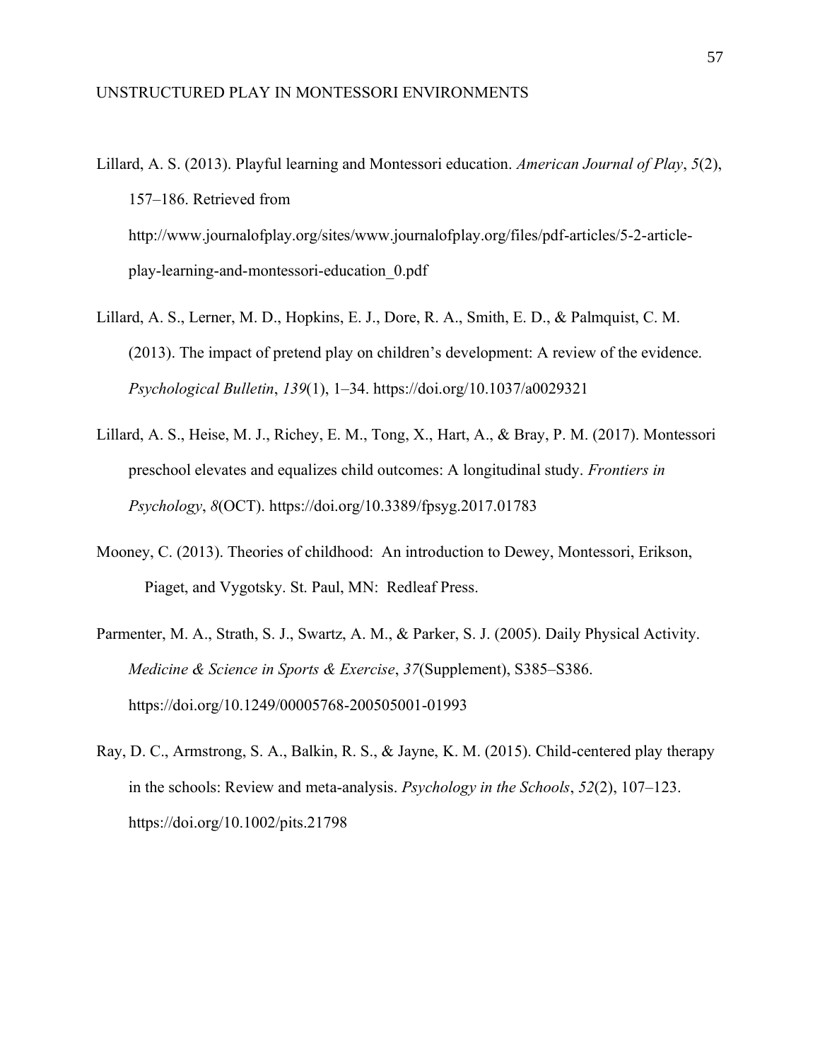Lillard, A. S. (2013). Playful learning and Montessori education. *American Journal of Play*, *5*(2), 157–186. Retrieved from http://www.journalofplay.org/sites/www.journalofplay.org/files/pdf-articles/5-2-article-play-learning-and-montessori-education_0.pdf

Lillard, A. S., Lerner, M. D., Hopkins, E. J., Dore, R. A., Smith, E. D., & Palmquist, C. M. (2013). The impact of pretend play on children's development: A review of the evidence. *Psychological Bulletin*, *139*(1), 1–34. https://doi.org/10.1037/a0029321

Lillard, A. S., Heise, M. J., Richey, E. M., Tong, X., Hart, A., & Bray, P. M. (2017). Montessori preschool elevates and equalizes child outcomes: A longitudinal study. *Frontiers in Psychology*, *8*(OCT). https://doi.org/10.3389/fpsyg.2017.01783

Mooney, C. (2013). Theories of childhood: An introduction to Dewey, Montessori, Erikson, Piaget, and Vygotsky. St. Paul, MN: Redleaf Press.

Parmenter, M. A., Strath, S. J., Swartz, A. M., & Parker, S. J. (2005). Daily Physical Activity. *Medicine & Science in Sports & Exercise*, *37*(Supplement), S385–S386. https://doi.org/10.1249/00005768-200505001-01993

Ray, D. C., Armstrong, S. A., Balkin, R. S., & Jayne, K. M. (2015). Child-centered play therapy in the schools: Review and meta-analysis. *Psychology in the Schools*, *52*(2), 107–123. https://doi.org/10.1002/pits.21798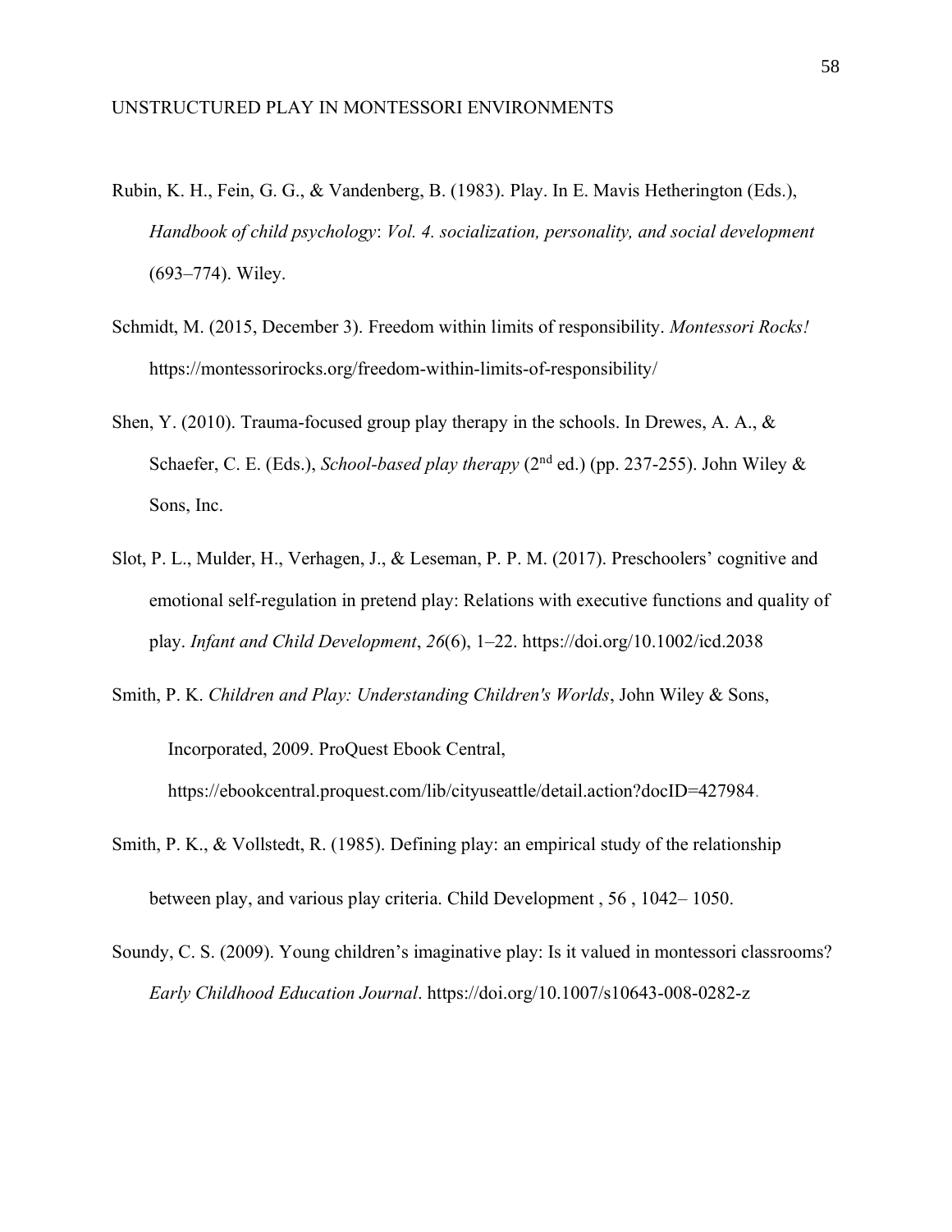Rubin, K. H., Fein, G. G., & Vandenberg, B. (1983). Play. In E. Mavis Hetherington (Eds.), *Handbook of child psychology*: *Vol. 4. socialization, personality, and social development* (693–774). Wiley.

Schmidt, M. (2015, December 3). Freedom within limits of responsibility. *Montessori Rocks!* https://montessorirocks.org/freedom-within-limits-of-responsibility/

Shen, Y. (2010). Trauma-focused group play therapy in the schools. In Drewes, A. A., & Schaefer, C. E. (Eds.), *School-based play therapy* (2nd ed.) (pp. 237-255). John Wiley & Sons, Inc.

Slot, P. L., Mulder, H., Verhagen, J., & Leseman, P. P. M. (2017). Preschoolers' cognitive and emotional self-regulation in pretend play: Relations with executive functions and quality of play. *Infant and Child Development*, *26*(6), 1–22. https://doi.org/10.1002/icd.2038

Smith, P. K. *Children and Play: Understanding Children's Worlds*, John Wiley & Sons, Incorporated, 2009. ProQuest Ebook Central, https://ebookcentral.proquest.com/lib/cityuseattle/detail.action?docID=427984.

Smith, P. K., & Vollstedt, R. (1985). Defining play: an empirical study of the relationship between play, and various play criteria. Child Development , 56 , 1042– 1050.

Soundy, C. S. (2009). Young children's imaginative play: Is it valued in montessori classrooms? *Early Childhood Education Journal*. https://doi.org/10.1007/s10643-008-0282-z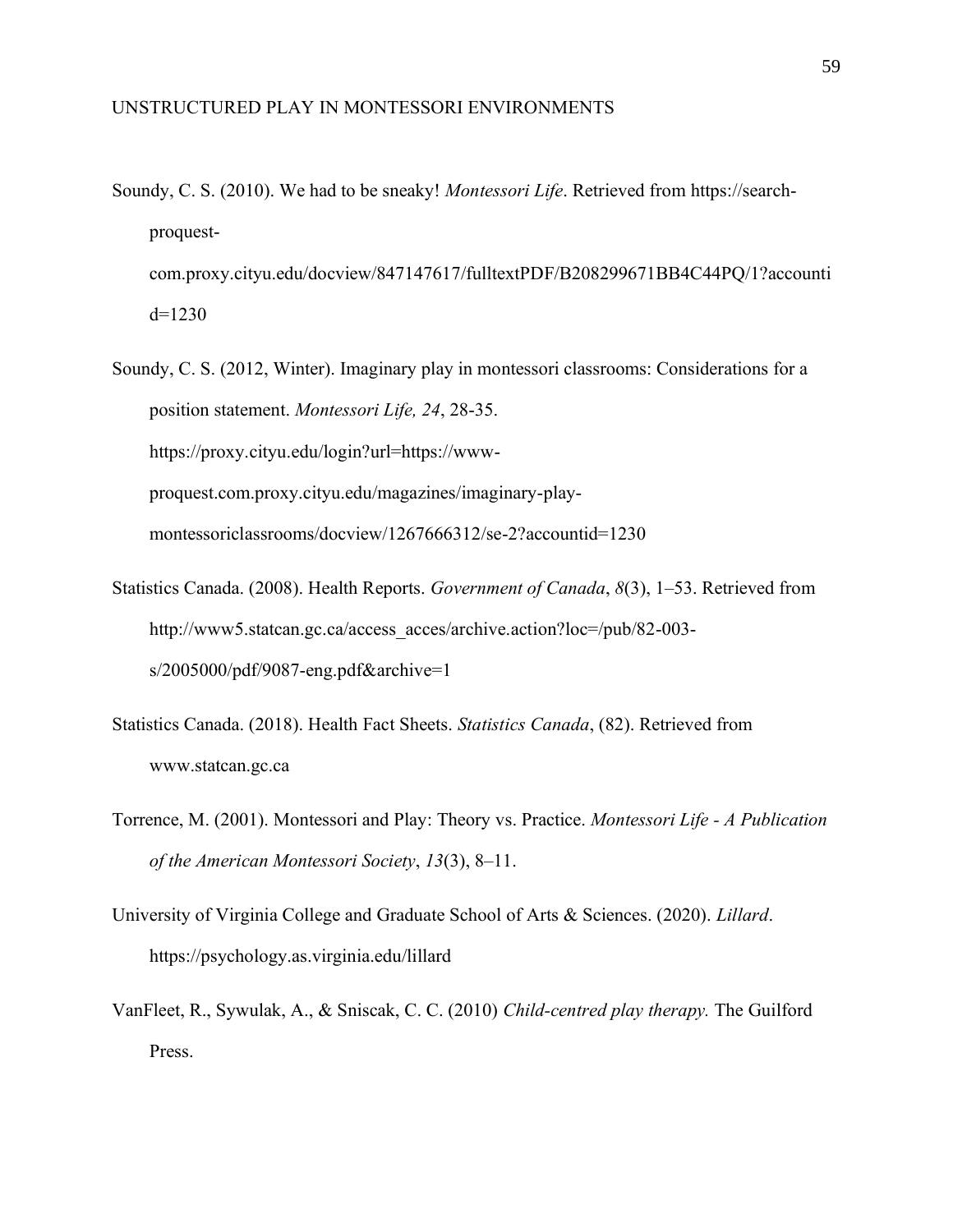Soundy, C. S. (2010). We had to be sneaky! *Montessori Life*. Retrieved from https://search-proquest-com.proxy.cityu.edu/docview/847147617/fulltextPDF/B208299671BB4C44PQ/1?accountid=1230

Soundy, C. S. (2012, Winter). Imaginary play in montessori classrooms: Considerations for a position statement. *Montessori Life, 24*, 28-35. https://proxy.cityu.edu/login?url=https://www-proquest.com.proxy.cityu.edu/magazines/imaginary-play-montessoriclassrooms/docview/1267666312/se-2?accountid=1230

Statistics Canada. (2008). Health Reports. *Government of Canada*, *8*(3), 1–53. Retrieved from http://www5.statcan.gc.ca/access_acces/archive.action?loc=/pub/82-003-s/2005000/pdf/9087-eng.pdf&archive=1

Statistics Canada. (2018). Health Fact Sheets. *Statistics Canada*, (82). Retrieved from www.statcan.gc.ca

Torrence, M. (2001). Montessori and Play: Theory vs. Practice. *Montessori Life - A Publication of the American Montessori Society*, *13*(3), 8–11.

University of Virginia College and Graduate School of Arts & Sciences. (2020). *Lillard*. https://psychology.as.virginia.edu/lillard

VanFleet, R., Sywulak, A., & Sniscak, C. C. (2010) *Child-centred play therapy.* The Guilford Press.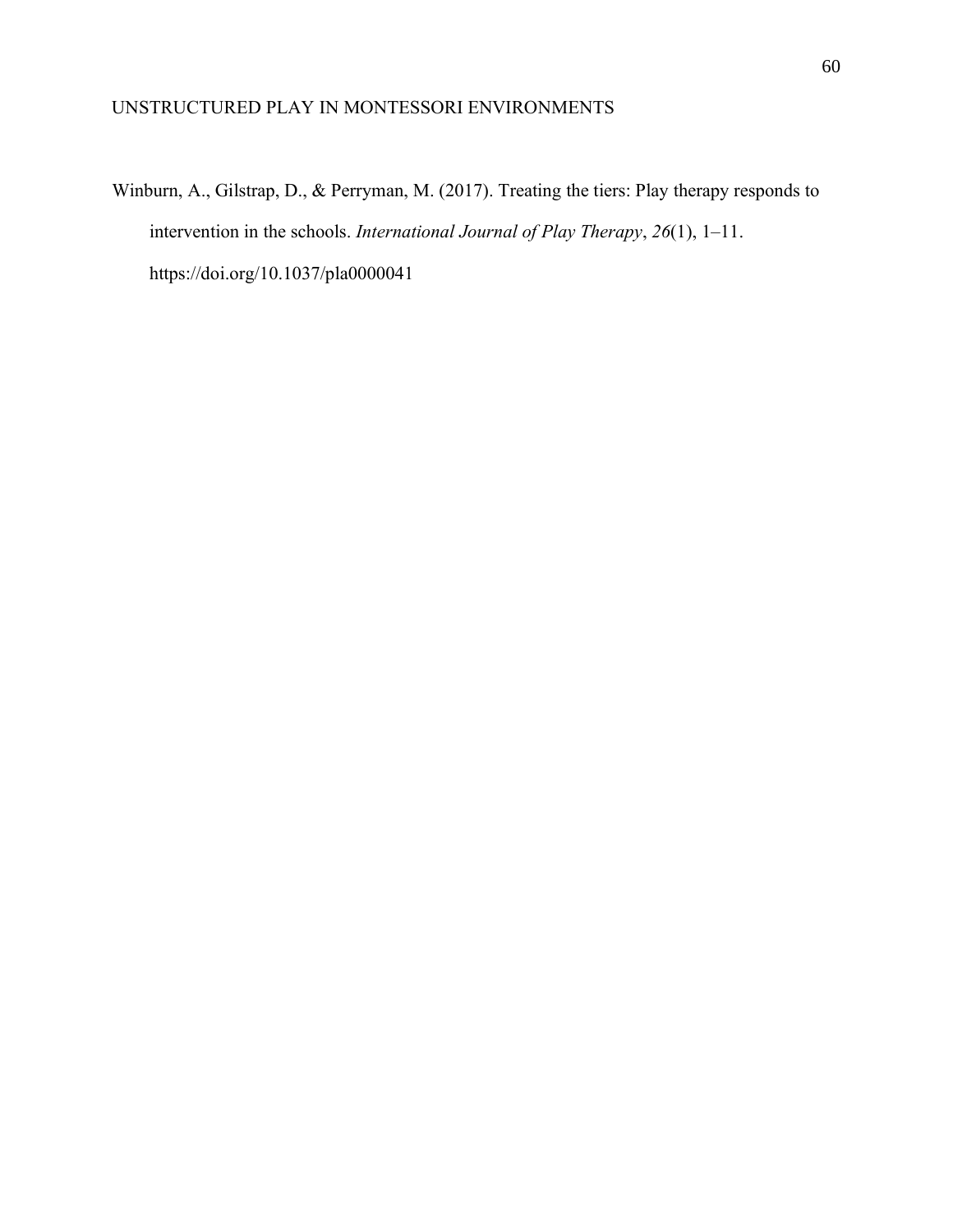Winburn, A., Gilstrap, D., & Perryman, M. (2017). Treating the tiers: Play therapy responds to intervention in the schools. *International Journal of Play Therapy*, *26*(1), 1–11. https://doi.org/10.1037/pla0000041